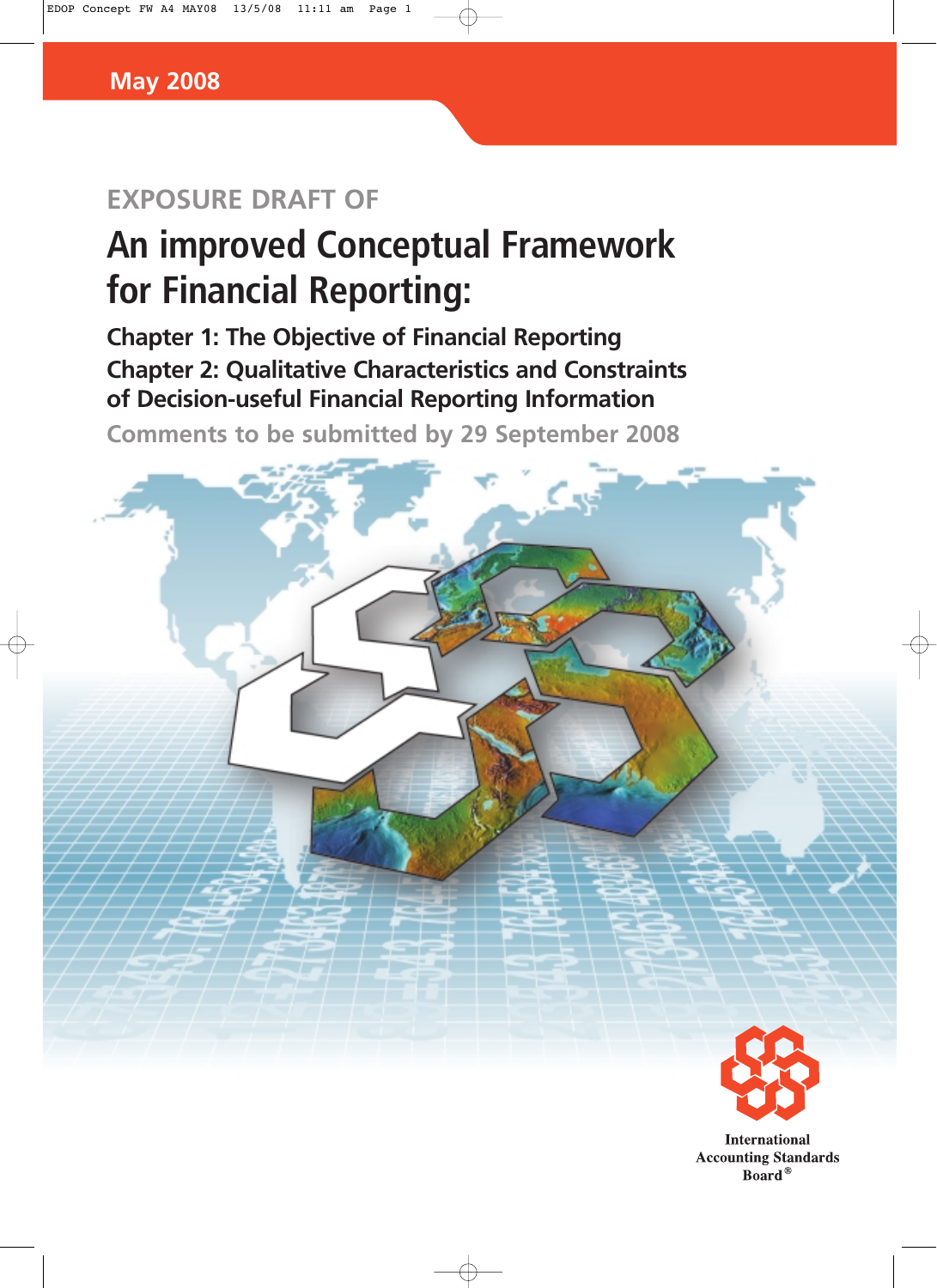May 2008

EXPOSURE DRAFT OF

# An improved Conceptual Framework for Financial Reporting:

## Chapter 1: The Objective of Financial Reporting

## Chapter 2: Qualitative Characteristics and Constraints of Decision-useful Financial Reporting Information

Comments to be submitted by 29 September 2008

International Accounting Standards Board®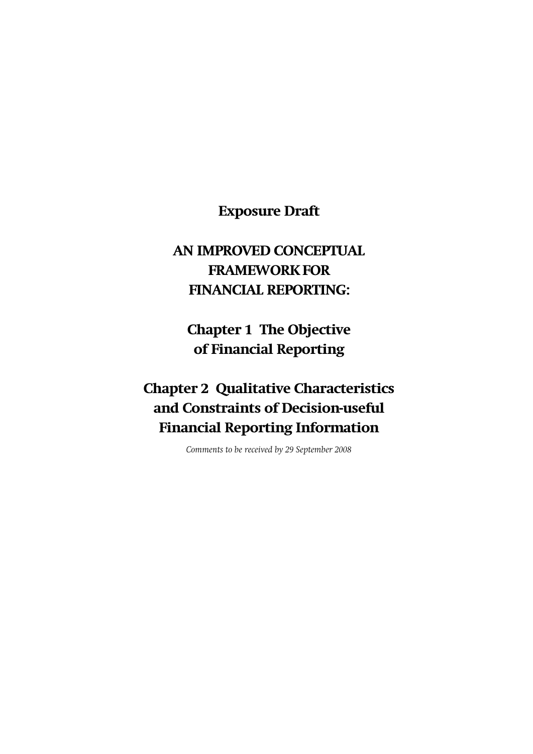# Exposure Draft

# AN IMPROVED CONCEPTUAL FRAMEWORK FOR FINANCIAL REPORTING:

## Chapter 1 The Objective of Financial Reporting

## Chapter 2 Qualitative Characteristics and Constraints of Decision-useful Financial Reporting Information

*Comments to be received by 29 September 2008*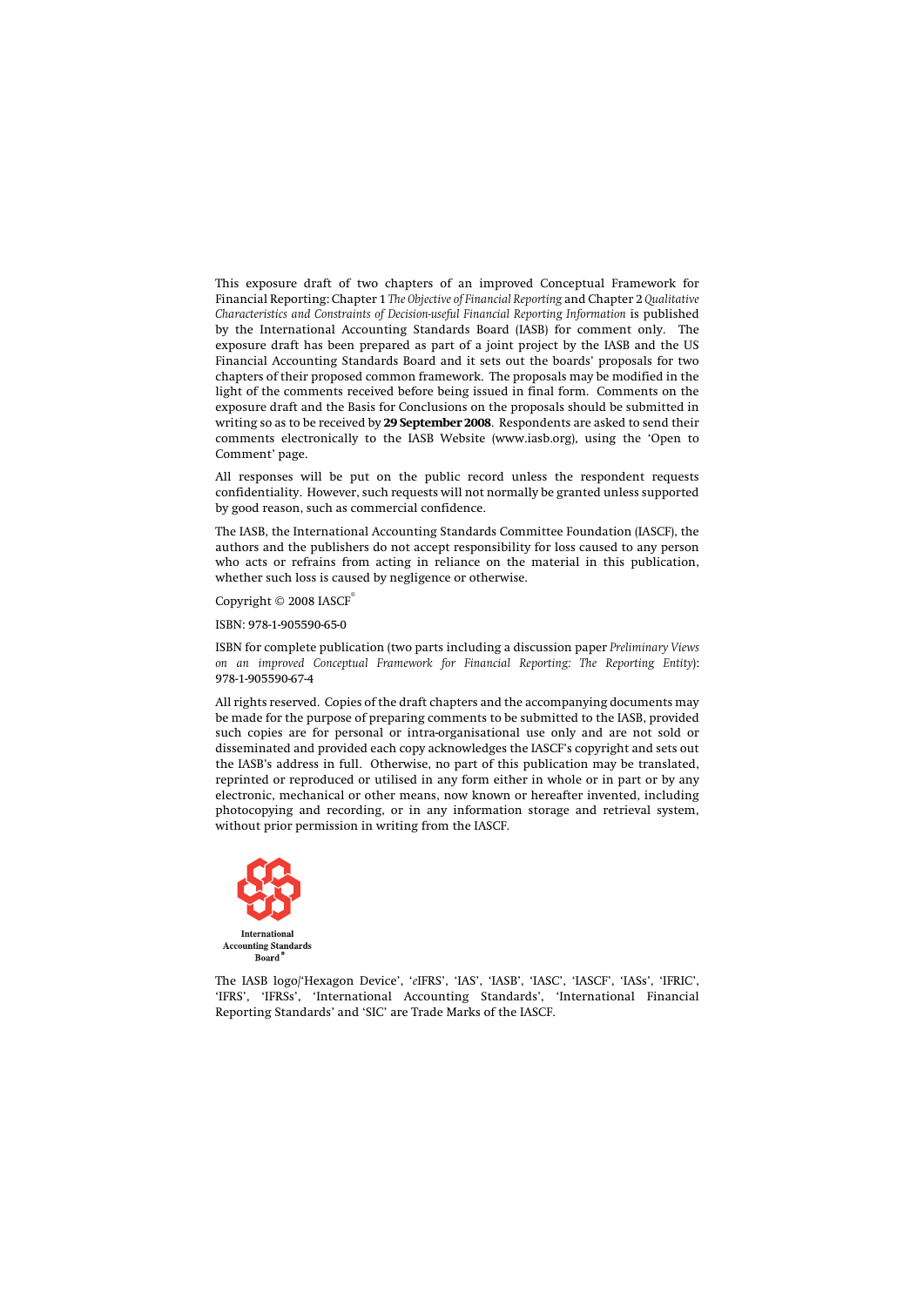This exposure draft of two chapters of an improved Conceptual Framework for Financial Reporting: Chapter 1 *The Objective of Financial Reporting* and Chapter 2 *Qualitative Characteristics and Constraints of Decision-useful Financial Reporting Information* is published by the International Accounting Standards Board (IASB) for comment only. The exposure draft has been prepared as part of a joint project by the IASB and the US Financial Accounting Standards Board and it sets out the boards' proposals for two chapters of their proposed common framework. The proposals may be modified in the light of the comments received before being issued in final form. Comments on the exposure draft and the Basis for Conclusions on the proposals should be submitted in writing so as to be received by **29 September 2008**. Respondents are asked to send their comments electronically to the IASB Website (www.iasb.org), using the 'Open to Comment' page.

All responses will be put on the public record unless the respondent requests confidentiality. However, such requests will not normally be granted unless supported by good reason, such as commercial confidence.

The IASB, the International Accounting Standards Committee Foundation (IASCF), the authors and the publishers do not accept responsibility for loss caused to any person who acts or refrains from acting in reliance on the material in this publication, whether such loss is caused by negligence or otherwise.

Copyright © 2008 IASCF®

ISBN: 978-1-905590-65-0

ISBN for complete publication (two parts including a discussion paper *Preliminary Views on an improved Conceptual Framework for Financial Reporting: The Reporting Entity*): 978-1-905590-67-4

All rights reserved. Copies of the draft chapters and the accompanying documents may be made for the purpose of preparing comments to be submitted to the IASB, provided such copies are for personal or intra-organisational use only and are not sold or disseminated and provided each copy acknowledges the IASCF's copyright and sets out the IASB's address in full. Otherwise, no part of this publication may be translated, reprinted or reproduced or utilised in any form either in whole or in part or by any electronic, mechanical or other means, now known or hereafter invented, including photocopying and recording, or in any information storage and retrieval system, without prior permission in writing from the IASCF.

International Accounting Standards Board®

The IASB logo/'Hexagon Device', '*e*IFRS', 'IAS', 'IASB', 'IASC', 'IASCF', 'IASs', 'IFRIC', 'IFRS', 'IFRSs', 'International Accounting Standards', 'International Financial Reporting Standards' and 'SIC' are Trade Marks of the IASCF.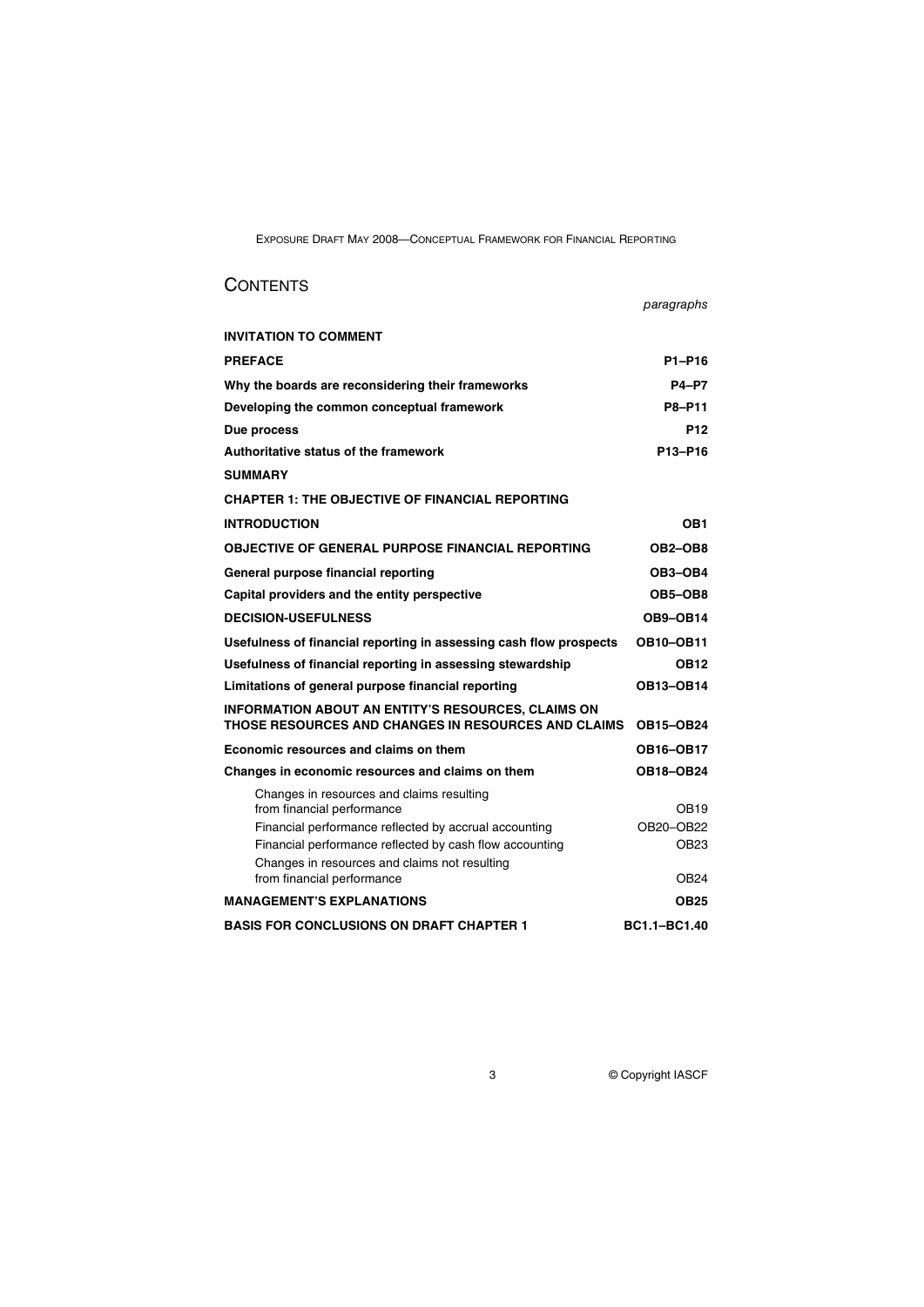## CONTENTS

| | paragraphs |
|---|---|
| **INVITATION TO COMMENT** | |
| **PREFACE** | **P1–P16** |
| **Why the boards are reconsidering their frameworks** | **P4–P7** |
| **Developing the common conceptual framework** | **P8–P11** |
| **Due process** | **P12** |
| **Authoritative status of the framework** | **P13–P16** |
| **SUMMARY** | |
| **CHAPTER 1: THE OBJECTIVE OF FINANCIAL REPORTING** | |
| **INTRODUCTION** | **OB1** |
| **OBJECTIVE OF GENERAL PURPOSE FINANCIAL REPORTING** | **OB2–OB8** |
| **General purpose financial reporting** | **OB3–OB4** |
| **Capital providers and the entity perspective** | **OB5–OB8** |
| **DECISION-USEFULNESS** | **OB9–OB14** |
| **Usefulness of financial reporting in assessing cash flow prospects** | **OB10–OB11** |
| **Usefulness of financial reporting in assessing stewardship** | **OB12** |
| **Limitations of general purpose financial reporting** | **OB13–OB14** |
| **INFORMATION ABOUT AN ENTITY'S RESOURCES, CLAIMS ON THOSE RESOURCES AND CHANGES IN RESOURCES AND CLAIMS** | **OB15–OB24** |
| **Economic resources and claims on them** | **OB16–OB17** |
| **Changes in economic resources and claims on them** | **OB18–OB24** |
| Changes in resources and claims resulting from financial performance | OB19 |
| Financial performance reflected by accrual accounting | OB20–OB22 |
| Financial performance reflected by cash flow accounting | OB23 |
| Changes in resources and claims not resulting from financial performance | OB24 |
| **MANAGEMENT'S EXPLANATIONS** | **OB25** |
| **BASIS FOR CONCLUSIONS ON DRAFT CHAPTER 1** | **BC1.1–BC1.40** |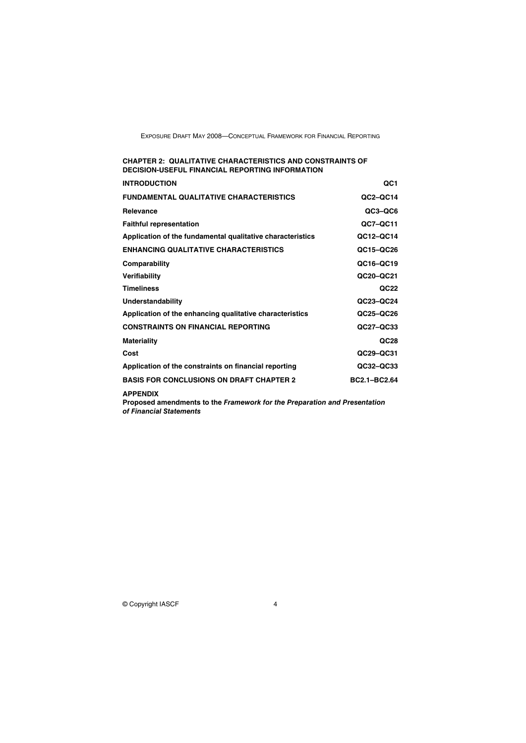## CHAPTER 2: QUALITATIVE CHARACTERISTICS AND CONSTRAINTS OF DECISION-USEFUL FINANCIAL REPORTING INFORMATION

| | |
|---|---|
| **INTRODUCTION** | **QC1** |
| **FUNDAMENTAL QUALITATIVE CHARACTERISTICS** | **QC2–QC14** |
| **Relevance** | **QC3–QC6** |
| **Faithful representation** | **QC7–QC11** |
| **Application of the fundamental qualitative characteristics** | **QC12–QC14** |
| **ENHANCING QUALITATIVE CHARACTERISTICS** | **QC15–QC26** |
| **Comparability** | **QC16–QC19** |
| **Verifiability** | **QC20–QC21** |
| **Timeliness** | **QC22** |
| **Understandability** | **QC23–QC24** |
| **Application of the enhancing qualitative characteristics** | **QC25–QC26** |
| **CONSTRAINTS ON FINANCIAL REPORTING** | **QC27–QC33** |
| **Materiality** | **QC28** |
| **Cost** | **QC29–QC31** |
| **Application of the constraints on financial reporting** | **QC32–QC33** |
| **BASIS FOR CONCLUSIONS ON DRAFT CHAPTER 2** | **BC2.1–BC2.64** |

**APPENDIX**
**Proposed amendments to the *Framework for the Preparation and Presentation of Financial Statements***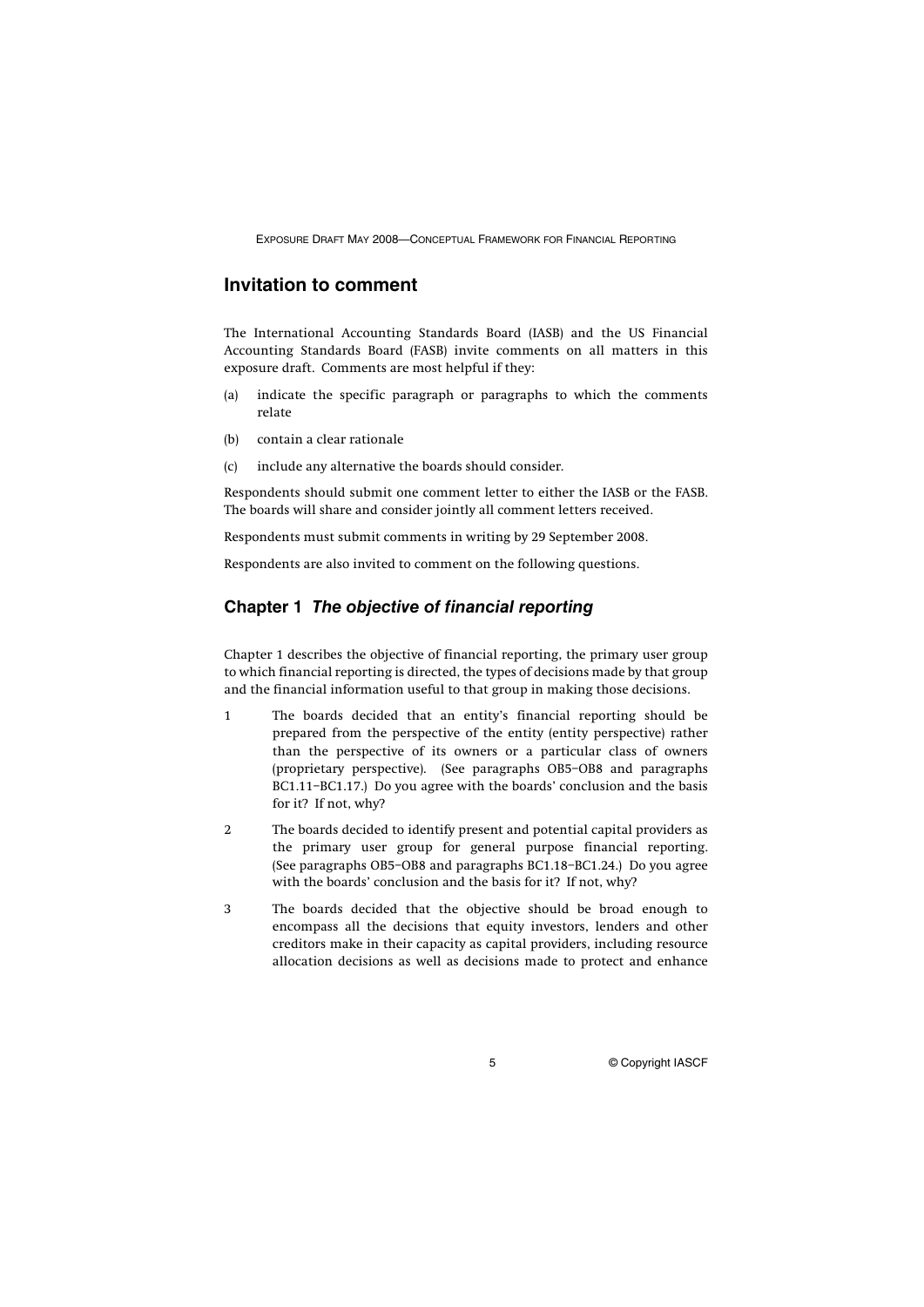## Invitation to comment

The International Accounting Standards Board (IASB) and the US Financial Accounting Standards Board (FASB) invite comments on all matters in this exposure draft. Comments are most helpful if they:

(a) indicate the specific paragraph or paragraphs to which the comments relate

(b) contain a clear rationale

(c) include any alternative the boards should consider.

Respondents should submit one comment letter to either the IASB or the FASB. The boards will share and consider jointly all comment letters received.

Respondents must submit comments in writing by 29 September 2008.

Respondents are also invited to comment on the following questions.

## Chapter 1 *The objective of financial reporting*

Chapter 1 describes the objective of financial reporting, the primary user group to which financial reporting is directed, the types of decisions made by that group and the financial information useful to that group in making those decisions.

1 The boards decided that an entity's financial reporting should be prepared from the perspective of the entity (entity perspective) rather than the perspective of its owners or a particular class of owners (proprietary perspective). (See paragraphs OB5–OB8 and paragraphs BC1.11–BC1.17.) Do you agree with the boards' conclusion and the basis for it? If not, why?

2 The boards decided to identify present and potential capital providers as the primary user group for general purpose financial reporting. (See paragraphs OB5–OB8 and paragraphs BC1.18–BC1.24.) Do you agree with the boards' conclusion and the basis for it? If not, why?

3 The boards decided that the objective should be broad enough to encompass all the decisions that equity investors, lenders and other creditors make in their capacity as capital providers, including resource allocation decisions as well as decisions made to protect and enhance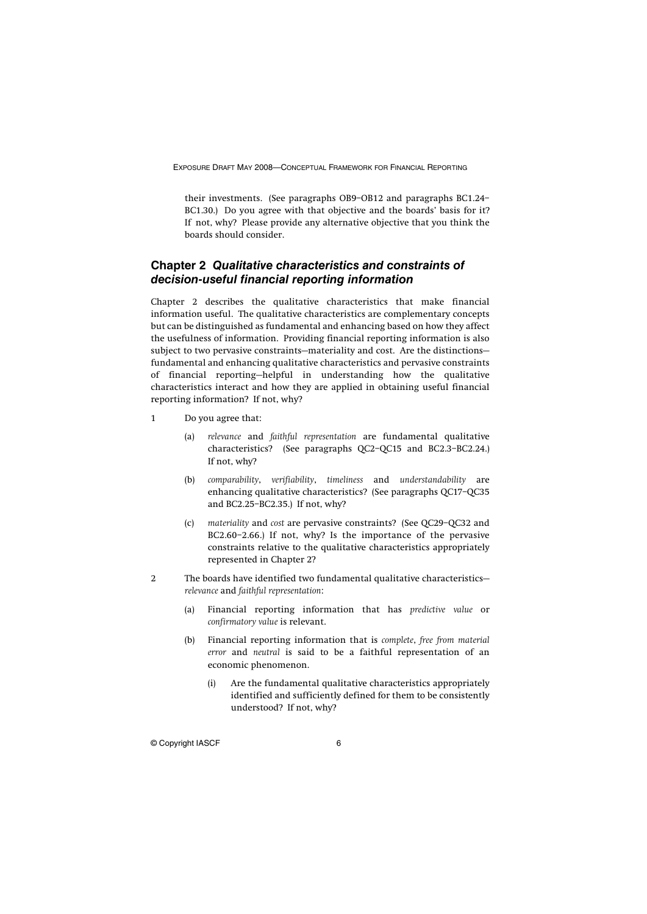their investments. (See paragraphs OB9–OB12 and paragraphs BC1.24–BC1.30.) Do you agree with that objective and the boards' basis for it? If not, why? Please provide any alternative objective that you think the boards should consider.

## Chapter 2 *Qualitative characteristics and constraints of decision-useful financial reporting information*

Chapter 2 describes the qualitative characteristics that make financial information useful. The qualitative characteristics are complementary concepts but can be distinguished as fundamental and enhancing based on how they affect the usefulness of information. Providing financial reporting information is also subject to two pervasive constraints—materiality and cost. Are the distinctions—fundamental and enhancing qualitative characteristics and pervasive constraints of financial reporting—helpful in understanding how the qualitative characteristics interact and how they are applied in obtaining useful financial reporting information? If not, why?

1 Do you agree that:

   (a) *relevance* and *faithful representation* are fundamental qualitative characteristics? (See paragraphs QC2–QC15 and BC2.3–BC2.24.) If not, why?

   (b) *comparability*, *verifiability*, *timeliness* and *understandability* are enhancing qualitative characteristics? (See paragraphs QC17–QC35 and BC2.25–BC2.35.) If not, why?

   (c) *materiality* and *cost* are pervasive constraints? (See QC29–QC32 and BC2.60–2.66.) If not, why? Is the importance of the pervasive constraints relative to the qualitative characteristics appropriately represented in Chapter 2?

2 The boards have identified two fundamental qualitative characteristics—*relevance* and *faithful representation*:

   (a) Financial reporting information that has *predictive value* or *confirmatory value* is relevant.

   (b) Financial reporting information that is *complete*, *free from material error* and *neutral* is said to be a faithful representation of an economic phenomenon.

      (i) Are the fundamental qualitative characteristics appropriately identified and sufficiently defined for them to be consistently understood? If not, why?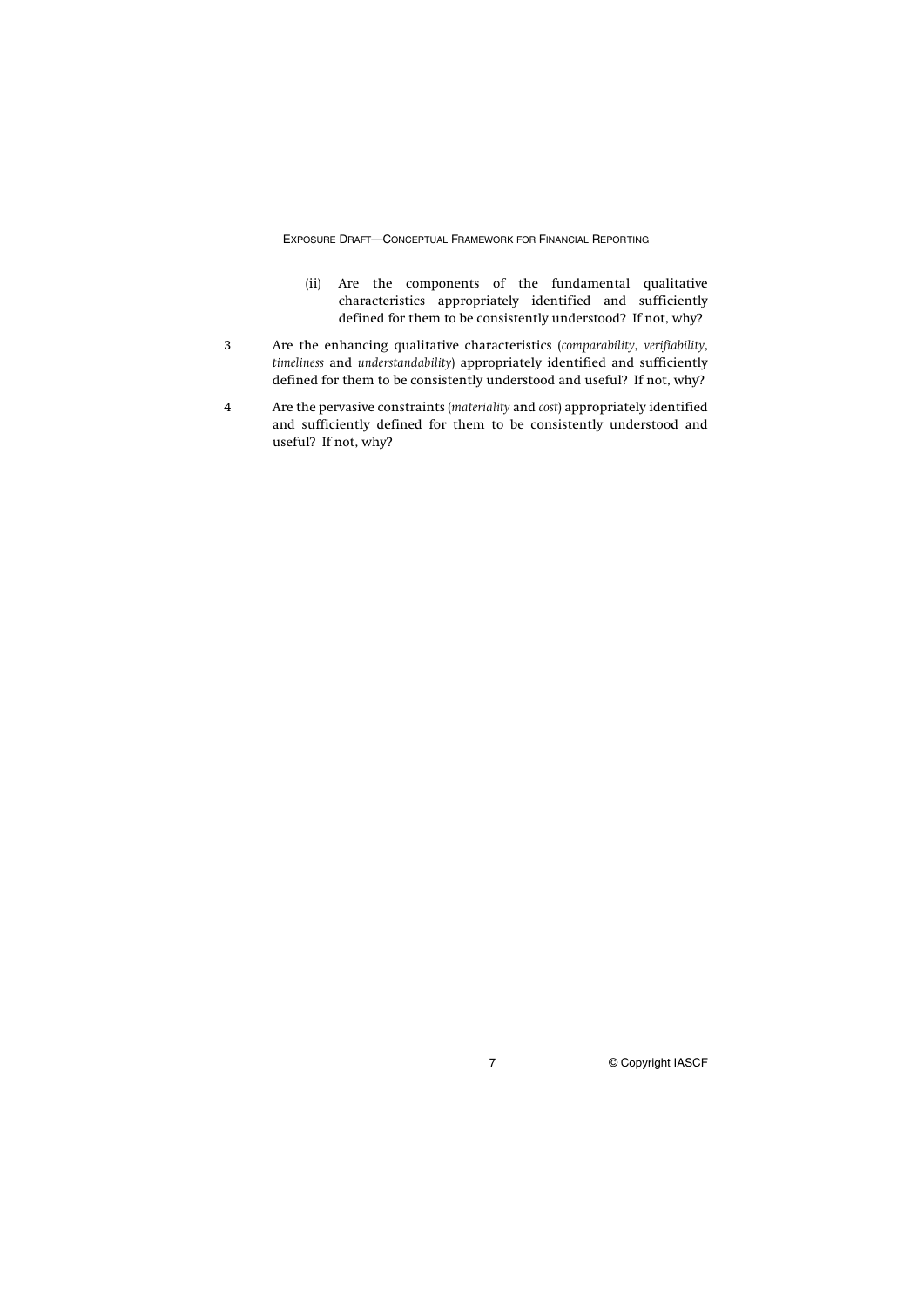(ii) Are the components of the fundamental qualitative characteristics appropriately identified and sufficiently defined for them to be consistently understood? If not, why?

3 Are the enhancing qualitative characteristics (*comparability*, *verifiability*, *timeliness* and *understandability*) appropriately identified and sufficiently defined for them to be consistently understood and useful? If not, why?

4 Are the pervasive constraints (*materiality* and *cost*) appropriately identified and sufficiently defined for them to be consistently understood and useful? If not, why?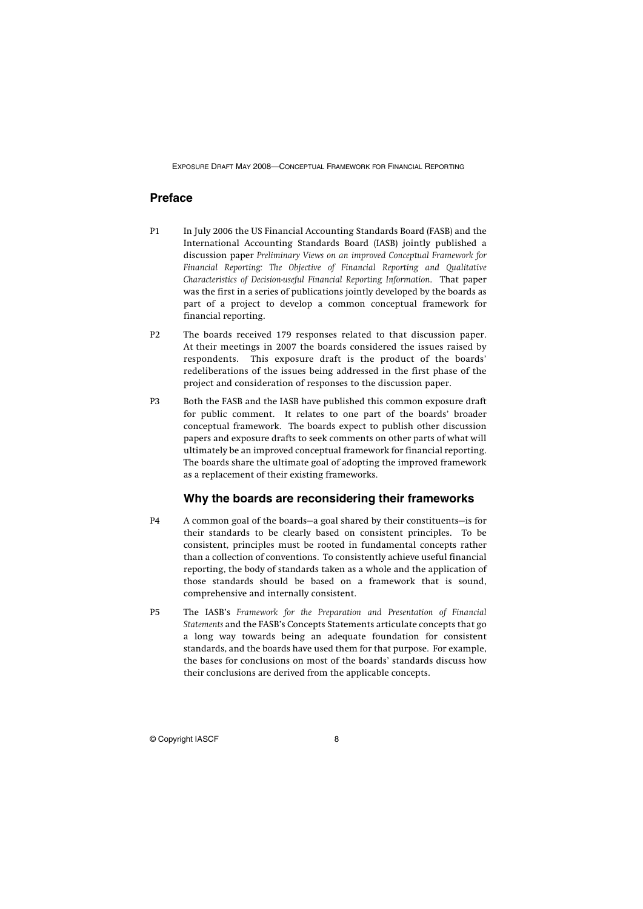## Preface

P1 In July 2006 the US Financial Accounting Standards Board (FASB) and the International Accounting Standards Board (IASB) jointly published a discussion paper *Preliminary Views on an improved Conceptual Framework for Financial Reporting: The Objective of Financial Reporting and Qualitative Characteristics of Decision-useful Financial Reporting Information*. That paper was the first in a series of publications jointly developed by the boards as part of a project to develop a common conceptual framework for financial reporting.

P2 The boards received 179 responses related to that discussion paper. At their meetings in 2007 the boards considered the issues raised by respondents. This exposure draft is the product of the boards' redeliberations of the issues being addressed in the first phase of the project and consideration of responses to the discussion paper.

P3 Both the FASB and the IASB have published this common exposure draft for public comment. It relates to one part of the boards' broader conceptual framework. The boards expect to publish other discussion papers and exposure drafts to seek comments on other parts of what will ultimately be an improved conceptual framework for financial reporting. The boards share the ultimate goal of adopting the improved framework as a replacement of their existing frameworks.

### Why the boards are reconsidering their frameworks

P4 A common goal of the boards—a goal shared by their constituents—is for their standards to be clearly based on consistent principles. To be consistent, principles must be rooted in fundamental concepts rather than a collection of conventions. To consistently achieve useful financial reporting, the body of standards taken as a whole and the application of those standards should be based on a framework that is sound, comprehensive and internally consistent.

P5 The IASB's *Framework for the Preparation and Presentation of Financial Statements* and the FASB's Concepts Statements articulate concepts that go a long way towards being an adequate foundation for consistent standards, and the boards have used them for that purpose. For example, the bases for conclusions on most of the boards' standards discuss how their conclusions are derived from the applicable concepts.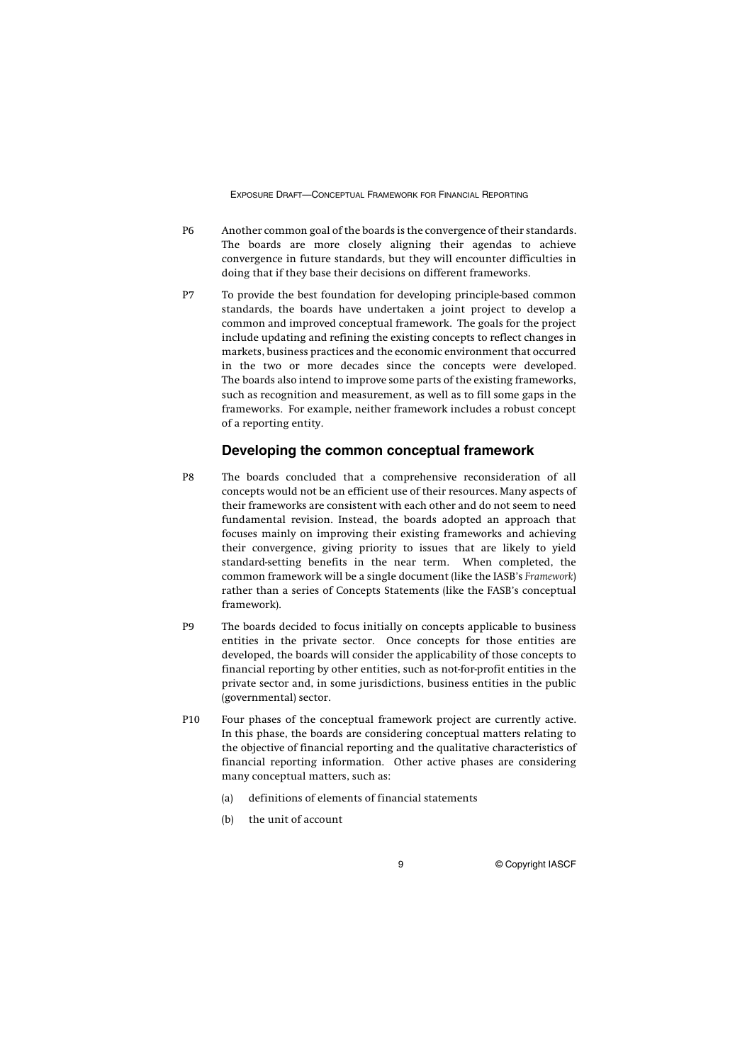P6 Another common goal of the boards is the convergence of their standards. The boards are more closely aligning their agendas to achieve convergence in future standards, but they will encounter difficulties in doing that if they base their decisions on different frameworks.

P7 To provide the best foundation for developing principle-based common standards, the boards have undertaken a joint project to develop a common and improved conceptual framework. The goals for the project include updating and refining the existing concepts to reflect changes in markets, business practices and the economic environment that occurred in the two or more decades since the concepts were developed. The boards also intend to improve some parts of the existing frameworks, such as recognition and measurement, as well as to fill some gaps in the frameworks. For example, neither framework includes a robust concept of a reporting entity.

## Developing the common conceptual framework

P8 The boards concluded that a comprehensive reconsideration of all concepts would not be an efficient use of their resources. Many aspects of their frameworks are consistent with each other and do not seem to need fundamental revision. Instead, the boards adopted an approach that focuses mainly on improving their existing frameworks and achieving their convergence, giving priority to issues that are likely to yield standard-setting benefits in the near term. When completed, the common framework will be a single document (like the IASB's *Framework*) rather than a series of Concepts Statements (like the FASB's conceptual framework).

P9 The boards decided to focus initially on concepts applicable to business entities in the private sector. Once concepts for those entities are developed, the boards will consider the applicability of those concepts to financial reporting by other entities, such as not-for-profit entities in the private sector and, in some jurisdictions, business entities in the public (governmental) sector.

P10 Four phases of the conceptual framework project are currently active. In this phase, the boards are considering conceptual matters relating to the objective of financial reporting and the qualitative characteristics of financial reporting information. Other active phases are considering many conceptual matters, such as:

(a) definitions of elements of financial statements

(b) the unit of account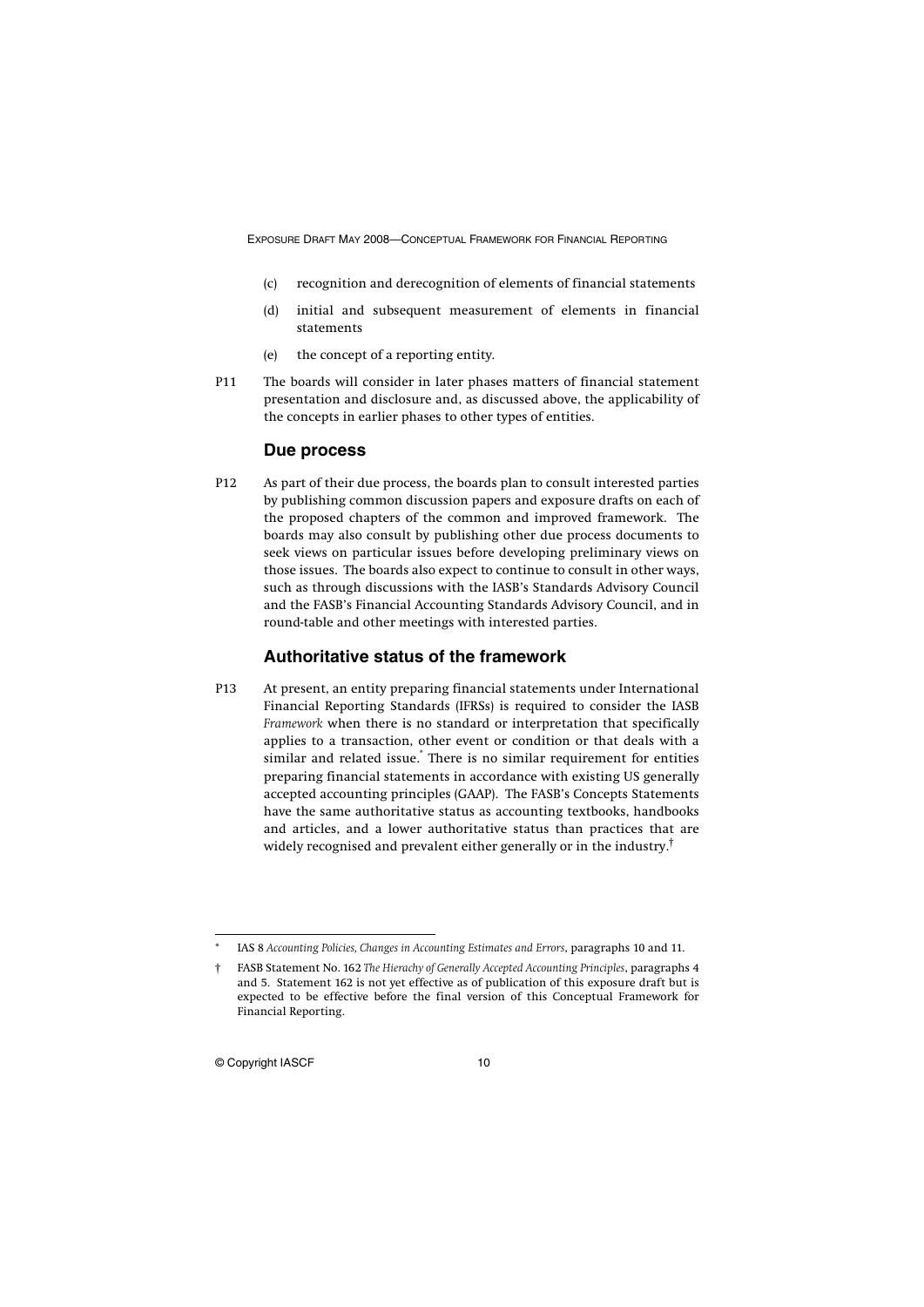(c) recognition and derecognition of elements of financial statements

(d) initial and subsequent measurement of elements in financial statements

(e) the concept of a reporting entity.

P11 The boards will consider in later phases matters of financial statement presentation and disclosure and, as discussed above, the applicability of the concepts in earlier phases to other types of entities.

## Due process

P12 As part of their due process, the boards plan to consult interested parties by publishing common discussion papers and exposure drafts on each of the proposed chapters of the common and improved framework. The boards may also consult by publishing other due process documents to seek views on particular issues before developing preliminary views on those issues. The boards also expect to continue to consult in other ways, such as through discussions with the IASB's Standards Advisory Council and the FASB's Financial Accounting Standards Advisory Council, and in round-table and other meetings with interested parties.

## Authoritative status of the framework

P13 At present, an entity preparing financial statements under International Financial Reporting Standards (IFRSs) is required to consider the IASB *Framework* when there is no standard or interpretation that specifically applies to a transaction, other event or condition or that deals with a similar and related issue.[*] There is no similar requirement for entities preparing financial statements in accordance with existing US generally accepted accounting principles (GAAP). The FASB's Concepts Statements have the same authoritative status as accounting textbooks, handbooks and articles, and a lower authoritative status than practices that are widely recognised and prevalent either generally or in the industry.[†]

---

[*] IAS 8 *Accounting Policies, Changes in Accounting Estimates and Errors*, paragraphs 10 and 11.

[†] FASB Statement No. 162 *The Hierachy of Generally Accepted Accounting Principles*, paragraphs 4 and 5. Statement 162 is not yet effective as of publication of this exposure draft but is expected to be effective before the final version of this Conceptual Framework for Financial Reporting.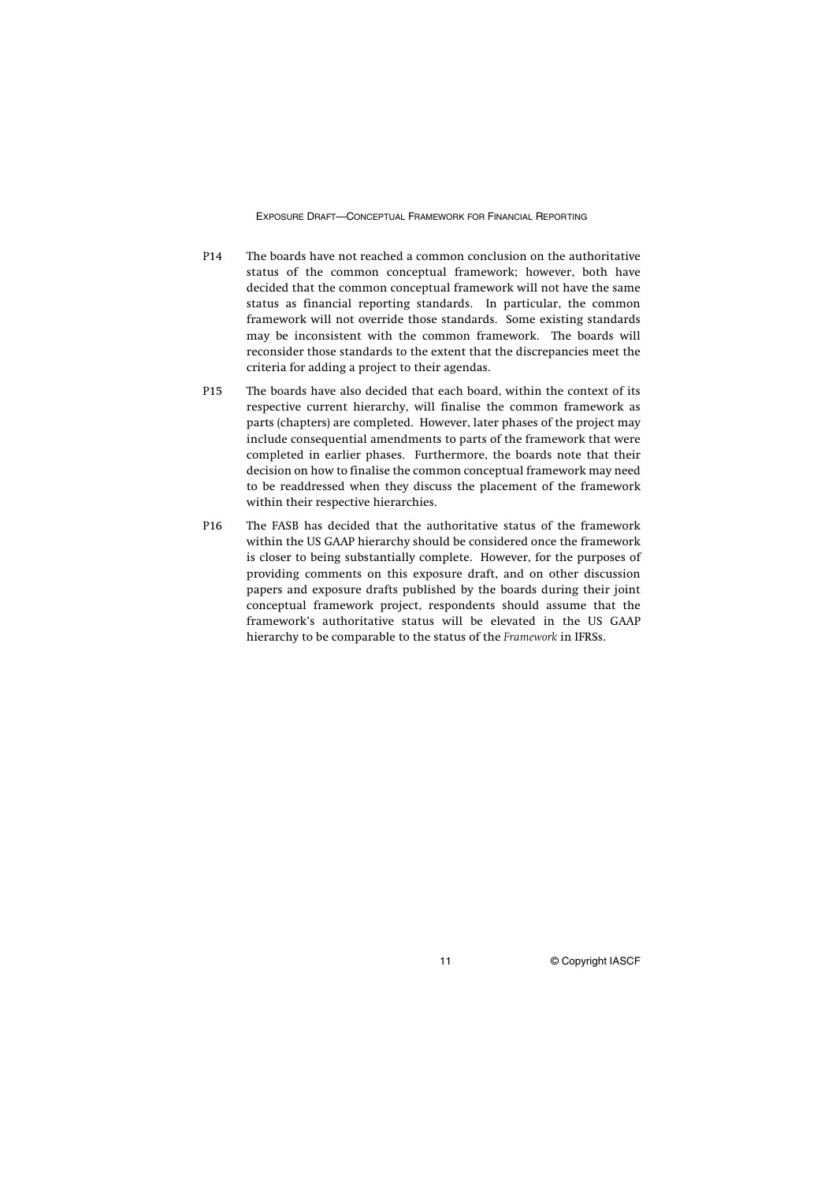P14 The boards have not reached a common conclusion on the authoritative status of the common conceptual framework; however, both have decided that the common conceptual framework will not have the same status as financial reporting standards. In particular, the common framework will not override those standards. Some existing standards may be inconsistent with the common framework. The boards will reconsider those standards to the extent that the discrepancies meet the criteria for adding a project to their agendas.

P15 The boards have also decided that each board, within the context of its respective current hierarchy, will finalise the common framework as parts (chapters) are completed. However, later phases of the project may include consequential amendments to parts of the framework that were completed in earlier phases. Furthermore, the boards note that their decision on how to finalise the common conceptual framework may need to be readdressed when they discuss the placement of the framework within their respective hierarchies.

P16 The FASB has decided that the authoritative status of the framework within the US GAAP hierarchy should be considered once the framework is closer to being substantially complete. However, for the purposes of providing comments on this exposure draft, and on other discussion papers and exposure drafts published by the boards during their joint conceptual framework project, respondents should assume that the framework's authoritative status will be elevated in the US GAAP hierarchy to be comparable to the status of the *Framework* in IFRSs.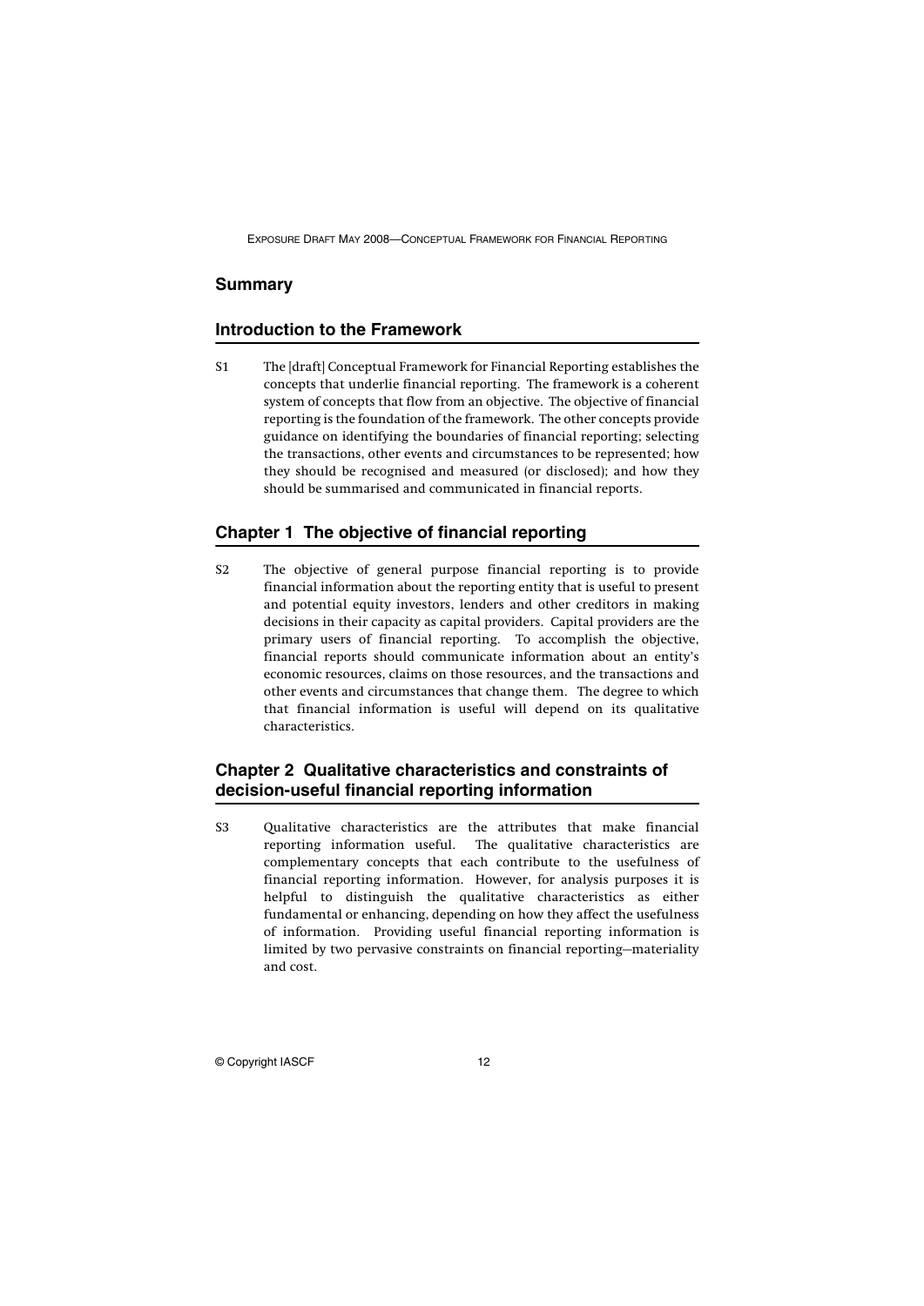## Summary

## Introduction to the Framework

S1 The [draft] Conceptual Framework for Financial Reporting establishes the concepts that underlie financial reporting. The framework is a coherent system of concepts that flow from an objective. The objective of financial reporting is the foundation of the framework. The other concepts provide guidance on identifying the boundaries of financial reporting; selecting the transactions, other events and circumstances to be represented; how they should be recognised and measured (or disclosed); and how they should be summarised and communicated in financial reports.

## Chapter 1 The objective of financial reporting

S2 The objective of general purpose financial reporting is to provide financial information about the reporting entity that is useful to present and potential equity investors, lenders and other creditors in making decisions in their capacity as capital providers. Capital providers are the primary users of financial reporting. To accomplish the objective, financial reports should communicate information about an entity's economic resources, claims on those resources, and the transactions and other events and circumstances that change them. The degree to which that financial information is useful will depend on its qualitative characteristics.

## Chapter 2 Qualitative characteristics and constraints of decision-useful financial reporting information

S3 Qualitative characteristics are the attributes that make financial reporting information useful. The qualitative characteristics are complementary concepts that each contribute to the usefulness of financial reporting information. However, for analysis purposes it is helpful to distinguish the qualitative characteristics as either fundamental or enhancing, depending on how they affect the usefulness of information. Providing useful financial reporting information is limited by two pervasive constraints on financial reporting—materiality and cost.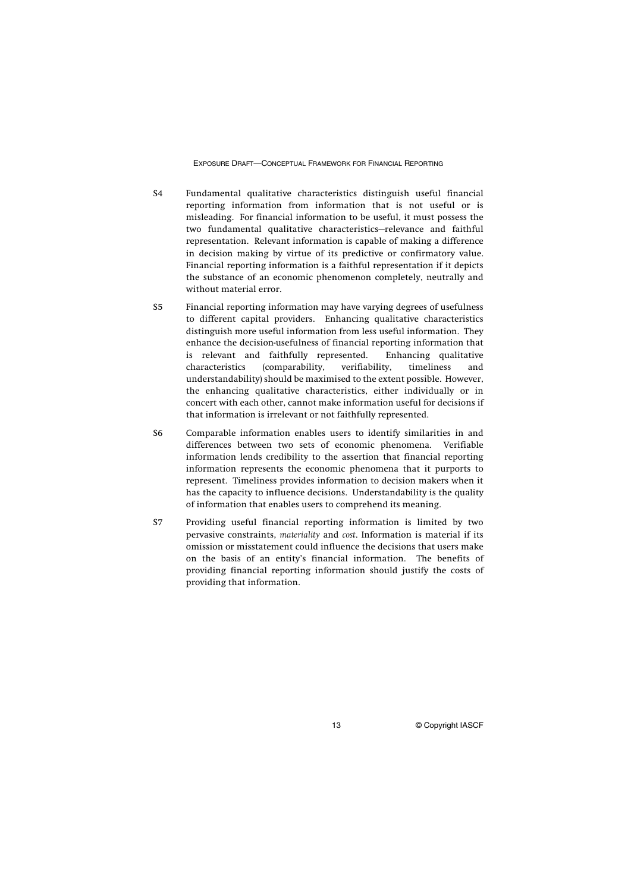S4 Fundamental qualitative characteristics distinguish useful financial reporting information from information that is not useful or is misleading. For financial information to be useful, it must possess the two fundamental qualitative characteristics—relevance and faithful representation. Relevant information is capable of making a difference in decision making by virtue of its predictive or confirmatory value. Financial reporting information is a faithful representation if it depicts the substance of an economic phenomenon completely, neutrally and without material error.

S5 Financial reporting information may have varying degrees of usefulness to different capital providers. Enhancing qualitative characteristics distinguish more useful information from less useful information. They enhance the decision-usefulness of financial reporting information that is relevant and faithfully represented. Enhancing qualitative characteristics (comparability, verifiability, timeliness and understandability) should be maximised to the extent possible. However, the enhancing qualitative characteristics, either individually or in concert with each other, cannot make information useful for decisions if that information is irrelevant or not faithfully represented.

S6 Comparable information enables users to identify similarities in and differences between two sets of economic phenomena. Verifiable information lends credibility to the assertion that financial reporting information represents the economic phenomena that it purports to represent. Timeliness provides information to decision makers when it has the capacity to influence decisions. Understandability is the quality of information that enables users to comprehend its meaning.

S7 Providing useful financial reporting information is limited by two pervasive constraints, *materiality* and *cost*. Information is material if its omission or misstatement could influence the decisions that users make on the basis of an entity's financial information. The benefits of providing financial reporting information should justify the costs of providing that information.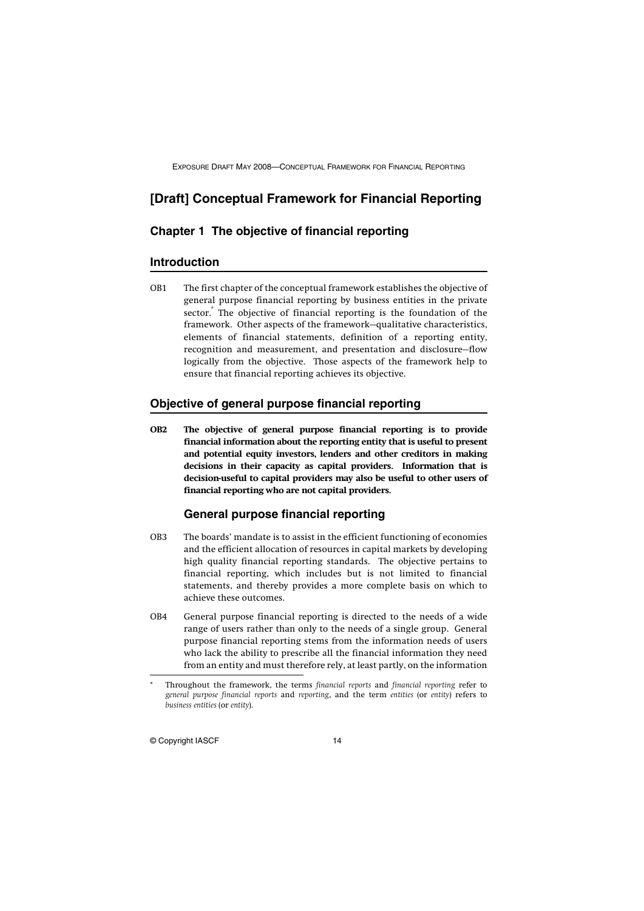# [Draft] Conceptual Framework for Financial Reporting

## Chapter 1 The objective of financial reporting

### Introduction

OB1 The first chapter of the conceptual framework establishes the objective of general purpose financial reporting by business entities in the private sector.* The objective of financial reporting is the foundation of the framework. Other aspects of the framework—qualitative characteristics, elements of financial statements, definition of a reporting entity, recognition and measurement, and presentation and disclosure—flow logically from the objective. Those aspects of the framework help to ensure that financial reporting achieves its objective.

### Objective of general purpose financial reporting

**OB2 The objective of general purpose financial reporting is to provide financial information about the reporting entity that is useful to present and potential equity investors, lenders and other creditors in making decisions in their capacity as capital providers. Information that is decision-useful to capital providers may also be useful to other users of financial reporting who are not capital providers.**

#### General purpose financial reporting

OB3 The boards' mandate is to assist in the efficient functioning of economies and the efficient allocation of resources in capital markets by developing high quality financial reporting standards. The objective pertains to financial reporting, which includes but is not limited to financial statements, and thereby provides a more complete basis on which to achieve these outcomes.

OB4 General purpose financial reporting is directed to the needs of a wide range of users rather than only to the needs of a single group. General purpose financial reporting stems from the information needs of users who lack the ability to prescribe all the financial information they need from an entity and must therefore rely, at least partly, on the information

---

\* Throughout the framework, the terms *financial reports* and *financial reporting* refer to *general purpose financial reports* and *reporting*, and the term *entities* (or *entity*) refers to *business entities* (or *entity*).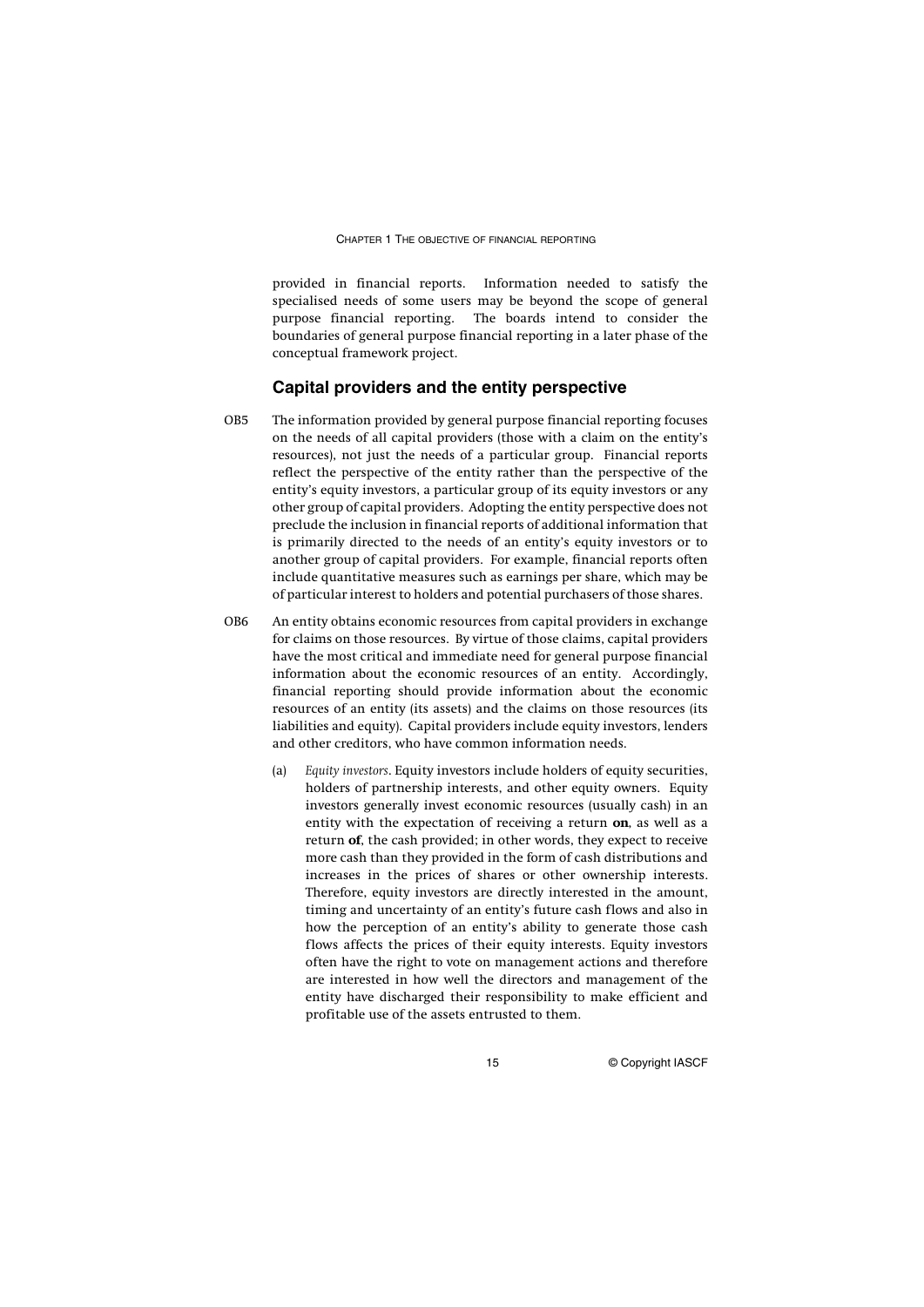provided in financial reports. Information needed to satisfy the specialised needs of some users may be beyond the scope of general purpose financial reporting. The boards intend to consider the boundaries of general purpose financial reporting in a later phase of the conceptual framework project.

## Capital providers and the entity perspective

OB5 The information provided by general purpose financial reporting focuses on the needs of all capital providers (those with a claim on the entity's resources), not just the needs of a particular group. Financial reports reflect the perspective of the entity rather than the perspective of the entity's equity investors, a particular group of its equity investors or any other group of capital providers. Adopting the entity perspective does not preclude the inclusion in financial reports of additional information that is primarily directed to the needs of an entity's equity investors or to another group of capital providers. For example, financial reports often include quantitative measures such as earnings per share, which may be of particular interest to holders and potential purchasers of those shares.

OB6 An entity obtains economic resources from capital providers in exchange for claims on those resources. By virtue of those claims, capital providers have the most critical and immediate need for general purpose financial information about the economic resources of an entity. Accordingly, financial reporting should provide information about the economic resources of an entity (its assets) and the claims on those resources (its liabilities and equity). Capital providers include equity investors, lenders and other creditors, who have common information needs.

(a) *Equity investors*. Equity investors include holders of equity securities, holders of partnership interests, and other equity owners. Equity investors generally invest economic resources (usually cash) in an entity with the expectation of receiving a return **on**, as well as a return **of**, the cash provided; in other words, they expect to receive more cash than they provided in the form of cash distributions and increases in the prices of shares or other ownership interests. Therefore, equity investors are directly interested in the amount, timing and uncertainty of an entity's future cash flows and also in how the perception of an entity's ability to generate those cash flows affects the prices of their equity interests. Equity investors often have the right to vote on management actions and therefore are interested in how well the directors and management of the entity have discharged their responsibility to make efficient and profitable use of the assets entrusted to them.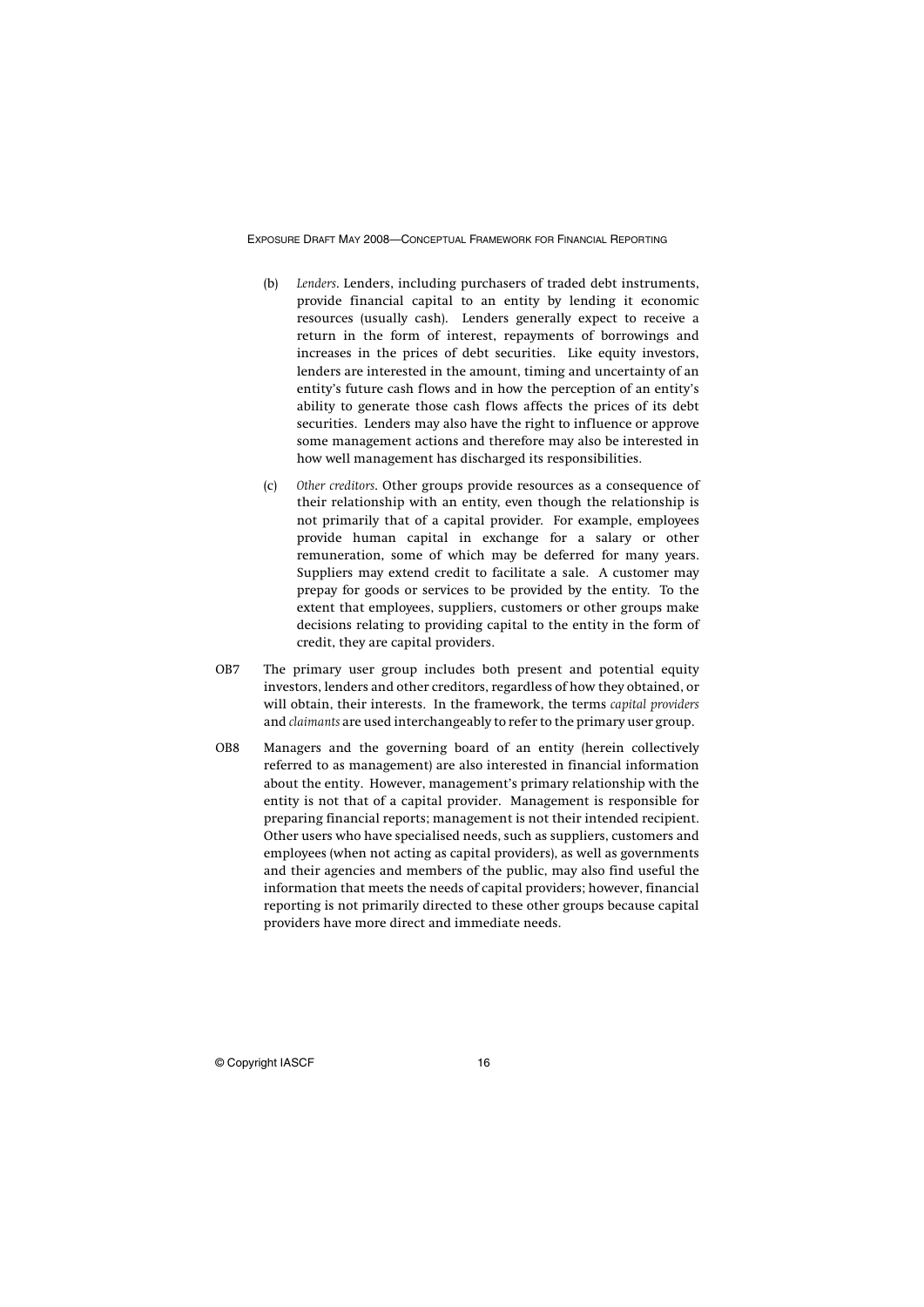(b) *Lenders*. Lenders, including purchasers of traded debt instruments, provide financial capital to an entity by lending it economic resources (usually cash). Lenders generally expect to receive a return in the form of interest, repayments of borrowings and increases in the prices of debt securities. Like equity investors, lenders are interested in the amount, timing and uncertainty of an entity's future cash flows and in how the perception of an entity's ability to generate those cash flows affects the prices of its debt securities. Lenders may also have the right to influence or approve some management actions and therefore may also be interested in how well management has discharged its responsibilities.

(c) *Other creditors*. Other groups provide resources as a consequence of their relationship with an entity, even though the relationship is not primarily that of a capital provider. For example, employees provide human capital in exchange for a salary or other remuneration, some of which may be deferred for many years. Suppliers may extend credit to facilitate a sale. A customer may prepay for goods or services to be provided by the entity. To the extent that employees, suppliers, customers or other groups make decisions relating to providing capital to the entity in the form of credit, they are capital providers.

OB7 The primary user group includes both present and potential equity investors, lenders and other creditors, regardless of how they obtained, or will obtain, their interests. In the framework, the terms *capital providers* and *claimants* are used interchangeably to refer to the primary user group.

OB8 Managers and the governing board of an entity (herein collectively referred to as management) are also interested in financial information about the entity. However, management's primary relationship with the entity is not that of a capital provider. Management is responsible for preparing financial reports; management is not their intended recipient. Other users who have specialised needs, such as suppliers, customers and employees (when not acting as capital providers), as well as governments and their agencies and members of the public, may also find useful the information that meets the needs of capital providers; however, financial reporting is not primarily directed to these other groups because capital providers have more direct and immediate needs.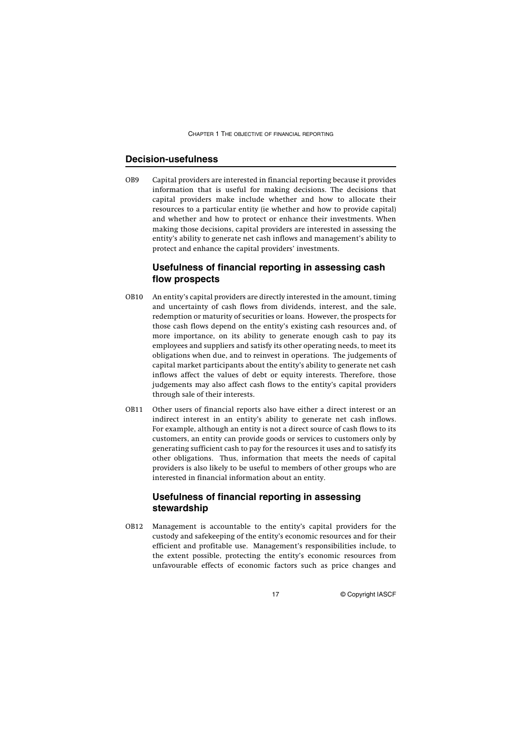## Decision-usefulness

OB9 Capital providers are interested in financial reporting because it provides information that is useful for making decisions. The decisions that capital providers make include whether and how to allocate their resources to a particular entity (ie whether and how to provide capital) and whether and how to protect or enhance their investments. When making those decisions, capital providers are interested in assessing the entity's ability to generate net cash inflows and management's ability to protect and enhance the capital providers' investments.

### Usefulness of financial reporting in assessing cash flow prospects

OB10 An entity's capital providers are directly interested in the amount, timing and uncertainty of cash flows from dividends, interest, and the sale, redemption or maturity of securities or loans. However, the prospects for those cash flows depend on the entity's existing cash resources and, of more importance, on its ability to generate enough cash to pay its employees and suppliers and satisfy its other operating needs, to meet its obligations when due, and to reinvest in operations. The judgements of capital market participants about the entity's ability to generate net cash inflows affect the values of debt or equity interests. Therefore, those judgements may also affect cash flows to the entity's capital providers through sale of their interests.

OB11 Other users of financial reports also have either a direct interest or an indirect interest in an entity's ability to generate net cash inflows. For example, although an entity is not a direct source of cash flows to its customers, an entity can provide goods or services to customers only by generating sufficient cash to pay for the resources it uses and to satisfy its other obligations. Thus, information that meets the needs of capital providers is also likely to be useful to members of other groups who are interested in financial information about an entity.

### Usefulness of financial reporting in assessing stewardship

OB12 Management is accountable to the entity's capital providers for the custody and safekeeping of the entity's economic resources and for their efficient and profitable use. Management's responsibilities include, to the extent possible, protecting the entity's economic resources from unfavourable effects of economic factors such as price changes and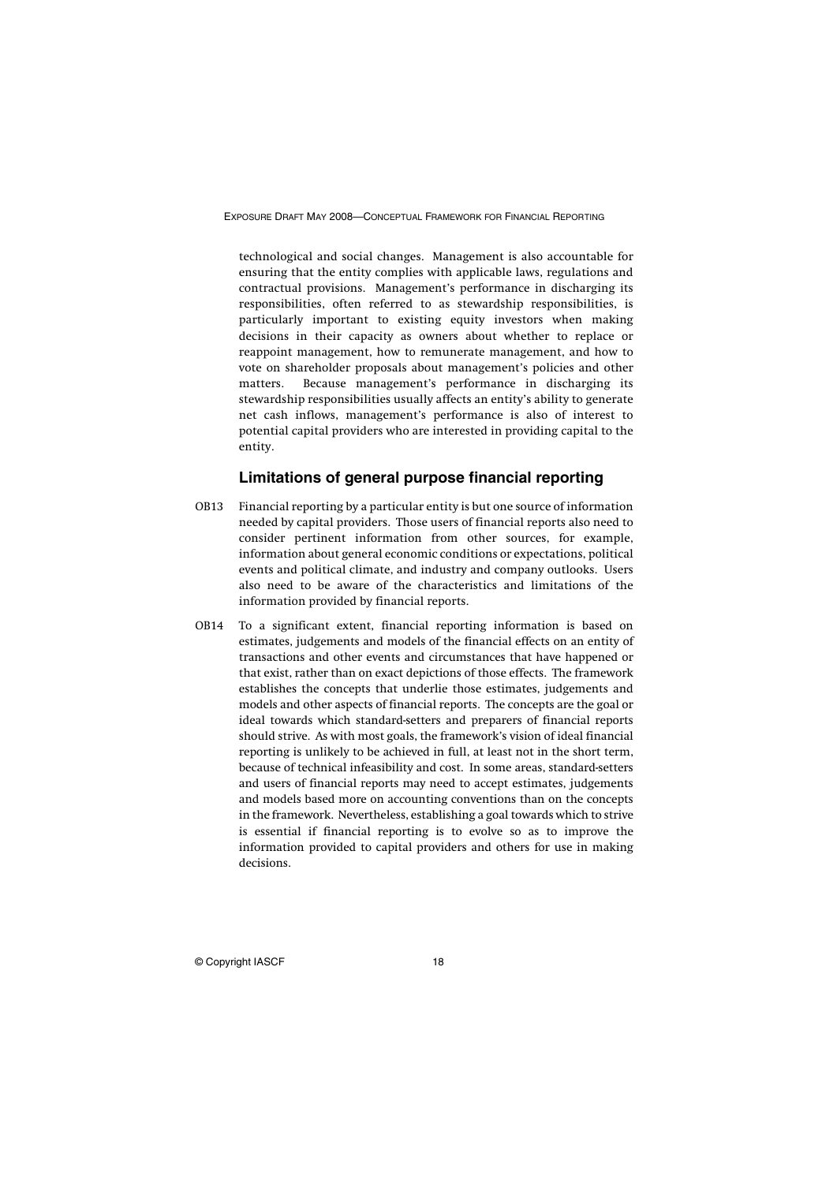technological and social changes. Management is also accountable for ensuring that the entity complies with applicable laws, regulations and contractual provisions. Management's performance in discharging its responsibilities, often referred to as stewardship responsibilities, is particularly important to existing equity investors when making decisions in their capacity as owners about whether to replace or reappoint management, how to remunerate management, and how to vote on shareholder proposals about management's policies and other matters. Because management's performance in discharging its stewardship responsibilities usually affects an entity's ability to generate net cash inflows, management's performance is also of interest to potential capital providers who are interested in providing capital to the entity.

## Limitations of general purpose financial reporting

OB13 Financial reporting by a particular entity is but one source of information needed by capital providers. Those users of financial reports also need to consider pertinent information from other sources, for example, information about general economic conditions or expectations, political events and political climate, and industry and company outlooks. Users also need to be aware of the characteristics and limitations of the information provided by financial reports.

OB14 To a significant extent, financial reporting information is based on estimates, judgements and models of the financial effects on an entity of transactions and other events and circumstances that have happened or that exist, rather than on exact depictions of those effects. The framework establishes the concepts that underlie those estimates, judgements and models and other aspects of financial reports. The concepts are the goal or ideal towards which standard-setters and preparers of financial reports should strive. As with most goals, the framework's vision of ideal financial reporting is unlikely to be achieved in full, at least not in the short term, because of technical infeasibility and cost. In some areas, standard-setters and users of financial reports may need to accept estimates, judgements and models based more on accounting conventions than on the concepts in the framework. Nevertheless, establishing a goal towards which to strive is essential if financial reporting is to evolve so as to improve the information provided to capital providers and others for use in making decisions.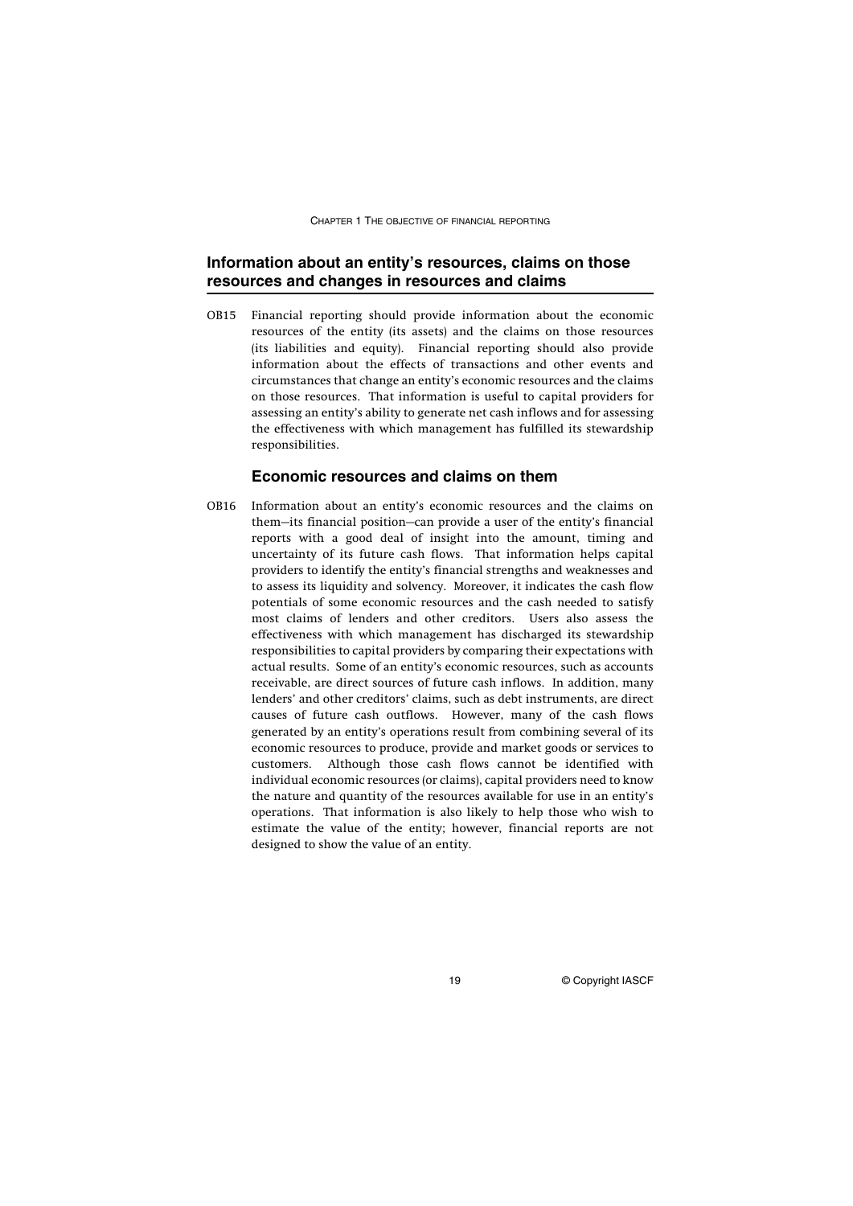## Information about an entity's resources, claims on those resources and changes in resources and claims

OB15 Financial reporting should provide information about the economic resources of the entity (its assets) and the claims on those resources (its liabilities and equity). Financial reporting should also provide information about the effects of transactions and other events and circumstances that change an entity's economic resources and the claims on those resources. That information is useful to capital providers for assessing an entity's ability to generate net cash inflows and for assessing the effectiveness with which management has fulfilled its stewardship responsibilities.

### Economic resources and claims on them

OB16 Information about an entity's economic resources and the claims on them—its financial position—can provide a user of the entity's financial reports with a good deal of insight into the amount, timing and uncertainty of its future cash flows. That information helps capital providers to identify the entity's financial strengths and weaknesses and to assess its liquidity and solvency. Moreover, it indicates the cash flow potentials of some economic resources and the cash needed to satisfy most claims of lenders and other creditors. Users also assess the effectiveness with which management has discharged its stewardship responsibilities to capital providers by comparing their expectations with actual results. Some of an entity's economic resources, such as accounts receivable, are direct sources of future cash inflows. In addition, many lenders' and other creditors' claims, such as debt instruments, are direct causes of future cash outflows. However, many of the cash flows generated by an entity's operations result from combining several of its economic resources to produce, provide and market goods or services to customers. Although those cash flows cannot be identified with individual economic resources (or claims), capital providers need to know the nature and quantity of the resources available for use in an entity's operations. That information is also likely to help those who wish to estimate the value of the entity; however, financial reports are not designed to show the value of an entity.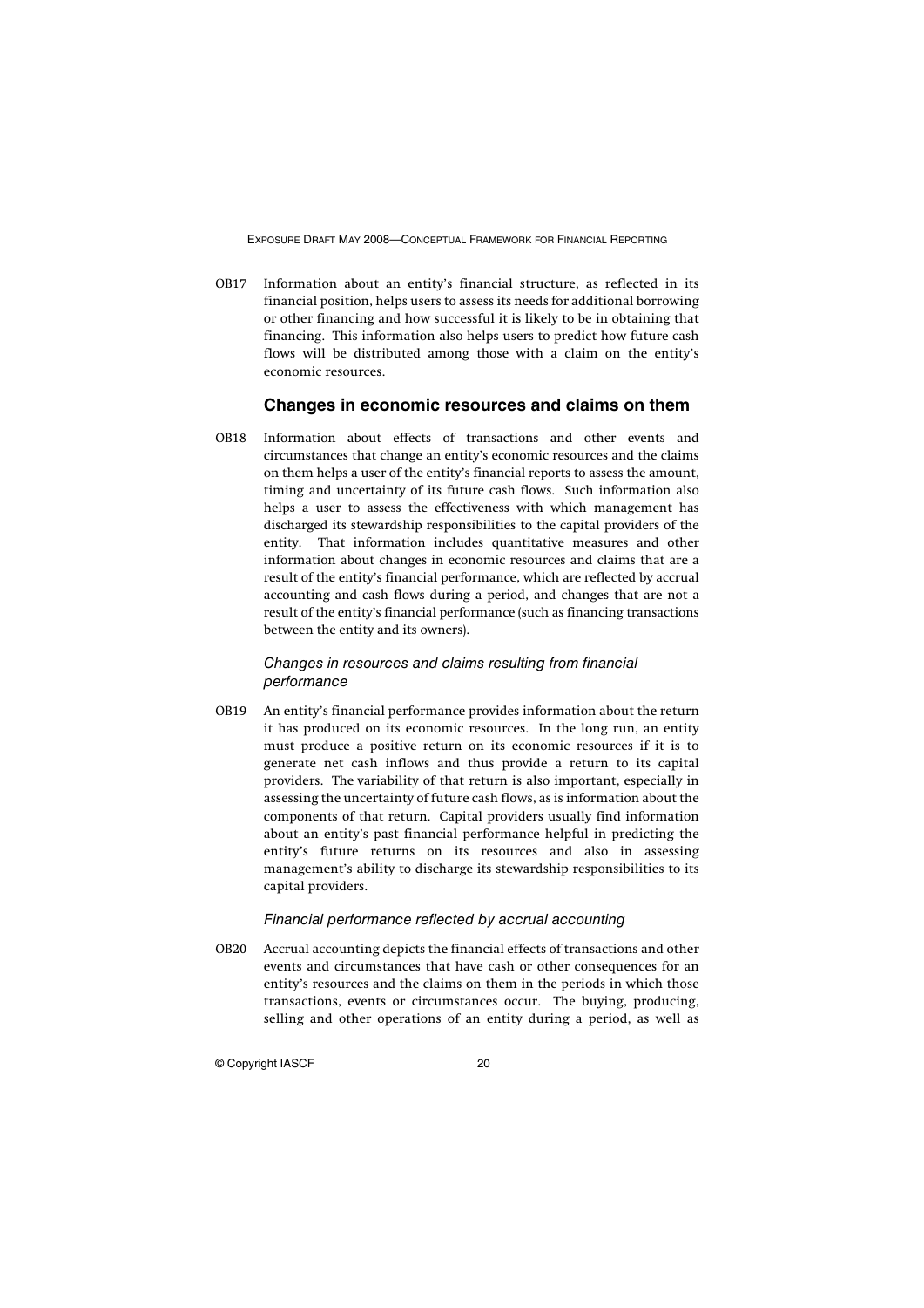OB17 Information about an entity's financial structure, as reflected in its financial position, helps users to assess its needs for additional borrowing or other financing and how successful it is likely to be in obtaining that financing. This information also helps users to predict how future cash flows will be distributed among those with a claim on the entity's economic resources.

## Changes in economic resources and claims on them

OB18 Information about effects of transactions and other events and circumstances that change an entity's economic resources and the claims on them helps a user of the entity's financial reports to assess the amount, timing and uncertainty of its future cash flows. Such information also helps a user to assess the effectiveness with which management has discharged its stewardship responsibilities to the capital providers of the entity. That information includes quantitative measures and other information about changes in economic resources and claims that are a result of the entity's financial performance, which are reflected by accrual accounting and cash flows during a period, and changes that are not a result of the entity's financial performance (such as financing transactions between the entity and its owners).

### *Changes in resources and claims resulting from financial performance*

OB19 An entity's financial performance provides information about the return it has produced on its economic resources. In the long run, an entity must produce a positive return on its economic resources if it is to generate net cash inflows and thus provide a return to its capital providers. The variability of that return is also important, especially in assessing the uncertainty of future cash flows, as is information about the components of that return. Capital providers usually find information about an entity's past financial performance helpful in predicting the entity's future returns on its resources and also in assessing management's ability to discharge its stewardship responsibilities to its capital providers.

### *Financial performance reflected by accrual accounting*

OB20 Accrual accounting depicts the financial effects of transactions and other events and circumstances that have cash or other consequences for an entity's resources and the claims on them in the periods in which those transactions, events or circumstances occur. The buying, producing, selling and other operations of an entity during a period, as well as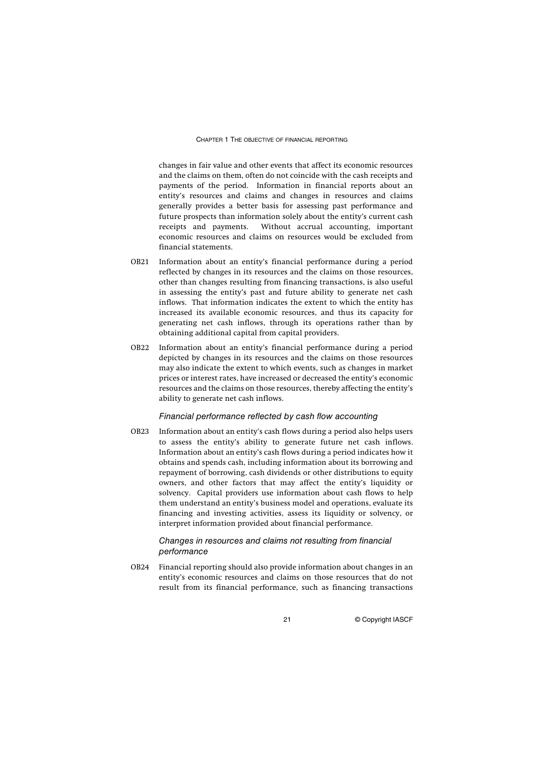changes in fair value and other events that affect its economic resources and the claims on them, often do not coincide with the cash receipts and payments of the period. Information in financial reports about an entity's resources and claims and changes in resources and claims generally provides a better basis for assessing past performance and future prospects than information solely about the entity's current cash receipts and payments. Without accrual accounting, important economic resources and claims on resources would be excluded from financial statements.

OB21 Information about an entity's financial performance during a period reflected by changes in its resources and the claims on those resources, other than changes resulting from financing transactions, is also useful in assessing the entity's past and future ability to generate net cash inflows. That information indicates the extent to which the entity has increased its available economic resources, and thus its capacity for generating net cash inflows, through its operations rather than by obtaining additional capital from capital providers.

OB22 Information about an entity's financial performance during a period depicted by changes in its resources and the claims on those resources may also indicate the extent to which events, such as changes in market prices or interest rates, have increased or decreased the entity's economic resources and the claims on those resources, thereby affecting the entity's ability to generate net cash inflows.

### *Financial performance reflected by cash flow accounting*

OB23 Information about an entity's cash flows during a period also helps users to assess the entity's ability to generate future net cash inflows. Information about an entity's cash flows during a period indicates how it obtains and spends cash, including information about its borrowing and repayment of borrowing, cash dividends or other distributions to equity owners, and other factors that may affect the entity's liquidity or solvency. Capital providers use information about cash flows to help them understand an entity's business model and operations, evaluate its financing and investing activities, assess its liquidity or solvency, or interpret information provided about financial performance.

### *Changes in resources and claims not resulting from financial performance*

OB24 Financial reporting should also provide information about changes in an entity's economic resources and claims on those resources that do not result from its financial performance, such as financing transactions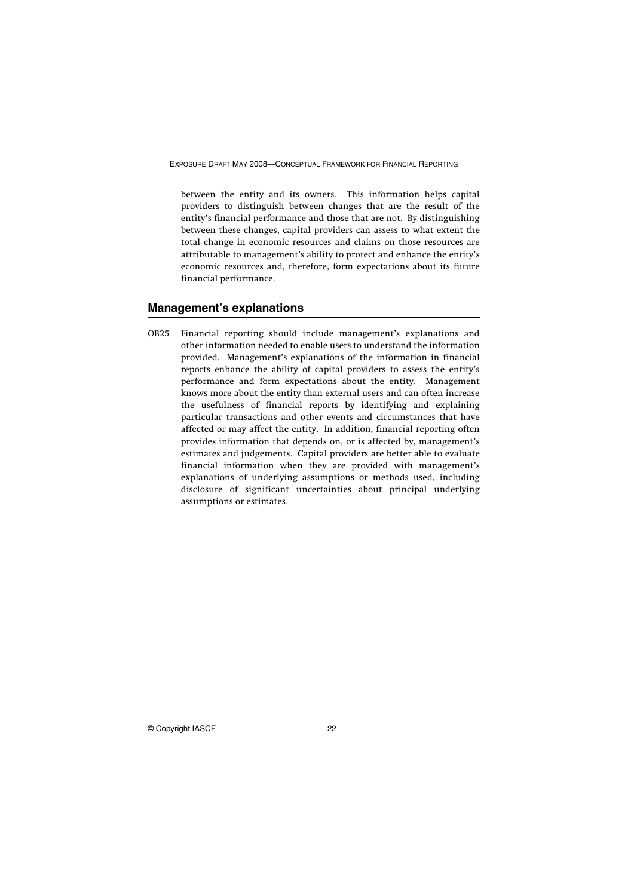between the entity and its owners. This information helps capital providers to distinguish between changes that are the result of the entity's financial performance and those that are not. By distinguishing between these changes, capital providers can assess to what extent the total change in economic resources and claims on those resources are attributable to management's ability to protect and enhance the entity's economic resources and, therefore, form expectations about its future financial performance.

## Management's explanations

OB25 Financial reporting should include management's explanations and other information needed to enable users to understand the information provided. Management's explanations of the information in financial reports enhance the ability of capital providers to assess the entity's performance and form expectations about the entity. Management knows more about the entity than external users and can often increase the usefulness of financial reports by identifying and explaining particular transactions and other events and circumstances that have affected or may affect the entity. In addition, financial reporting often provides information that depends on, or is affected by, management's estimates and judgements. Capital providers are better able to evaluate financial information when they are provided with management's explanations of underlying assumptions or methods used, including disclosure of significant uncertainties about principal underlying assumptions or estimates.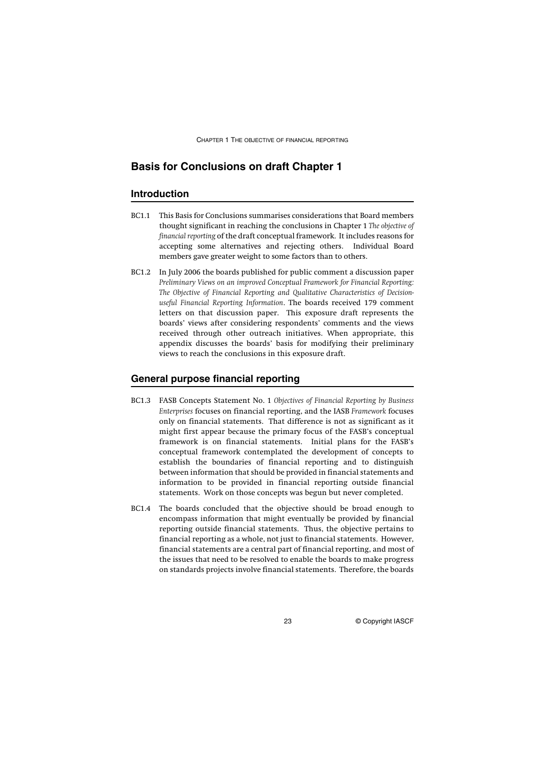## Basis for Conclusions on draft Chapter 1

### Introduction

BC1.1 This Basis for Conclusions summarises considerations that Board members thought significant in reaching the conclusions in Chapter 1 *The objective of financial reporting* of the draft conceptual framework. It includes reasons for accepting some alternatives and rejecting others. Individual Board members gave greater weight to some factors than to others.

BC1.2 In July 2006 the boards published for public comment a discussion paper *Preliminary Views on an improved Conceptual Framework for Financial Reporting: The Objective of Financial Reporting and Qualitative Characteristics of Decision-useful Financial Reporting Information*. The boards received 179 comment letters on that discussion paper. This exposure draft represents the boards' views after considering respondents' comments and the views received through other outreach initiatives. When appropriate, this appendix discusses the boards' basis for modifying their preliminary views to reach the conclusions in this exposure draft.

### General purpose financial reporting

BC1.3 FASB Concepts Statement No. 1 *Objectives of Financial Reporting by Business Enterprises* focuses on financial reporting, and the IASB *Framework* focuses only on financial statements. That difference is not as significant as it might first appear because the primary focus of the FASB's conceptual framework is on financial statements. Initial plans for the FASB's conceptual framework contemplated the development of concepts to establish the boundaries of financial reporting and to distinguish between information that should be provided in financial statements and information to be provided in financial reporting outside financial statements. Work on those concepts was begun but never completed.

BC1.4 The boards concluded that the objective should be broad enough to encompass information that might eventually be provided by financial reporting outside financial statements. Thus, the objective pertains to financial reporting as a whole, not just to financial statements. However, financial statements are a central part of financial reporting, and most of the issues that need to be resolved to enable the boards to make progress on standards projects involve financial statements. Therefore, the boards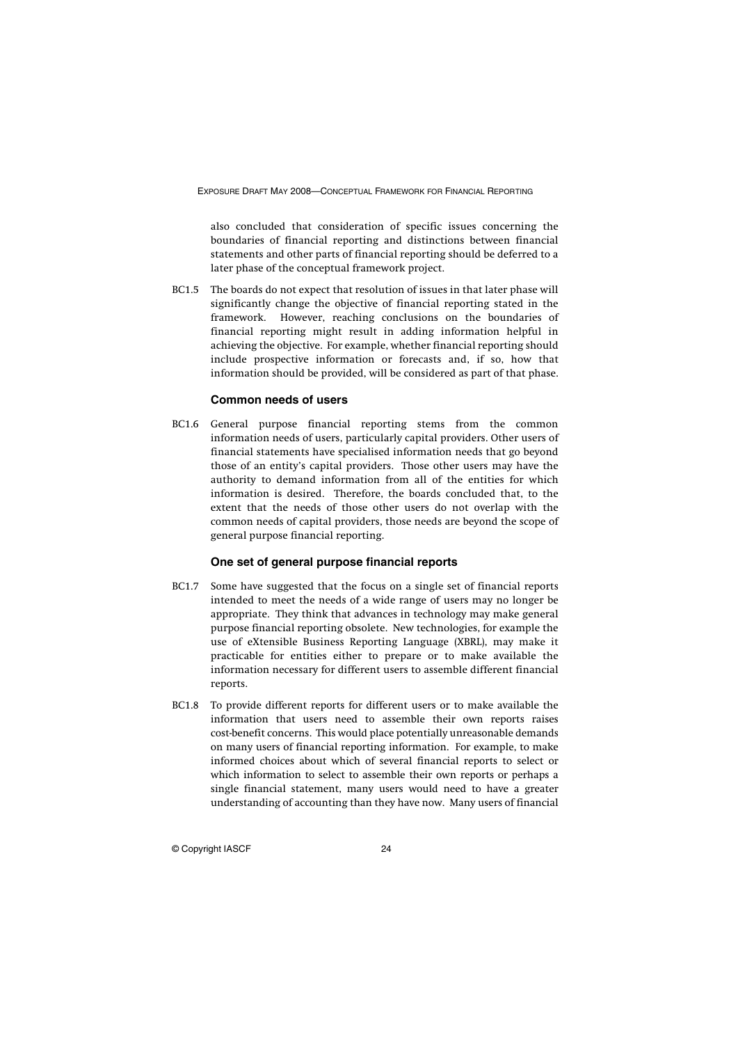also concluded that consideration of specific issues concerning the boundaries of financial reporting and distinctions between financial statements and other parts of financial reporting should be deferred to a later phase of the conceptual framework project.

BC1.5 The boards do not expect that resolution of issues in that later phase will significantly change the objective of financial reporting stated in the framework. However, reaching conclusions on the boundaries of financial reporting might result in adding information helpful in achieving the objective. For example, whether financial reporting should include prospective information or forecasts and, if so, how that information should be provided, will be considered as part of that phase.

### Common needs of users

BC1.6 General purpose financial reporting stems from the common information needs of users, particularly capital providers. Other users of financial statements have specialised information needs that go beyond those of an entity's capital providers. Those other users may have the authority to demand information from all of the entities for which information is desired. Therefore, the boards concluded that, to the extent that the needs of those other users do not overlap with the common needs of capital providers, those needs are beyond the scope of general purpose financial reporting.

### One set of general purpose financial reports

BC1.7 Some have suggested that the focus on a single set of financial reports intended to meet the needs of a wide range of users may no longer be appropriate. They think that advances in technology may make general purpose financial reporting obsolete. New technologies, for example the use of eXtensible Business Reporting Language (XBRL), may make it practicable for entities either to prepare or to make available the information necessary for different users to assemble different financial reports.

BC1.8 To provide different reports for different users or to make available the information that users need to assemble their own reports raises cost-benefit concerns. This would place potentially unreasonable demands on many users of financial reporting information. For example, to make informed choices about which of several financial reports to select or which information to select to assemble their own reports or perhaps a single financial statement, many users would need to have a greater understanding of accounting than they have now. Many users of financial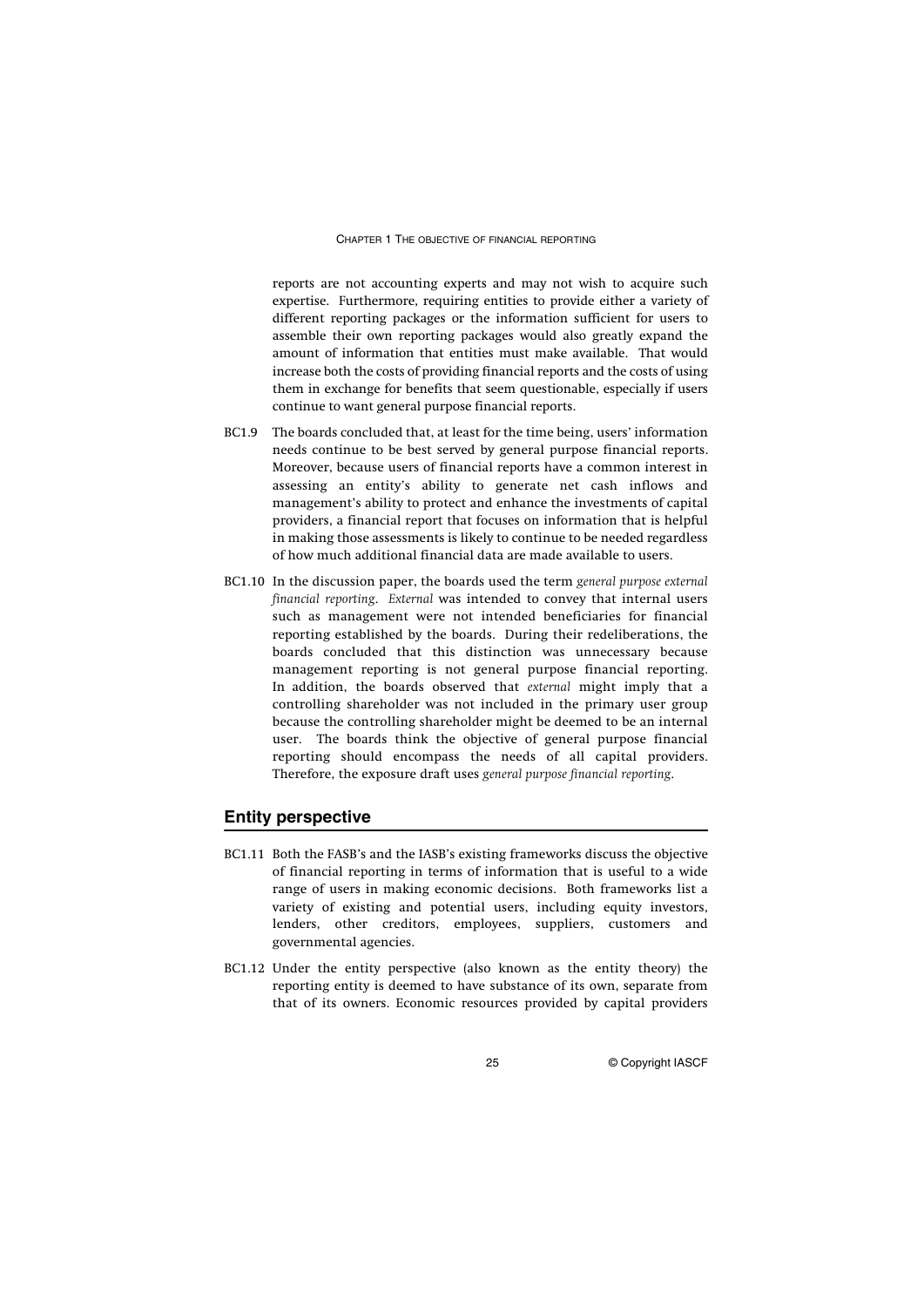reports are not accounting experts and may not wish to acquire such expertise. Furthermore, requiring entities to provide either a variety of different reporting packages or the information sufficient for users to assemble their own reporting packages would also greatly expand the amount of information that entities must make available. That would increase both the costs of providing financial reports and the costs of using them in exchange for benefits that seem questionable, especially if users continue to want general purpose financial reports.

BC1.9 The boards concluded that, at least for the time being, users' information needs continue to be best served by general purpose financial reports. Moreover, because users of financial reports have a common interest in assessing an entity's ability to generate net cash inflows and management's ability to protect and enhance the investments of capital providers, a financial report that focuses on information that is helpful in making those assessments is likely to continue to be needed regardless of how much additional financial data are made available to users.

BC1.10 In the discussion paper, the boards used the term *general purpose external financial reporting*. *External* was intended to convey that internal users such as management were not intended beneficiaries for financial reporting established by the boards. During their redeliberations, the boards concluded that this distinction was unnecessary because management reporting is not general purpose financial reporting. In addition, the boards observed that *external* might imply that a controlling shareholder was not included in the primary user group because the controlling shareholder might be deemed to be an internal user. The boards think the objective of general purpose financial reporting should encompass the needs of all capital providers. Therefore, the exposure draft uses *general purpose financial reporting*.

## Entity perspective

BC1.11 Both the FASB's and the IASB's existing frameworks discuss the objective of financial reporting in terms of information that is useful to a wide range of users in making economic decisions. Both frameworks list a variety of existing and potential users, including equity investors, lenders, other creditors, employees, suppliers, customers and governmental agencies.

BC1.12 Under the entity perspective (also known as the entity theory) the reporting entity is deemed to have substance of its own, separate from that of its owners. Economic resources provided by capital providers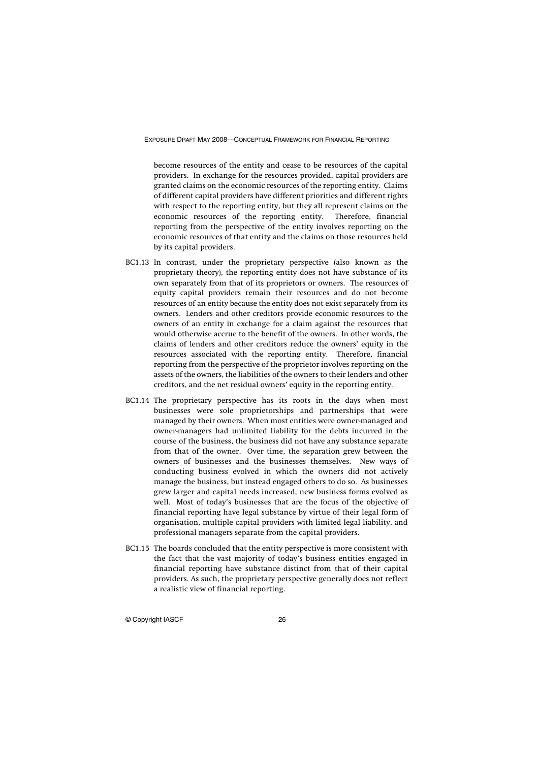become resources of the entity and cease to be resources of the capital providers. In exchange for the resources provided, capital providers are granted claims on the economic resources of the reporting entity. Claims of different capital providers have different priorities and different rights with respect to the reporting entity, but they all represent claims on the economic resources of the reporting entity. Therefore, financial reporting from the perspective of the entity involves reporting on the economic resources of that entity and the claims on those resources held by its capital providers.

BC1.13 In contrast, under the proprietary perspective (also known as the proprietary theory), the reporting entity does not have substance of its own separately from that of its proprietors or owners. The resources of equity capital providers remain their resources and do not become resources of an entity because the entity does not exist separately from its owners. Lenders and other creditors provide economic resources to the owners of an entity in exchange for a claim against the resources that would otherwise accrue to the benefit of the owners. In other words, the claims of lenders and other creditors reduce the owners' equity in the resources associated with the reporting entity. Therefore, financial reporting from the perspective of the proprietor involves reporting on the assets of the owners, the liabilities of the owners to their lenders and other creditors, and the net residual owners' equity in the reporting entity.

BC1.14 The proprietary perspective has its roots in the days when most businesses were sole proprietorships and partnerships that were managed by their owners. When most entities were owner-managed and owner-managers had unlimited liability for the debts incurred in the course of the business, the business did not have any substance separate from that of the owner. Over time, the separation grew between the owners of businesses and the businesses themselves. New ways of conducting business evolved in which the owners did not actively manage the business, but instead engaged others to do so. As businesses grew larger and capital needs increased, new business forms evolved as well. Most of today's businesses that are the focus of the objective of financial reporting have legal substance by virtue of their legal form of organisation, multiple capital providers with limited legal liability, and professional managers separate from the capital providers.

BC1.15 The boards concluded that the entity perspective is more consistent with the fact that the vast majority of today's business entities engaged in financial reporting have substance distinct from that of their capital providers. As such, the proprietary perspective generally does not reflect a realistic view of financial reporting.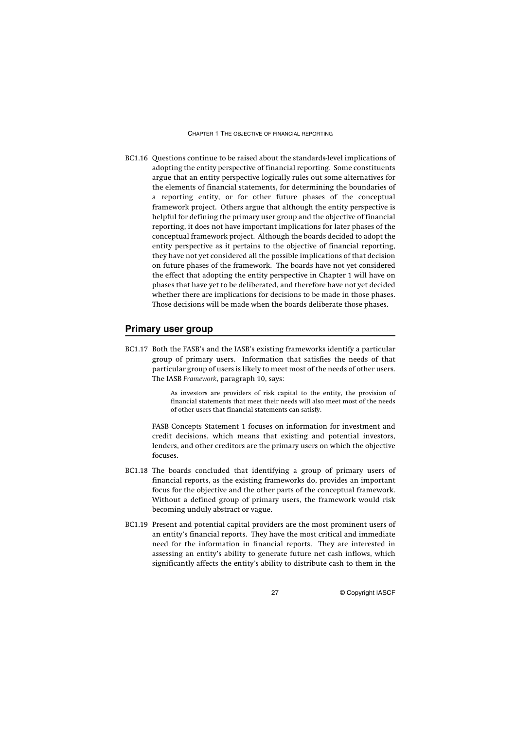BC1.16 Questions continue to be raised about the standards-level implications of adopting the entity perspective of financial reporting. Some constituents argue that an entity perspective logically rules out some alternatives for the elements of financial statements, for determining the boundaries of a reporting entity, or for other future phases of the conceptual framework project. Others argue that although the entity perspective is helpful for defining the primary user group and the objective of financial reporting, it does not have important implications for later phases of the conceptual framework project. Although the boards decided to adopt the entity perspective as it pertains to the objective of financial reporting, they have not yet considered all the possible implications of that decision on future phases of the framework. The boards have not yet considered the effect that adopting the entity perspective in Chapter 1 will have on phases that have yet to be deliberated, and therefore have not yet decided whether there are implications for decisions to be made in those phases. Those decisions will be made when the boards deliberate those phases.

## Primary user group

BC1.17 Both the FASB's and the IASB's existing frameworks identify a particular group of primary users. Information that satisfies the needs of that particular group of users is likely to meet most of the needs of other users. The IASB *Framework*, paragraph 10, says:

> As investors are providers of risk capital to the entity, the provision of financial statements that meet their needs will also meet most of the needs of other users that financial statements can satisfy.

FASB Concepts Statement 1 focuses on information for investment and credit decisions, which means that existing and potential investors, lenders, and other creditors are the primary users on which the objective focuses.

BC1.18 The boards concluded that identifying a group of primary users of financial reports, as the existing frameworks do, provides an important focus for the objective and the other parts of the conceptual framework. Without a defined group of primary users, the framework would risk becoming unduly abstract or vague.

BC1.19 Present and potential capital providers are the most prominent users of an entity's financial reports. They have the most critical and immediate need for the information in financial reports. They are interested in assessing an entity's ability to generate future net cash inflows, which significantly affects the entity's ability to distribute cash to them in the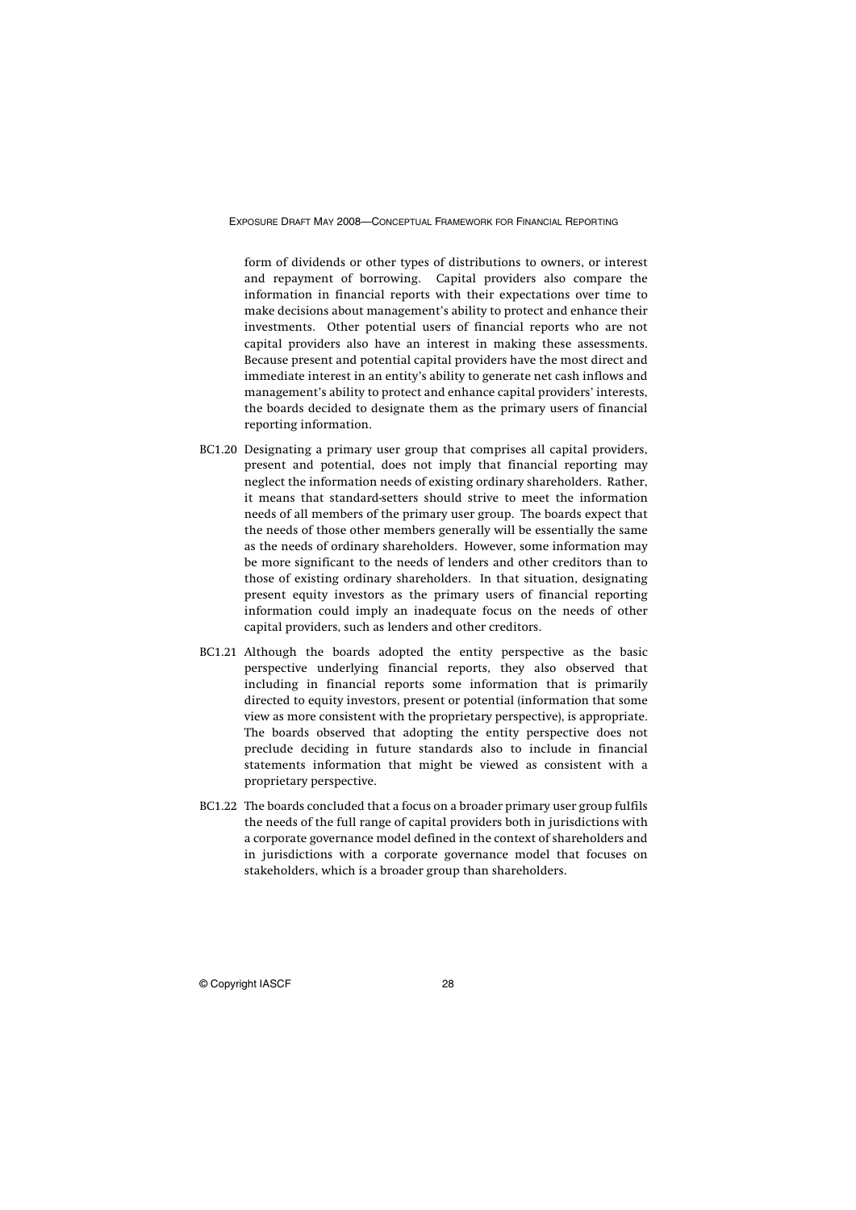form of dividends or other types of distributions to owners, or interest and repayment of borrowing. Capital providers also compare the information in financial reports with their expectations over time to make decisions about management's ability to protect and enhance their investments. Other potential users of financial reports who are not capital providers also have an interest in making these assessments. Because present and potential capital providers have the most direct and immediate interest in an entity's ability to generate net cash inflows and management's ability to protect and enhance capital providers' interests, the boards decided to designate them as the primary users of financial reporting information.

BC1.20 Designating a primary user group that comprises all capital providers, present and potential, does not imply that financial reporting may neglect the information needs of existing ordinary shareholders. Rather, it means that standard-setters should strive to meet the information needs of all members of the primary user group. The boards expect that the needs of those other members generally will be essentially the same as the needs of ordinary shareholders. However, some information may be more significant to the needs of lenders and other creditors than to those of existing ordinary shareholders. In that situation, designating present equity investors as the primary users of financial reporting information could imply an inadequate focus on the needs of other capital providers, such as lenders and other creditors.

BC1.21 Although the boards adopted the entity perspective as the basic perspective underlying financial reports, they also observed that including in financial reports some information that is primarily directed to equity investors, present or potential (information that some view as more consistent with the proprietary perspective), is appropriate. The boards observed that adopting the entity perspective does not preclude deciding in future standards also to include in financial statements information that might be viewed as consistent with a proprietary perspective.

BC1.22 The boards concluded that a focus on a broader primary user group fulfils the needs of the full range of capital providers both in jurisdictions with a corporate governance model defined in the context of shareholders and in jurisdictions with a corporate governance model that focuses on stakeholders, which is a broader group than shareholders.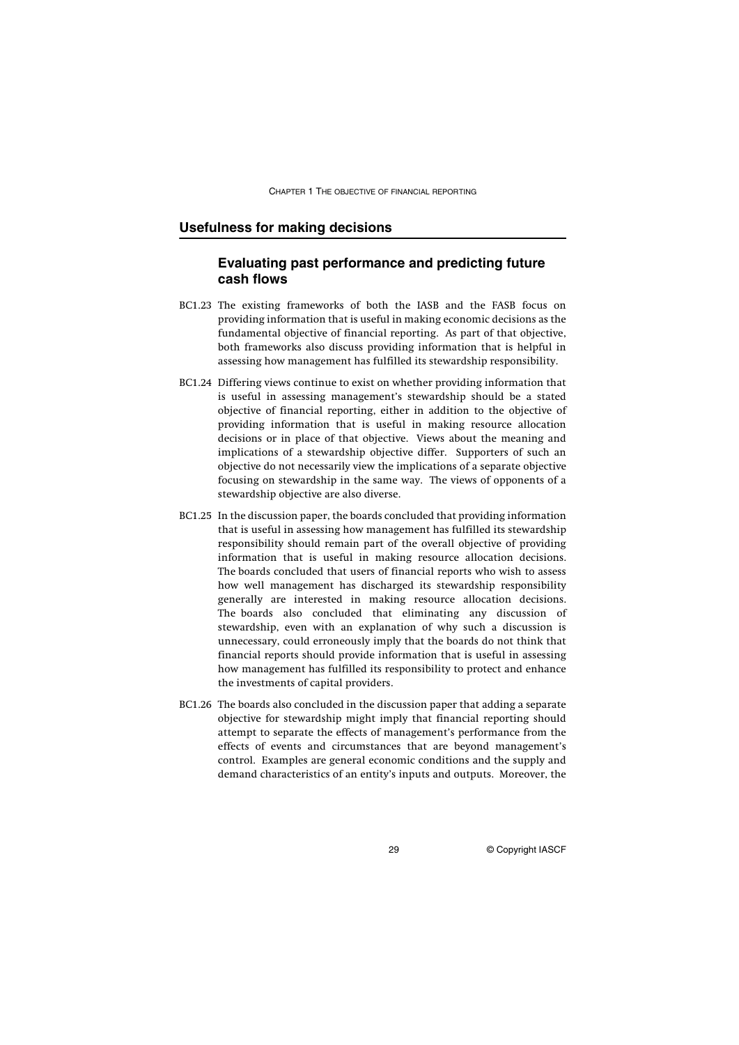## Usefulness for making decisions

### Evaluating past performance and predicting future cash flows

BC1.23 The existing frameworks of both the IASB and the FASB focus on providing information that is useful in making economic decisions as the fundamental objective of financial reporting. As part of that objective, both frameworks also discuss providing information that is helpful in assessing how management has fulfilled its stewardship responsibility.

BC1.24 Differing views continue to exist on whether providing information that is useful in assessing management's stewardship should be a stated objective of financial reporting, either in addition to the objective of providing information that is useful in making resource allocation decisions or in place of that objective. Views about the meaning and implications of a stewardship objective differ. Supporters of such an objective do not necessarily view the implications of a separate objective focusing on stewardship in the same way. The views of opponents of a stewardship objective are also diverse.

BC1.25 In the discussion paper, the boards concluded that providing information that is useful in assessing how management has fulfilled its stewardship responsibility should remain part of the overall objective of providing information that is useful in making resource allocation decisions. The boards concluded that users of financial reports who wish to assess how well management has discharged its stewardship responsibility generally are interested in making resource allocation decisions. The boards also concluded that eliminating any discussion of stewardship, even with an explanation of why such a discussion is unnecessary, could erroneously imply that the boards do not think that financial reports should provide information that is useful in assessing how management has fulfilled its responsibility to protect and enhance the investments of capital providers.

BC1.26 The boards also concluded in the discussion paper that adding a separate objective for stewardship might imply that financial reporting should attempt to separate the effects of management's performance from the effects of events and circumstances that are beyond management's control. Examples are general economic conditions and the supply and demand characteristics of an entity's inputs and outputs. Moreover, the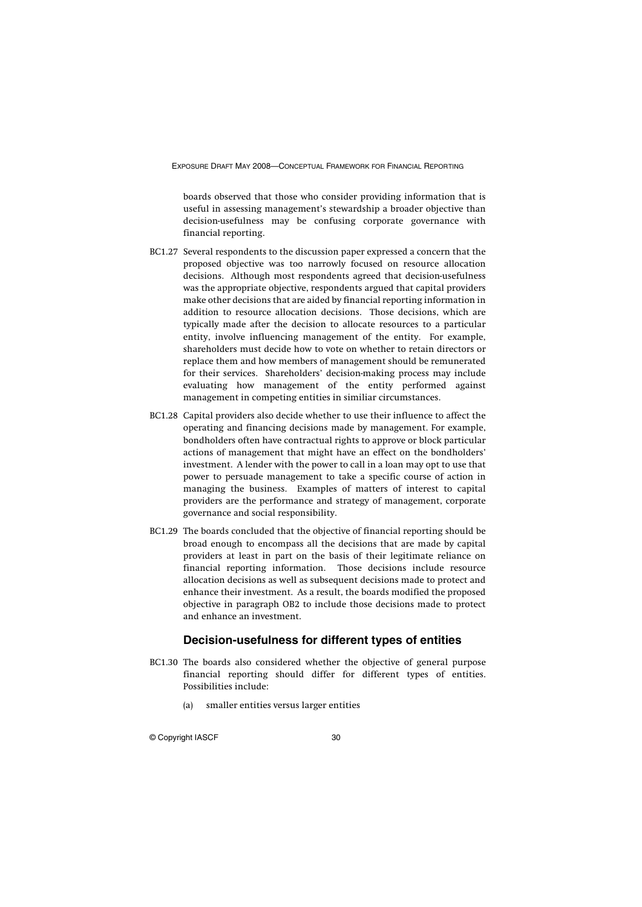boards observed that those who consider providing information that is useful in assessing management's stewardship a broader objective than decision-usefulness may be confusing corporate governance with financial reporting.

BC1.27 Several respondents to the discussion paper expressed a concern that the proposed objective was too narrowly focused on resource allocation decisions. Although most respondents agreed that decision-usefulness was the appropriate objective, respondents argued that capital providers make other decisions that are aided by financial reporting information in addition to resource allocation decisions. Those decisions, which are typically made after the decision to allocate resources to a particular entity, involve influencing management of the entity. For example, shareholders must decide how to vote on whether to retain directors or replace them and how members of management should be remunerated for their services. Shareholders' decision-making process may include evaluating how management of the entity performed against management in competing entities in similiar circumstances.

BC1.28 Capital providers also decide whether to use their influence to affect the operating and financing decisions made by management. For example, bondholders often have contractual rights to approve or block particular actions of management that might have an effect on the bondholders' investment. A lender with the power to call in a loan may opt to use that power to persuade management to take a specific course of action in managing the business. Examples of matters of interest to capital providers are the performance and strategy of management, corporate governance and social responsibility.

BC1.29 The boards concluded that the objective of financial reporting should be broad enough to encompass all the decisions that are made by capital providers at least in part on the basis of their legitimate reliance on financial reporting information. Those decisions include resource allocation decisions as well as subsequent decisions made to protect and enhance their investment. As a result, the boards modified the proposed objective in paragraph OB2 to include those decisions made to protect and enhance an investment.

## Decision-usefulness for different types of entities

BC1.30 The boards also considered whether the objective of general purpose financial reporting should differ for different types of entities. Possibilities include:

(a) smaller entities versus larger entities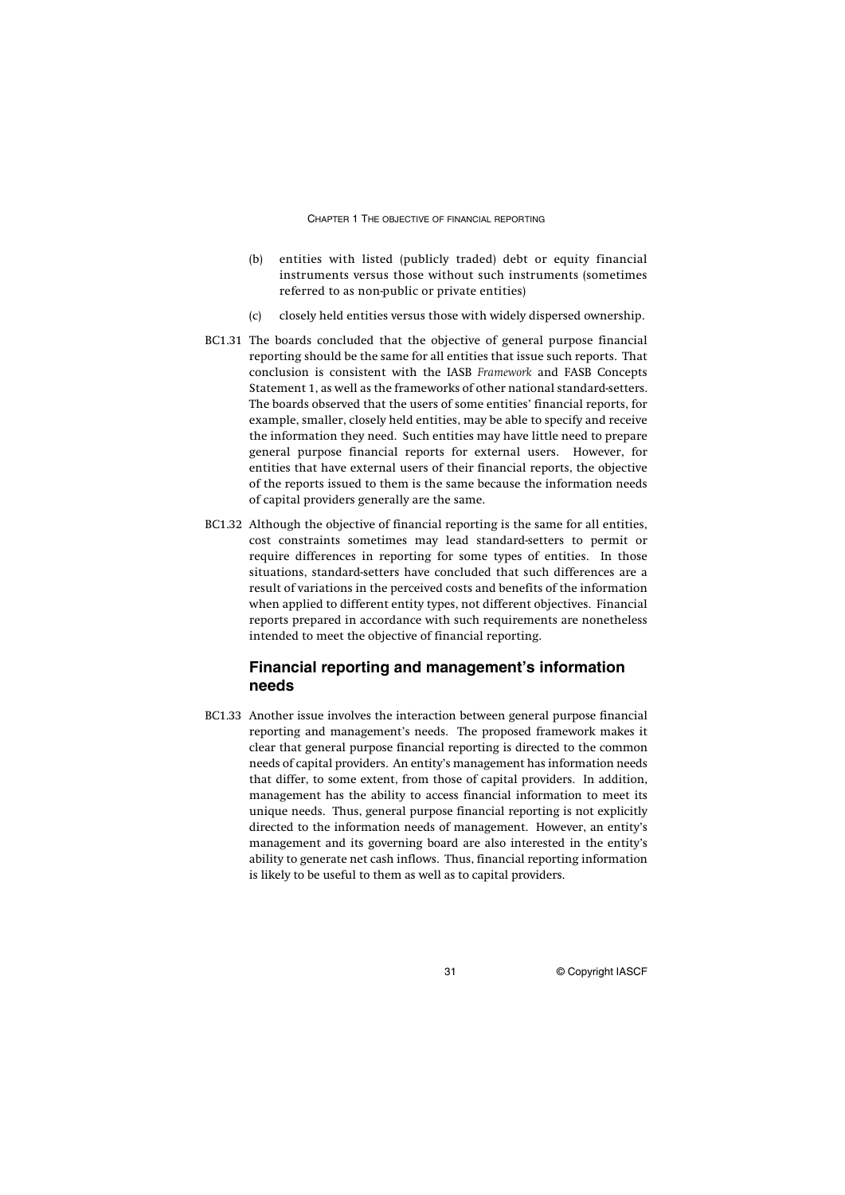(b) entities with listed (publicly traded) debt or equity financial instruments versus those without such instruments (sometimes referred to as non-public or private entities)

(c) closely held entities versus those with widely dispersed ownership.

BC1.31 The boards concluded that the objective of general purpose financial reporting should be the same for all entities that issue such reports. That conclusion is consistent with the IASB *Framework* and FASB Concepts Statement 1, as well as the frameworks of other national standard-setters. The boards observed that the users of some entities' financial reports, for example, smaller, closely held entities, may be able to specify and receive the information they need. Such entities may have little need to prepare general purpose financial reports for external users. However, for entities that have external users of their financial reports, the objective of the reports issued to them is the same because the information needs of capital providers generally are the same.

BC1.32 Although the objective of financial reporting is the same for all entities, cost constraints sometimes may lead standard-setters to permit or require differences in reporting for some types of entities. In those situations, standard-setters have concluded that such differences are a result of variations in the perceived costs and benefits of the information when applied to different entity types, not different objectives. Financial reports prepared in accordance with such requirements are nonetheless intended to meet the objective of financial reporting.

## Financial reporting and management's information needs

BC1.33 Another issue involves the interaction between general purpose financial reporting and management's needs. The proposed framework makes it clear that general purpose financial reporting is directed to the common needs of capital providers. An entity's management has information needs that differ, to some extent, from those of capital providers. In addition, management has the ability to access financial information to meet its unique needs. Thus, general purpose financial reporting is not explicitly directed to the information needs of management. However, an entity's management and its governing board are also interested in the entity's ability to generate net cash inflows. Thus, financial reporting information is likely to be useful to them as well as to capital providers.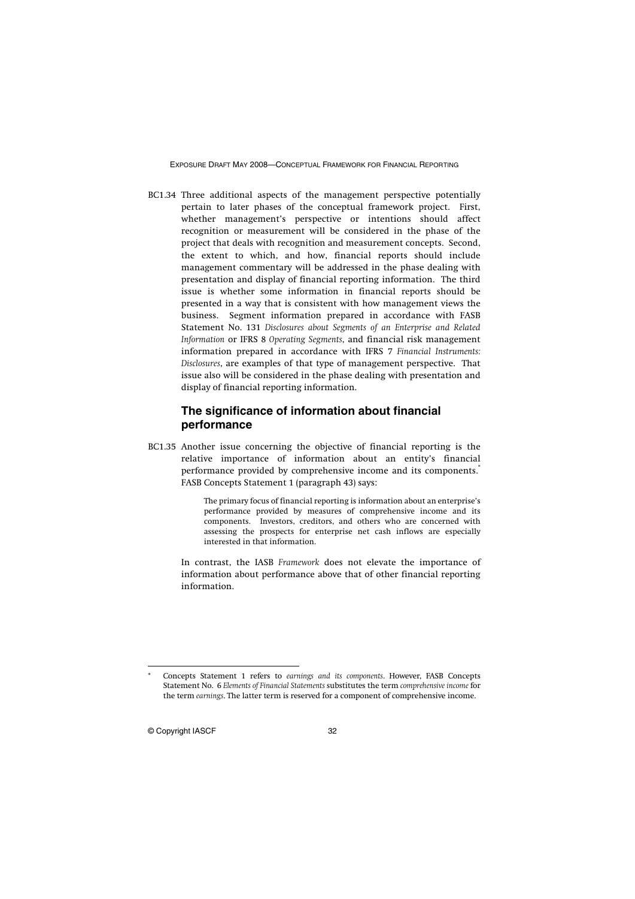BC1.34 Three additional aspects of the management perspective potentially pertain to later phases of the conceptual framework project. First, whether management's perspective or intentions should affect recognition or measurement will be considered in the phase of the project that deals with recognition and measurement concepts. Second, the extent to which, and how, financial reports should include management commentary will be addressed in the phase dealing with presentation and display of financial reporting information. The third issue is whether some information in financial reports should be presented in a way that is consistent with how management views the business. Segment information prepared in accordance with FASB Statement No. 131 *Disclosures about Segments of an Enterprise and Related Information* or IFRS 8 *Operating Segments*, and financial risk management information prepared in accordance with IFRS 7 *Financial Instruments: Disclosures*, are examples of that type of management perspective. That issue also will be considered in the phase dealing with presentation and display of financial reporting information.

## The significance of information about financial performance

BC1.35 Another issue concerning the objective of financial reporting is the relative importance of information about an entity's financial performance provided by comprehensive income and its components.* FASB Concepts Statement 1 (paragraph 43) says:

> The primary focus of financial reporting is information about an enterprise's performance provided by measures of comprehensive income and its components. Investors, creditors, and others who are concerned with assessing the prospects for enterprise net cash inflows are especially interested in that information.

In contrast, the IASB *Framework* does not elevate the importance of information about performance above that of other financial reporting information.

---

\* Concepts Statement 1 refers to *earnings and its components*. However, FASB Concepts Statement No. 6 *Elements of Financial Statements* substitutes the term *comprehensive income* for the term *earnings*. The latter term is reserved for a component of comprehensive income.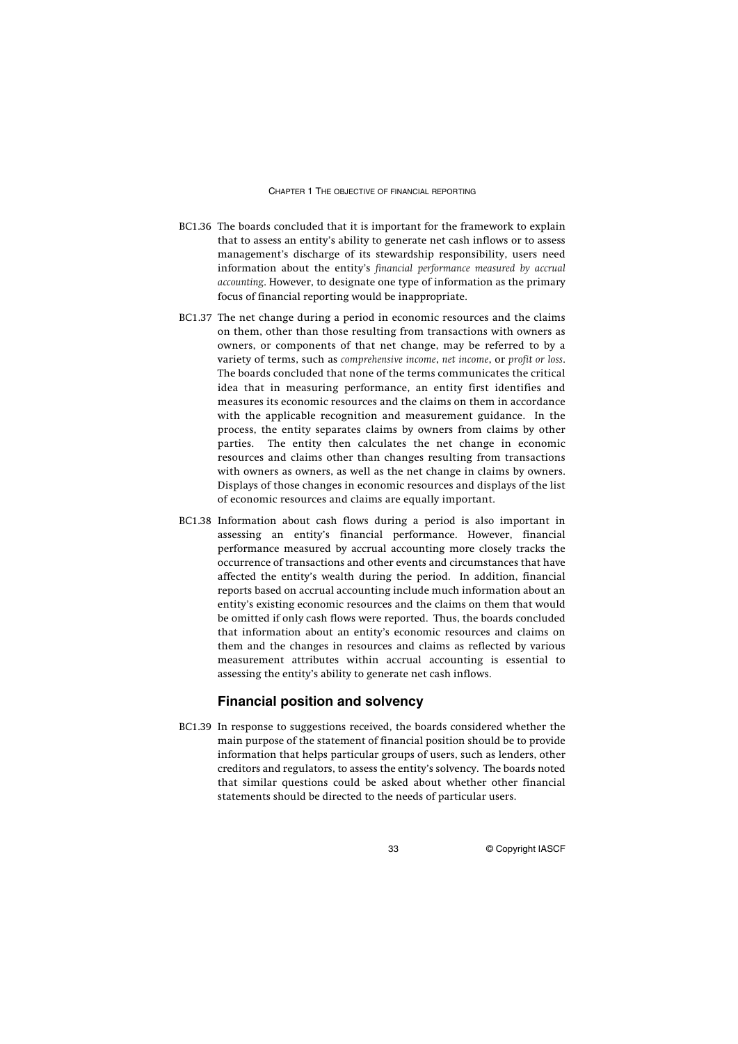BC1.36 The boards concluded that it is important for the framework to explain that to assess an entity's ability to generate net cash inflows or to assess management's discharge of its stewardship responsibility, users need information about the entity's *financial performance measured by accrual accounting*. However, to designate one type of information as the primary focus of financial reporting would be inappropriate.

BC1.37 The net change during a period in economic resources and the claims on them, other than those resulting from transactions with owners as owners, or components of that net change, may be referred to by a variety of terms, such as *comprehensive income*, *net income*, or *profit or loss*. The boards concluded that none of the terms communicates the critical idea that in measuring performance, an entity first identifies and measures its economic resources and the claims on them in accordance with the applicable recognition and measurement guidance. In the process, the entity separates claims by owners from claims by other parties. The entity then calculates the net change in economic resources and claims other than changes resulting from transactions with owners as owners, as well as the net change in claims by owners. Displays of those changes in economic resources and displays of the list of economic resources and claims are equally important.

BC1.38 Information about cash flows during a period is also important in assessing an entity's financial performance. However, financial performance measured by accrual accounting more closely tracks the occurrence of transactions and other events and circumstances that have affected the entity's wealth during the period. In addition, financial reports based on accrual accounting include much information about an entity's existing economic resources and the claims on them that would be omitted if only cash flows were reported. Thus, the boards concluded that information about an entity's economic resources and claims on them and the changes in resources and claims as reflected by various measurement attributes within accrual accounting is essential to assessing the entity's ability to generate net cash inflows.

## Financial position and solvency

BC1.39 In response to suggestions received, the boards considered whether the main purpose of the statement of financial position should be to provide information that helps particular groups of users, such as lenders, other creditors and regulators, to assess the entity's solvency. The boards noted that similar questions could be asked about whether other financial statements should be directed to the needs of particular users.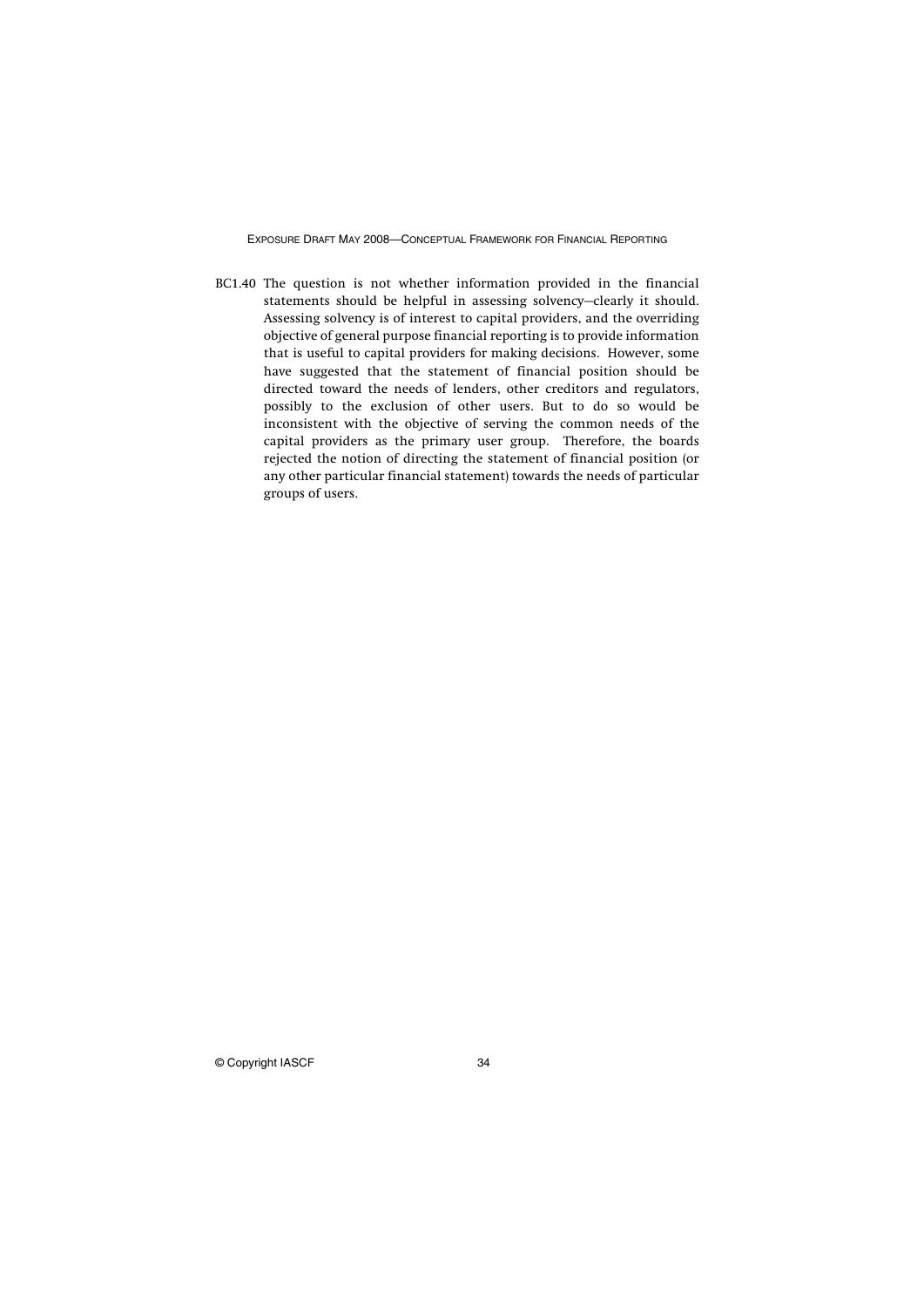BC1.40 The question is not whether information provided in the financial statements should be helpful in assessing solvency—clearly it should. Assessing solvency is of interest to capital providers, and the overriding objective of general purpose financial reporting is to provide information that is useful to capital providers for making decisions. However, some have suggested that the statement of financial position should be directed toward the needs of lenders, other creditors and regulators, possibly to the exclusion of other users. But to do so would be inconsistent with the objective of serving the common needs of the capital providers as the primary user group. Therefore, the boards rejected the notion of directing the statement of financial position (or any other particular financial statement) towards the needs of particular groups of users.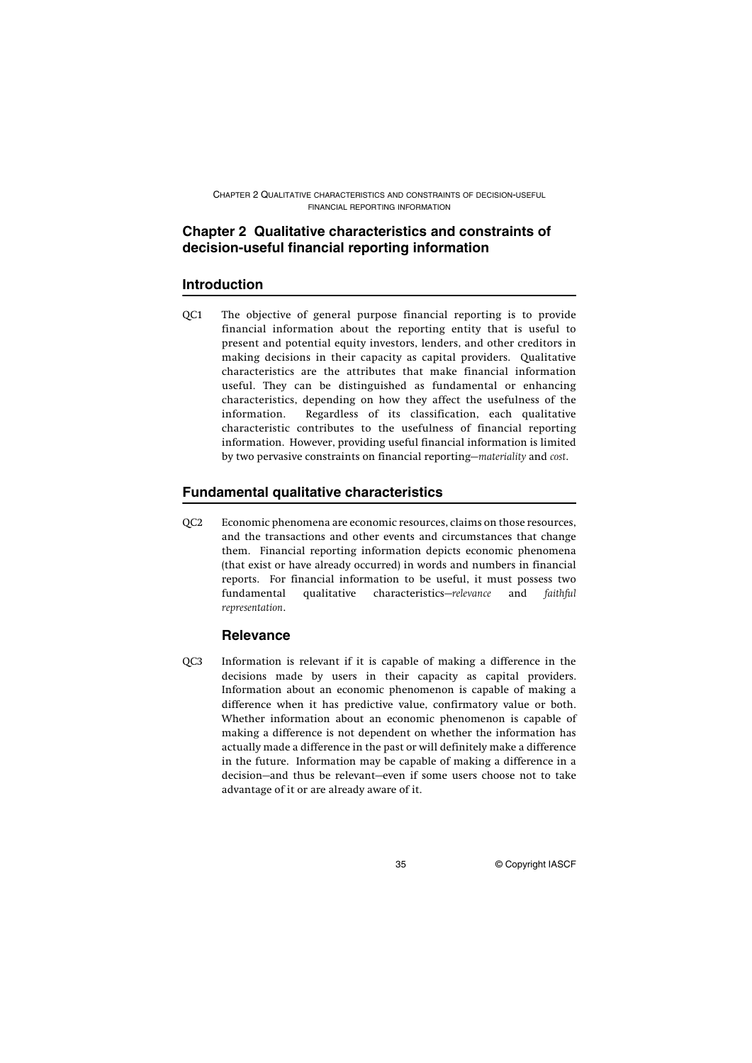# Chapter 2 Qualitative characteristics and constraints of decision-useful financial reporting information

## Introduction

QC1 The objective of general purpose financial reporting is to provide financial information about the reporting entity that is useful to present and potential equity investors, lenders, and other creditors in making decisions in their capacity as capital providers. Qualitative characteristics are the attributes that make financial information useful. They can be distinguished as fundamental or enhancing characteristics, depending on how they affect the usefulness of the information. Regardless of its classification, each qualitative characteristic contributes to the usefulness of financial reporting information. However, providing useful financial information is limited by two pervasive constraints on financial reporting—*materiality* and *cost*.

## Fundamental qualitative characteristics

QC2 Economic phenomena are economic resources, claims on those resources, and the transactions and other events and circumstances that change them. Financial reporting information depicts economic phenomena (that exist or have already occurred) in words and numbers in financial reports. For financial information to be useful, it must possess two fundamental qualitative characteristics—*relevance* and *faithful representation*.

### Relevance

QC3 Information is relevant if it is capable of making a difference in the decisions made by users in their capacity as capital providers. Information about an economic phenomenon is capable of making a difference when it has predictive value, confirmatory value or both. Whether information about an economic phenomenon is capable of making a difference is not dependent on whether the information has actually made a difference in the past or will definitely make a difference in the future. Information may be capable of making a difference in a decision—and thus be relevant—even if some users choose not to take advantage of it or are already aware of it.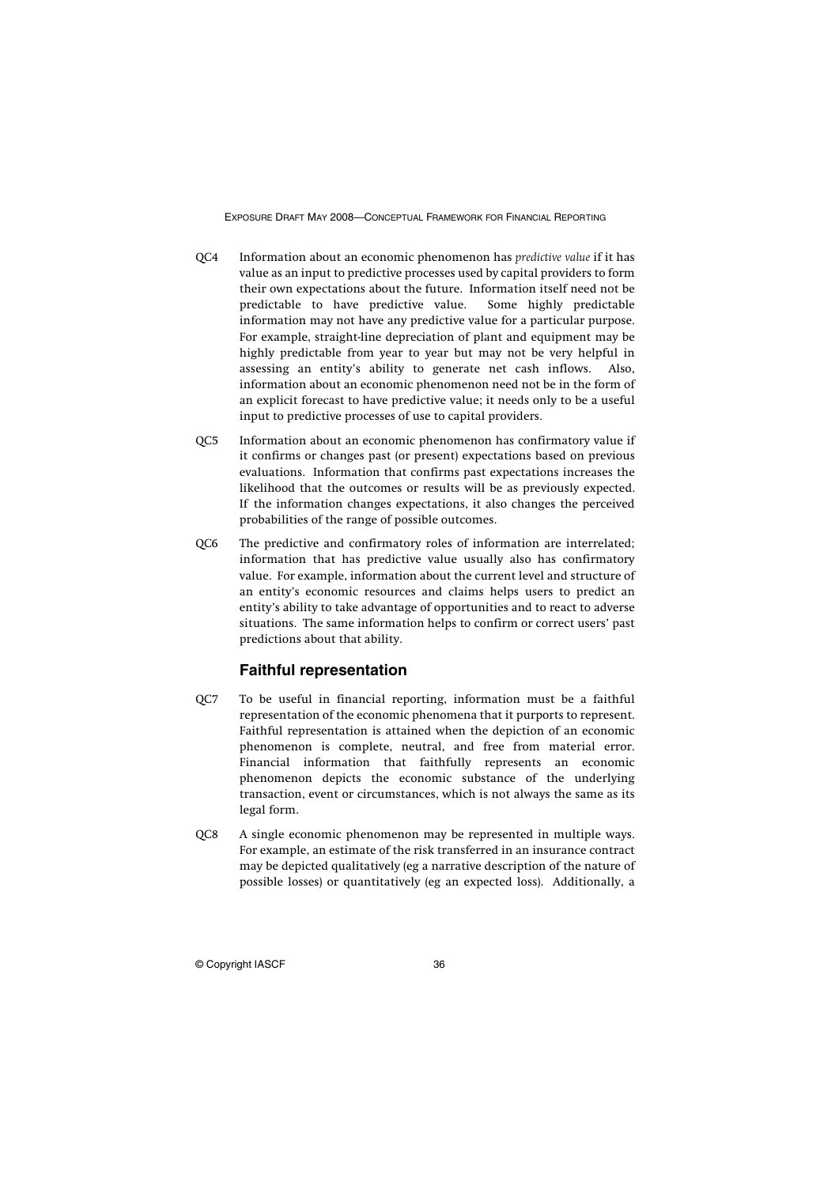QC4 Information about an economic phenomenon has *predictive value* if it has value as an input to predictive processes used by capital providers to form their own expectations about the future. Information itself need not be predictable to have predictive value. Some highly predictable information may not have any predictive value for a particular purpose. For example, straight-line depreciation of plant and equipment may be highly predictable from year to year but may not be very helpful in assessing an entity's ability to generate net cash inflows. Also, information about an economic phenomenon need not be in the form of an explicit forecast to have predictive value; it needs only to be a useful input to predictive processes of use to capital providers.

QC5 Information about an economic phenomenon has confirmatory value if it confirms or changes past (or present) expectations based on previous evaluations. Information that confirms past expectations increases the likelihood that the outcomes or results will be as previously expected. If the information changes expectations, it also changes the perceived probabilities of the range of possible outcomes.

QC6 The predictive and confirmatory roles of information are interrelated; information that has predictive value usually also has confirmatory value. For example, information about the current level and structure of an entity's economic resources and claims helps users to predict an entity's ability to take advantage of opportunities and to react to adverse situations. The same information helps to confirm or correct users' past predictions about that ability.

### Faithful representation

QC7 To be useful in financial reporting, information must be a faithful representation of the economic phenomena that it purports to represent. Faithful representation is attained when the depiction of an economic phenomenon is complete, neutral, and free from material error. Financial information that faithfully represents an economic phenomenon depicts the economic substance of the underlying transaction, event or circumstances, which is not always the same as its legal form.

QC8 A single economic phenomenon may be represented in multiple ways. For example, an estimate of the risk transferred in an insurance contract may be depicted qualitatively (eg a narrative description of the nature of possible losses) or quantitatively (eg an expected loss). Additionally, a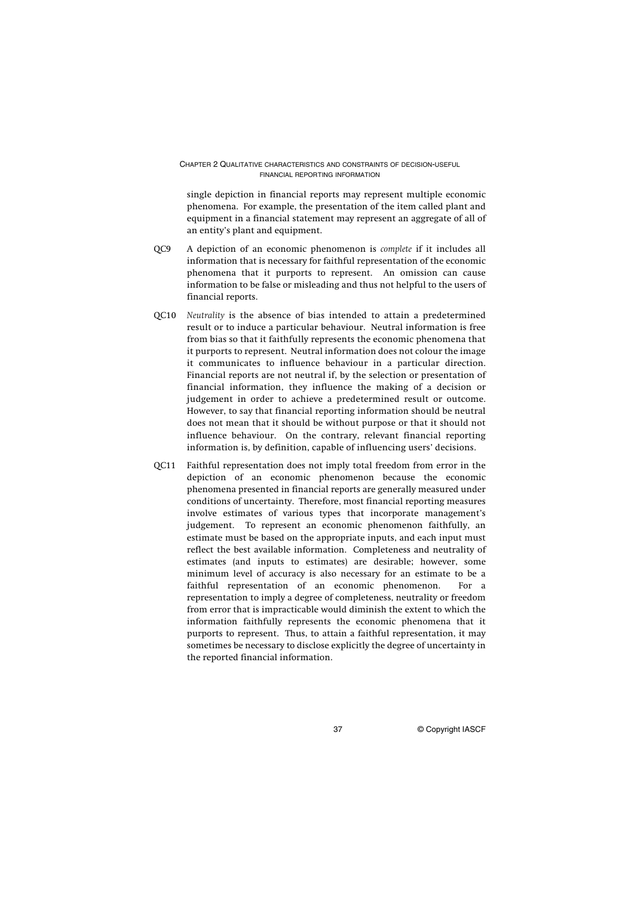single depiction in financial reports may represent multiple economic phenomena. For example, the presentation of the item called plant and equipment in a financial statement may represent an aggregate of all of an entity's plant and equipment.

QC9 A depiction of an economic phenomenon is *complete* if it includes all information that is necessary for faithful representation of the economic phenomena that it purports to represent. An omission can cause information to be false or misleading and thus not helpful to the users of financial reports.

QC10 *Neutrality* is the absence of bias intended to attain a predetermined result or to induce a particular behaviour. Neutral information is free from bias so that it faithfully represents the economic phenomena that it purports to represent. Neutral information does not colour the image it communicates to influence behaviour in a particular direction. Financial reports are not neutral if, by the selection or presentation of financial information, they influence the making of a decision or judgement in order to achieve a predetermined result or outcome. However, to say that financial reporting information should be neutral does not mean that it should be without purpose or that it should not influence behaviour. On the contrary, relevant financial reporting information is, by definition, capable of influencing users' decisions.

QC11 Faithful representation does not imply total freedom from error in the depiction of an economic phenomenon because the economic phenomena presented in financial reports are generally measured under conditions of uncertainty. Therefore, most financial reporting measures involve estimates of various types that incorporate management's judgement. To represent an economic phenomenon faithfully, an estimate must be based on the appropriate inputs, and each input must reflect the best available information. Completeness and neutrality of estimates (and inputs to estimates) are desirable; however, some minimum level of accuracy is also necessary for an estimate to be a faithful representation of an economic phenomenon. For a representation to imply a degree of completeness, neutrality or freedom from error that is impracticable would diminish the extent to which the information faithfully represents the economic phenomena that it purports to represent. Thus, to attain a faithful representation, it may sometimes be necessary to disclose explicitly the degree of uncertainty in the reported financial information.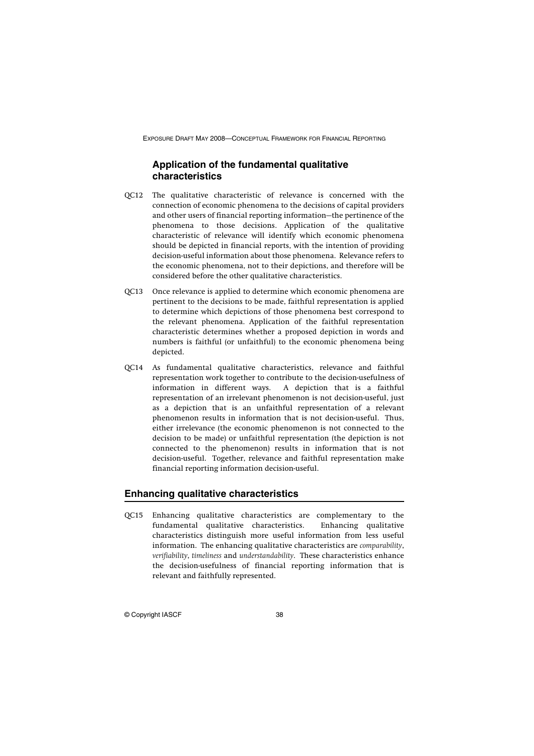### Application of the fundamental qualitative characteristics

QC12 The qualitative characteristic of relevance is concerned with the connection of economic phenomena to the decisions of capital providers and other users of financial reporting information—the pertinence of the phenomena to those decisions. Application of the qualitative characteristic of relevance will identify which economic phenomena should be depicted in financial reports, with the intention of providing decision-useful information about those phenomena. Relevance refers to the economic phenomena, not to their depictions, and therefore will be considered before the other qualitative characteristics.

QC13 Once relevance is applied to determine which economic phenomena are pertinent to the decisions to be made, faithful representation is applied to determine which depictions of those phenomena best correspond to the relevant phenomena. Application of the faithful representation characteristic determines whether a proposed depiction in words and numbers is faithful (or unfaithful) to the economic phenomena being depicted.

QC14 As fundamental qualitative characteristics, relevance and faithful representation work together to contribute to the decision-usefulness of information in different ways. A depiction that is a faithful representation of an irrelevant phenomenon is not decision-useful, just as a depiction that is an unfaithful representation of a relevant phenomenon results in information that is not decision-useful. Thus, either irrelevance (the economic phenomenon is not connected to the decision to be made) or unfaithful representation (the depiction is not connected to the phenomenon) results in information that is not decision-useful. Together, relevance and faithful representation make financial reporting information decision-useful.

## Enhancing qualitative characteristics

QC15 Enhancing qualitative characteristics are complementary to the fundamental qualitative characteristics. Enhancing qualitative characteristics distinguish more useful information from less useful information. The enhancing qualitative characteristics are *comparability*, *verifiability*, *timeliness* and *understandability*. These characteristics enhance the decision-usefulness of financial reporting information that is relevant and faithfully represented.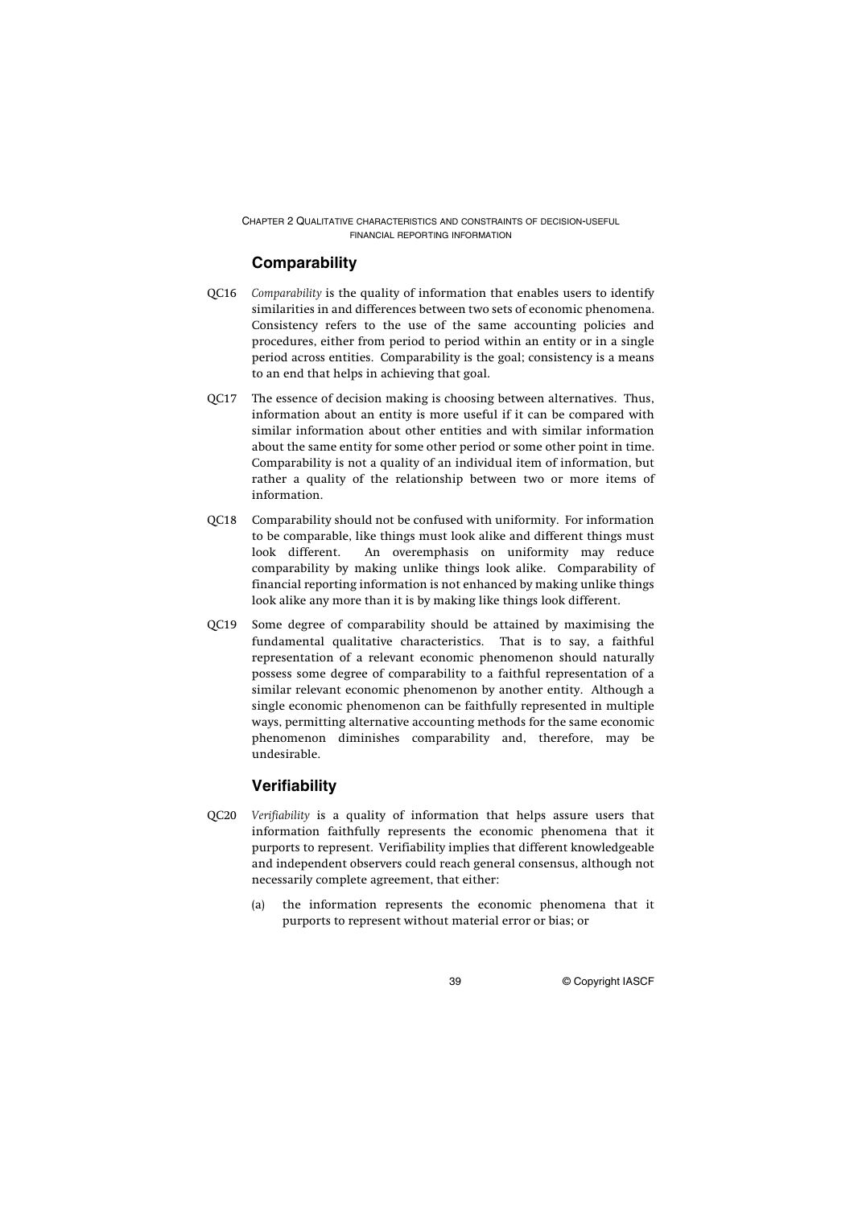## Comparability

QC16 *Comparability* is the quality of information that enables users to identify similarities in and differences between two sets of economic phenomena. Consistency refers to the use of the same accounting policies and procedures, either from period to period within an entity or in a single period across entities. Comparability is the goal; consistency is a means to an end that helps in achieving that goal.

QC17 The essence of decision making is choosing between alternatives. Thus, information about an entity is more useful if it can be compared with similar information about other entities and with similar information about the same entity for some other period or some other point in time. Comparability is not a quality of an individual item of information, but rather a quality of the relationship between two or more items of information.

QC18 Comparability should not be confused with uniformity. For information to be comparable, like things must look alike and different things must look different. An overemphasis on uniformity may reduce comparability by making unlike things look alike. Comparability of financial reporting information is not enhanced by making unlike things look alike any more than it is by making like things look different.

QC19 Some degree of comparability should be attained by maximising the fundamental qualitative characteristics. That is to say, a faithful representation of a relevant economic phenomenon should naturally possess some degree of comparability to a faithful representation of a similar relevant economic phenomenon by another entity. Although a single economic phenomenon can be faithfully represented in multiple ways, permitting alternative accounting methods for the same economic phenomenon diminishes comparability and, therefore, may be undesirable.

## Verifiability

QC20 *Verifiability* is a quality of information that helps assure users that information faithfully represents the economic phenomena that it purports to represent. Verifiability implies that different knowledgeable and independent observers could reach general consensus, although not necessarily complete agreement, that either:

(a) the information represents the economic phenomena that it purports to represent without material error or bias; or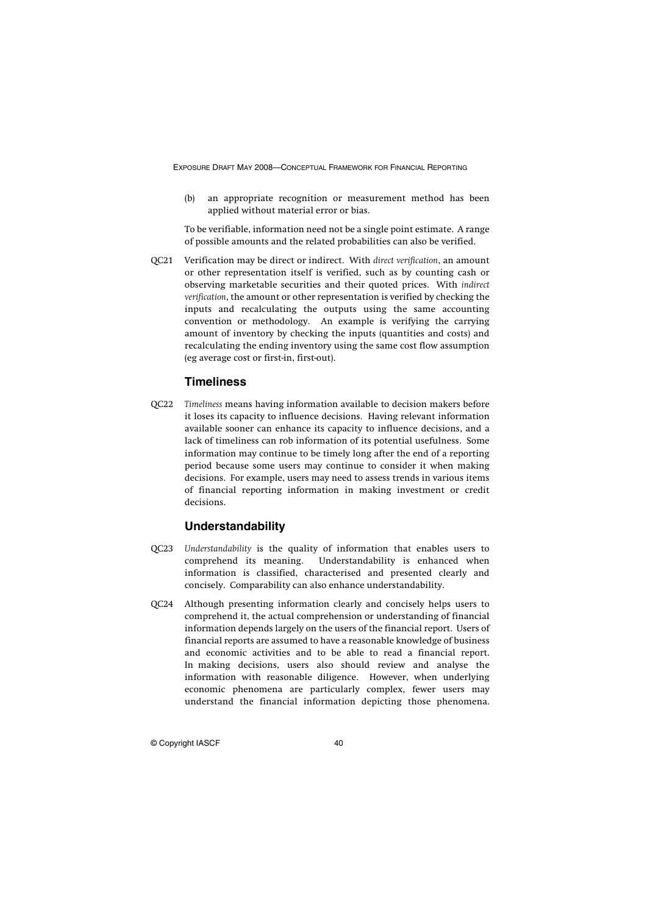(b) an appropriate recognition or measurement method has been applied without material error or bias.

To be verifiable, information need not be a single point estimate. A range of possible amounts and the related probabilities can also be verified.

QC21 Verification may be direct or indirect. With *direct verification*, an amount or other representation itself is verified, such as by counting cash or observing marketable securities and their quoted prices. With *indirect verification*, the amount or other representation is verified by checking the inputs and recalculating the outputs using the same accounting convention or methodology. An example is verifying the carrying amount of inventory by checking the inputs (quantities and costs) and recalculating the ending inventory using the same cost flow assumption (eg average cost or first-in, first-out).

## Timeliness

QC22 *Timeliness* means having information available to decision makers before it loses its capacity to influence decisions. Having relevant information available sooner can enhance its capacity to influence decisions, and a lack of timeliness can rob information of its potential usefulness. Some information may continue to be timely long after the end of a reporting period because some users may continue to consider it when making decisions. For example, users may need to assess trends in various items of financial reporting information in making investment or credit decisions.

## Understandability

QC23 *Understandability* is the quality of information that enables users to comprehend its meaning. Understandability is enhanced when information is classified, characterised and presented clearly and concisely. Comparability can also enhance understandability.

QC24 Although presenting information clearly and concisely helps users to comprehend it, the actual comprehension or understanding of financial information depends largely on the users of the financial report. Users of financial reports are assumed to have a reasonable knowledge of business and economic activities and to be able to read a financial report. In making decisions, users also should review and analyse the information with reasonable diligence. However, when underlying economic phenomena are particularly complex, fewer users may understand the financial information depicting those phenomena.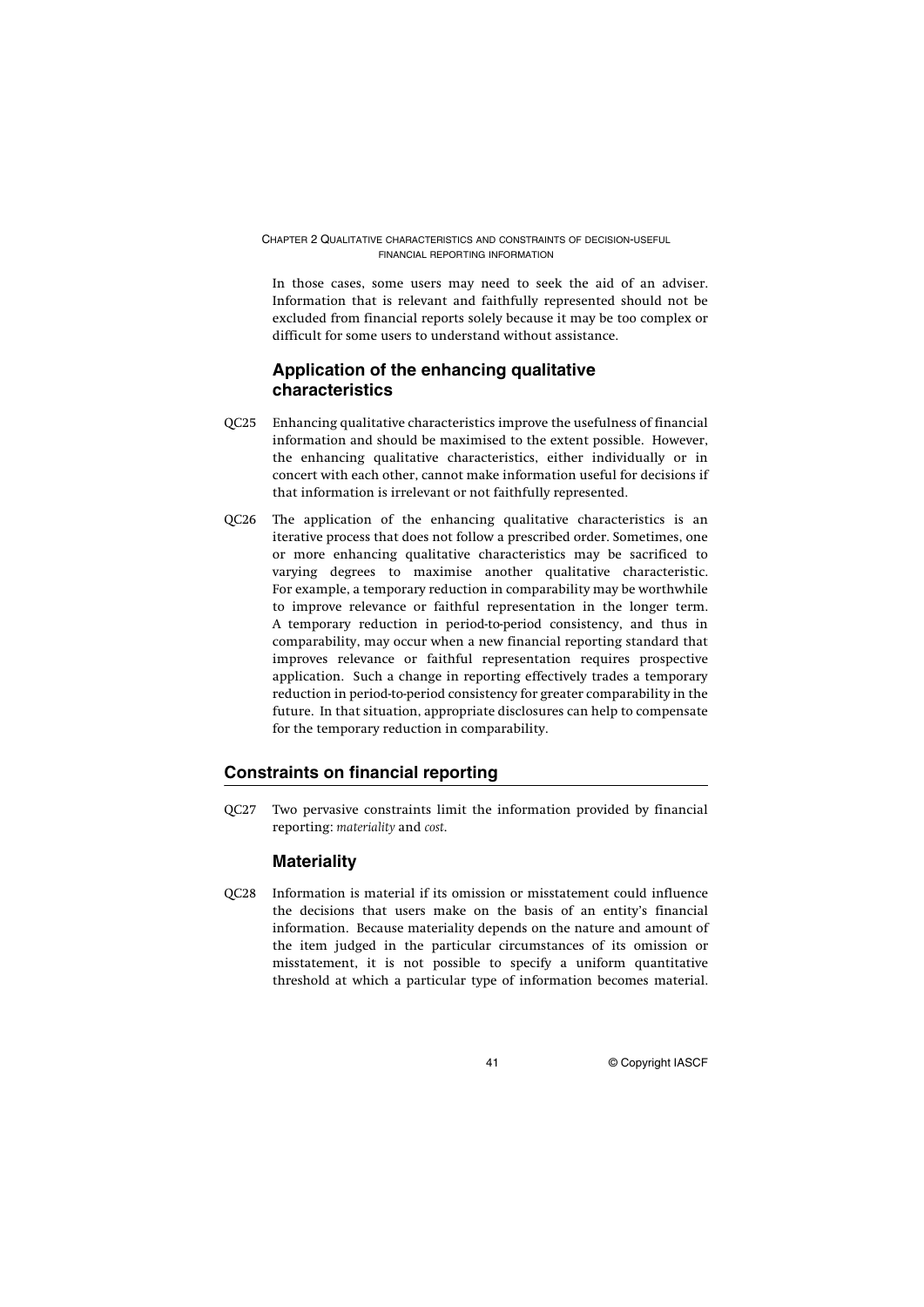In those cases, some users may need to seek the aid of an adviser. Information that is relevant and faithfully represented should not be excluded from financial reports solely because it may be too complex or difficult for some users to understand without assistance.

### Application of the enhancing qualitative characteristics

QC25 Enhancing qualitative characteristics improve the usefulness of financial information and should be maximised to the extent possible. However, the enhancing qualitative characteristics, either individually or in concert with each other, cannot make information useful for decisions if that information is irrelevant or not faithfully represented.

QC26 The application of the enhancing qualitative characteristics is an iterative process that does not follow a prescribed order. Sometimes, one or more enhancing qualitative characteristics may be sacrificed to varying degrees to maximise another qualitative characteristic. For example, a temporary reduction in comparability may be worthwhile to improve relevance or faithful representation in the longer term. A temporary reduction in period-to-period consistency, and thus in comparability, may occur when a new financial reporting standard that improves relevance or faithful representation requires prospective application. Such a change in reporting effectively trades a temporary reduction in period-to-period consistency for greater comparability in the future. In that situation, appropriate disclosures can help to compensate for the temporary reduction in comparability.

## Constraints on financial reporting

QC27 Two pervasive constraints limit the information provided by financial reporting: *materiality* and *cost*.

### Materiality

QC28 Information is material if its omission or misstatement could influence the decisions that users make on the basis of an entity's financial information. Because materiality depends on the nature and amount of the item judged in the particular circumstances of its omission or misstatement, it is not possible to specify a uniform quantitative threshold at which a particular type of information becomes material.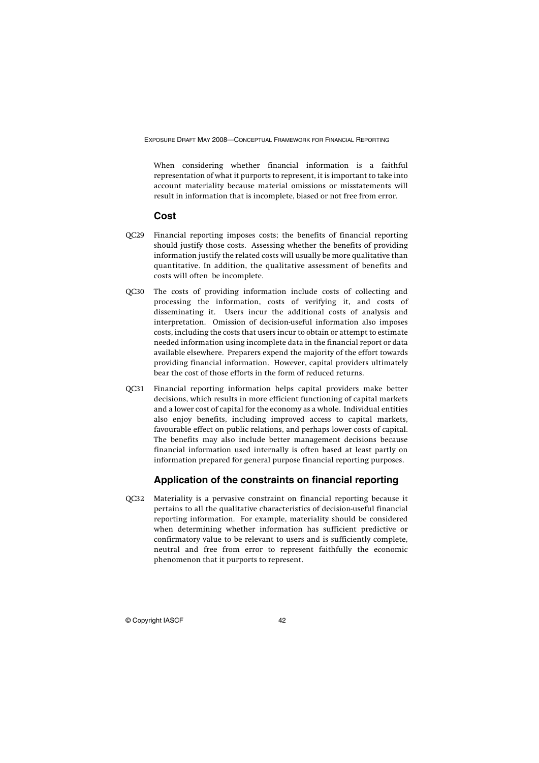When considering whether financial information is a faithful representation of what it purports to represent, it is important to take into account materiality because material omissions or misstatements will result in information that is incomplete, biased or not free from error.

### Cost

QC29 Financial reporting imposes costs; the benefits of financial reporting should justify those costs. Assessing whether the benefits of providing information justify the related costs will usually be more qualitative than quantitative. In addition, the qualitative assessment of benefits and costs will often be incomplete.

QC30 The costs of providing information include costs of collecting and processing the information, costs of verifying it, and costs of disseminating it. Users incur the additional costs of analysis and interpretation. Omission of decision-useful information also imposes costs, including the costs that users incur to obtain or attempt to estimate needed information using incomplete data in the financial report or data available elsewhere. Preparers expend the majority of the effort towards providing financial information. However, capital providers ultimately bear the cost of those efforts in the form of reduced returns.

QC31 Financial reporting information helps capital providers make better decisions, which results in more efficient functioning of capital markets and a lower cost of capital for the economy as a whole. Individual entities also enjoy benefits, including improved access to capital markets, favourable effect on public relations, and perhaps lower costs of capital. The benefits may also include better management decisions because financial information used internally is often based at least partly on information prepared for general purpose financial reporting purposes.

### Application of the constraints on financial reporting

QC32 Materiality is a pervasive constraint on financial reporting because it pertains to all the qualitative characteristics of decision-useful financial reporting information. For example, materiality should be considered when determining whether information has sufficient predictive or confirmatory value to be relevant to users and is sufficiently complete, neutral and free from error to represent faithfully the economic phenomenon that it purports to represent.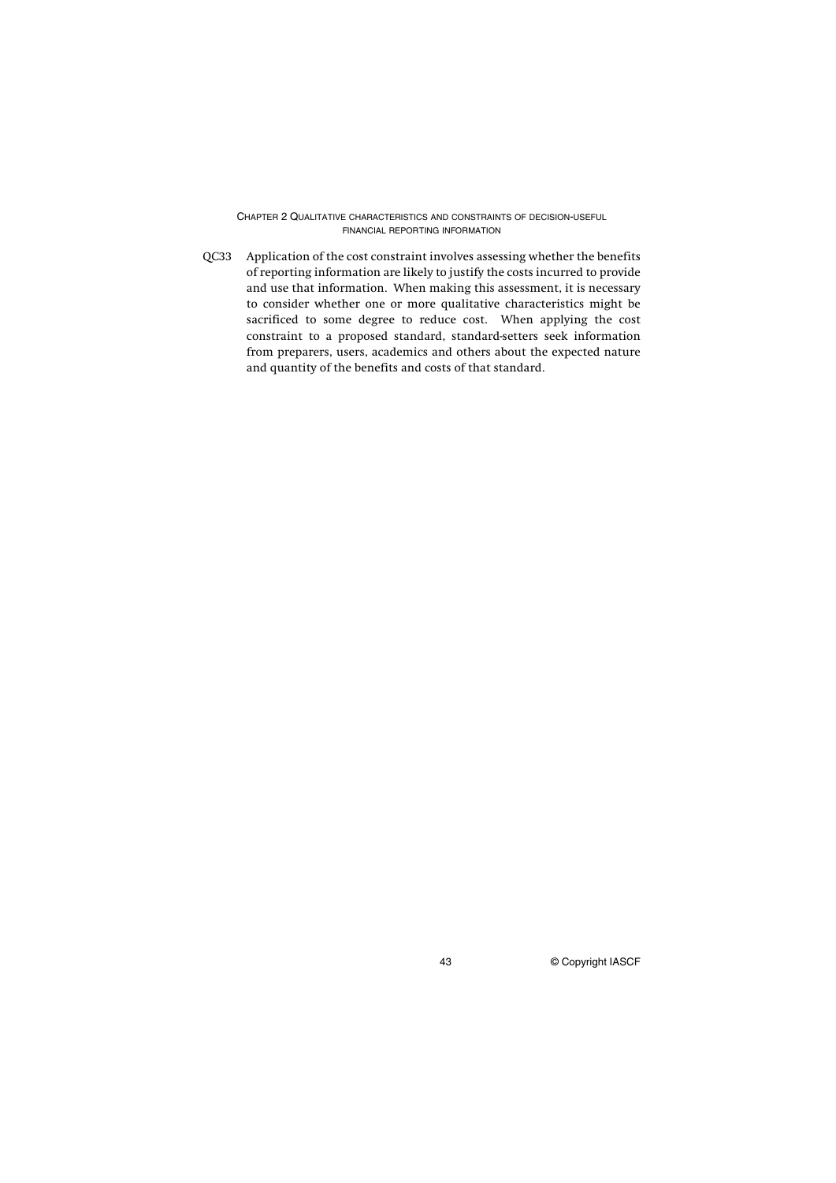QC33 Application of the cost constraint involves assessing whether the benefits of reporting information are likely to justify the costs incurred to provide and use that information. When making this assessment, it is necessary to consider whether one or more qualitative characteristics might be sacrificed to some degree to reduce cost. When applying the cost constraint to a proposed standard, standard-setters seek information from preparers, users, academics and others about the expected nature and quantity of the benefits and costs of that standard.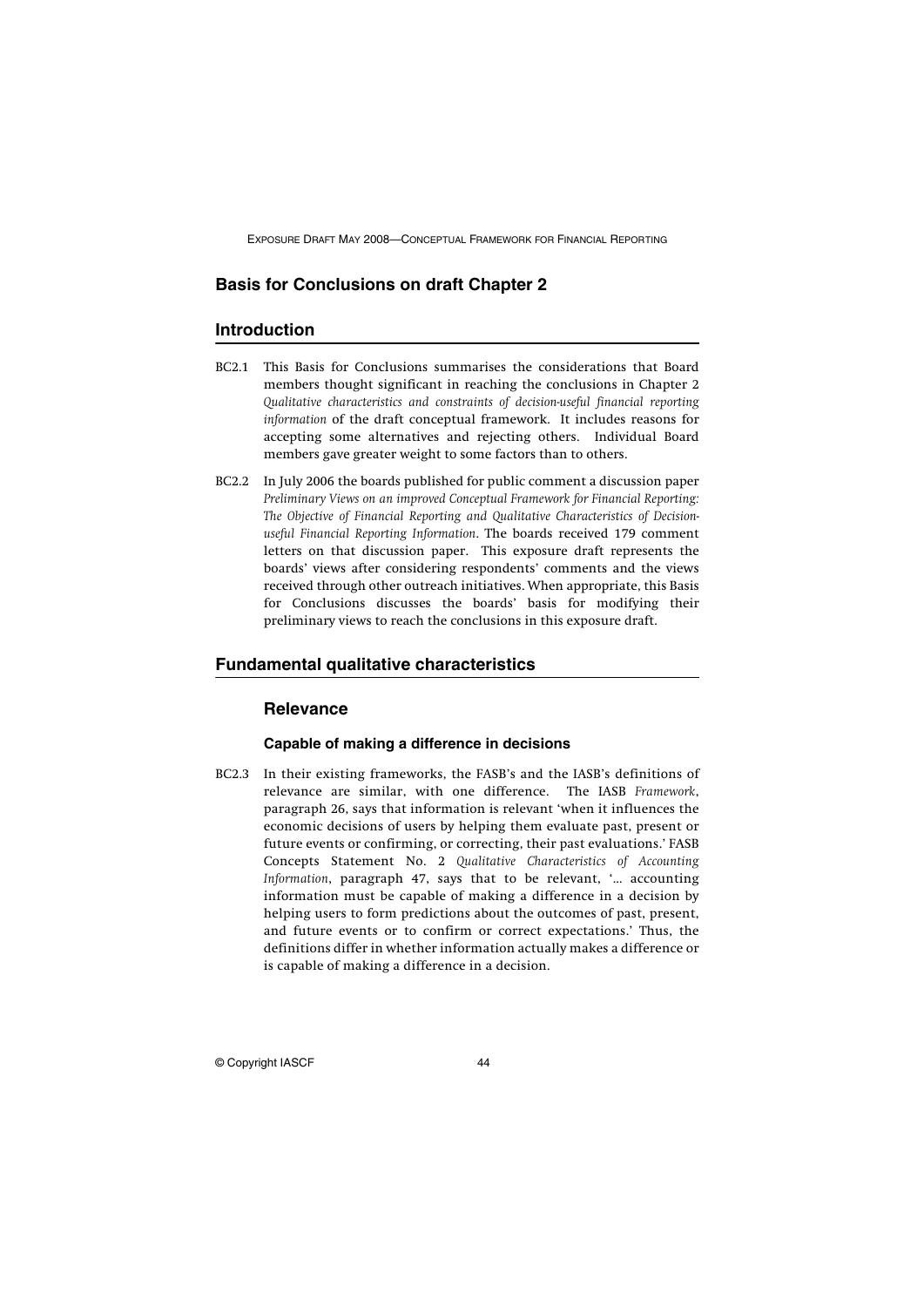## Basis for Conclusions on draft Chapter 2

## Introduction

BC2.1 This Basis for Conclusions summarises the considerations that Board members thought significant in reaching the conclusions in Chapter 2 *Qualitative characteristics and constraints of decision-useful financial reporting information* of the draft conceptual framework. It includes reasons for accepting some alternatives and rejecting others. Individual Board members gave greater weight to some factors than to others.

BC2.2 In July 2006 the boards published for public comment a discussion paper *Preliminary Views on an improved Conceptual Framework for Financial Reporting: The Objective of Financial Reporting and Qualitative Characteristics of Decision-useful Financial Reporting Information*. The boards received 179 comment letters on that discussion paper. This exposure draft represents the boards' views after considering respondents' comments and the views received through other outreach initiatives. When appropriate, this Basis for Conclusions discusses the boards' basis for modifying their preliminary views to reach the conclusions in this exposure draft.

## Fundamental qualitative characteristics

### Relevance

#### Capable of making a difference in decisions

BC2.3 In their existing frameworks, the FASB's and the IASB's definitions of relevance are similar, with one difference. The IASB *Framework*, paragraph 26, says that information is relevant 'when it influences the economic decisions of users by helping them evaluate past, present or future events or confirming, or correcting, their past evaluations.' FASB Concepts Statement No. 2 *Qualitative Characteristics of Accounting Information*, paragraph 47, says that to be relevant, '... accounting information must be capable of making a difference in a decision by helping users to form predictions about the outcomes of past, present, and future events or to confirm or correct expectations.' Thus, the definitions differ in whether information actually makes a difference or is capable of making a difference in a decision.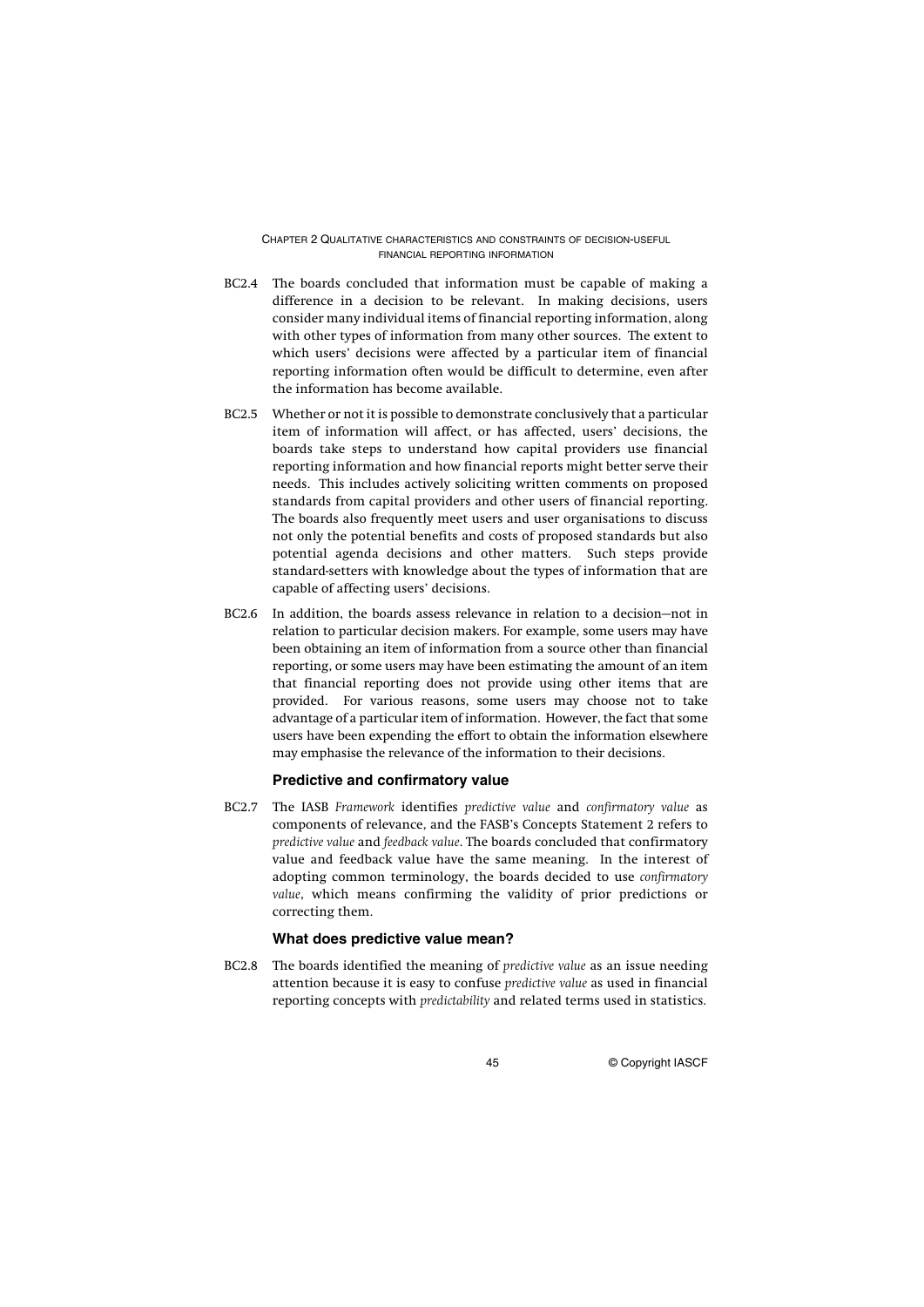BC2.4 The boards concluded that information must be capable of making a difference in a decision to be relevant. In making decisions, users consider many individual items of financial reporting information, along with other types of information from many other sources. The extent to which users' decisions were affected by a particular item of financial reporting information often would be difficult to determine, even after the information has become available.

BC2.5 Whether or not it is possible to demonstrate conclusively that a particular item of information will affect, or has affected, users' decisions, the boards take steps to understand how capital providers use financial reporting information and how financial reports might better serve their needs. This includes actively soliciting written comments on proposed standards from capital providers and other users of financial reporting. The boards also frequently meet users and user organisations to discuss not only the potential benefits and costs of proposed standards but also potential agenda decisions and other matters. Such steps provide standard-setters with knowledge about the types of information that are capable of affecting users' decisions.

BC2.6 In addition, the boards assess relevance in relation to a decision—not in relation to particular decision makers. For example, some users may have been obtaining an item of information from a source other than financial reporting, or some users may have been estimating the amount of an item that financial reporting does not provide using other items that are provided. For various reasons, some users may choose not to take advantage of a particular item of information. However, the fact that some users have been expending the effort to obtain the information elsewhere may emphasise the relevance of the information to their decisions.

### Predictive and confirmatory value

BC2.7 The IASB *Framework* identifies *predictive value* and *confirmatory value* as components of relevance, and the FASB's Concepts Statement 2 refers to *predictive value* and *feedback value*. The boards concluded that confirmatory value and feedback value have the same meaning. In the interest of adopting common terminology, the boards decided to use *confirmatory value*, which means confirming the validity of prior predictions or correcting them.

### What does predictive value mean?

BC2.8 The boards identified the meaning of *predictive value* as an issue needing attention because it is easy to confuse *predictive value* as used in financial reporting concepts with *predictability* and related terms used in statistics.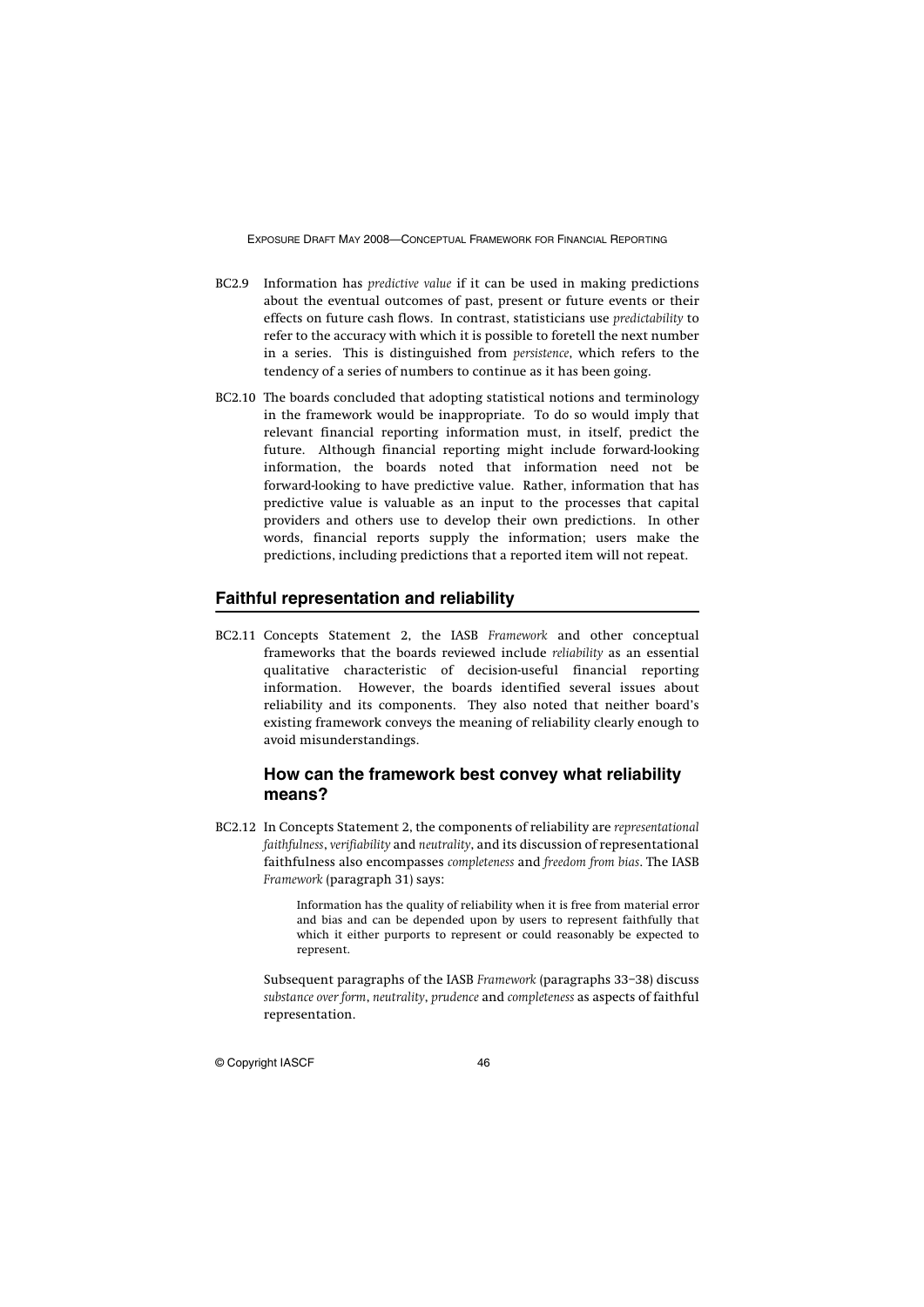BC2.9 Information has *predictive value* if it can be used in making predictions about the eventual outcomes of past, present or future events or their effects on future cash flows. In contrast, statisticians use *predictability* to refer to the accuracy with which it is possible to foretell the next number in a series. This is distinguished from *persistence*, which refers to the tendency of a series of numbers to continue as it has been going.

BC2.10 The boards concluded that adopting statistical notions and terminology in the framework would be inappropriate. To do so would imply that relevant financial reporting information must, in itself, predict the future. Although financial reporting might include forward-looking information, the boards noted that information need not be forward-looking to have predictive value. Rather, information that has predictive value is valuable as an input to the processes that capital providers and others use to develop their own predictions. In other words, financial reports supply the information; users make the predictions, including predictions that a reported item will not repeat.

## Faithful representation and reliability

BC2.11 Concepts Statement 2, the IASB *Framework* and other conceptual frameworks that the boards reviewed include *reliability* as an essential qualitative characteristic of decision-useful financial reporting information. However, the boards identified several issues about reliability and its components. They also noted that neither board's existing framework conveys the meaning of reliability clearly enough to avoid misunderstandings.

### How can the framework best convey what reliability means?

BC2.12 In Concepts Statement 2, the components of reliability are *representational faithfulness*, *verifiability* and *neutrality*, and its discussion of representational faithfulness also encompasses *completeness* and *freedom from bias*. The IASB *Framework* (paragraph 31) says:

> Information has the quality of reliability when it is free from material error and bias and can be depended upon by users to represent faithfully that which it either purports to represent or could reasonably be expected to represent.

Subsequent paragraphs of the IASB *Framework* (paragraphs 33–38) discuss *substance over form*, *neutrality*, *prudence* and *completeness* as aspects of faithful representation.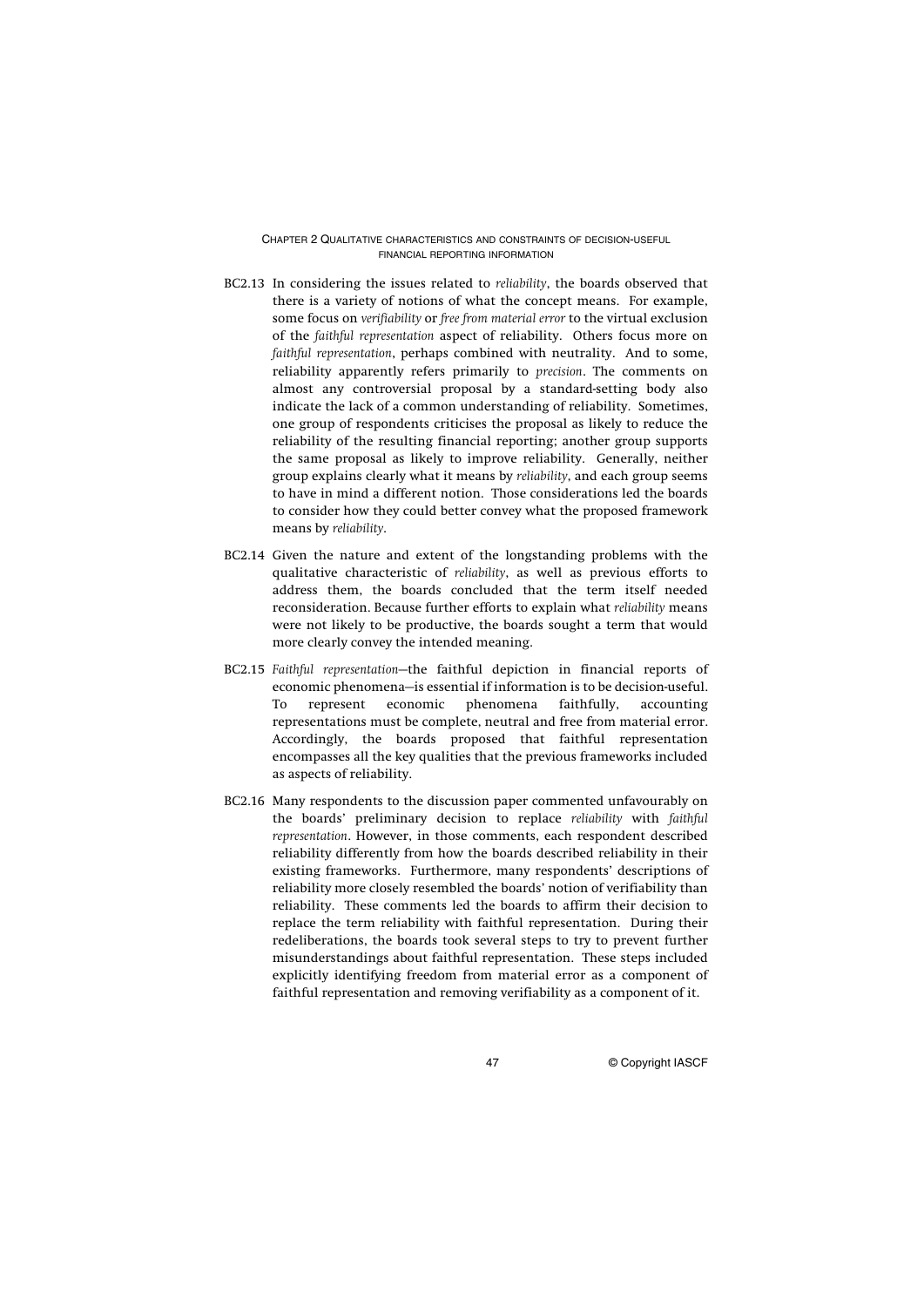BC2.13 In considering the issues related to *reliability*, the boards observed that there is a variety of notions of what the concept means. For example, some focus on *verifiability* or *free from material error* to the virtual exclusion of the *faithful representation* aspect of reliability. Others focus more on *faithful representation*, perhaps combined with neutrality. And to some, reliability apparently refers primarily to *precision*. The comments on almost any controversial proposal by a standard-setting body also indicate the lack of a common understanding of reliability. Sometimes, one group of respondents criticises the proposal as likely to reduce the reliability of the resulting financial reporting; another group supports the same proposal as likely to improve reliability. Generally, neither group explains clearly what it means by *reliability*, and each group seems to have in mind a different notion. Those considerations led the boards to consider how they could better convey what the proposed framework means by *reliability*.

BC2.14 Given the nature and extent of the longstanding problems with the qualitative characteristic of *reliability*, as well as previous efforts to address them, the boards concluded that the term itself needed reconsideration. Because further efforts to explain what *reliability* means were not likely to be productive, the boards sought a term that would more clearly convey the intended meaning.

BC2.15 *Faithful representation*—the faithful depiction in financial reports of economic phenomena—is essential if information is to be decision-useful. To represent economic phenomena faithfully, accounting representations must be complete, neutral and free from material error. Accordingly, the boards proposed that faithful representation encompasses all the key qualities that the previous frameworks included as aspects of reliability.

BC2.16 Many respondents to the discussion paper commented unfavourably on the boards' preliminary decision to replace *reliability* with *faithful representation*. However, in those comments, each respondent described reliability differently from how the boards described reliability in their existing frameworks. Furthermore, many respondents' descriptions of reliability more closely resembled the boards' notion of verifiability than reliability. These comments led the boards to affirm their decision to replace the term reliability with faithful representation. During their redeliberations, the boards took several steps to try to prevent further misunderstandings about faithful representation. These steps included explicitly identifying freedom from material error as a component of faithful representation and removing verifiability as a component of it.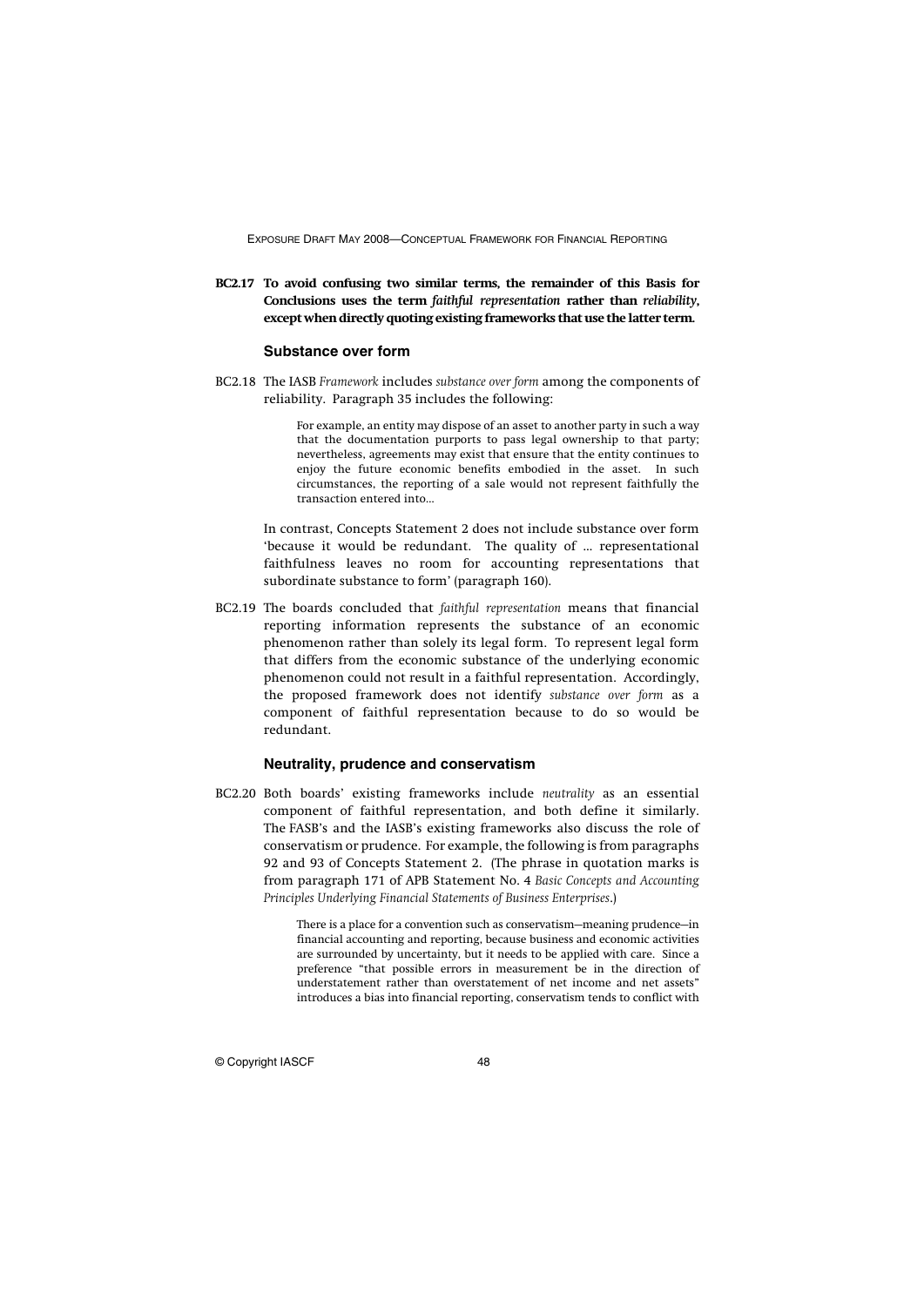**BC2.17 To avoid confusing two similar terms, the remainder of this Basis for Conclusions uses the term *faithful representation* rather than *reliability*, except when directly quoting existing frameworks that use the latter term.**

### Substance over form

BC2.18 The IASB *Framework* includes *substance over form* among the components of reliability. Paragraph 35 includes the following:

> For example, an entity may dispose of an asset to another party in such a way that the documentation purports to pass legal ownership to that party; nevertheless, agreements may exist that ensure that the entity continues to enjoy the future economic benefits embodied in the asset. In such circumstances, the reporting of a sale would not represent faithfully the transaction entered into…

In contrast, Concepts Statement 2 does not include substance over form 'because it would be redundant. The quality of … representational faithfulness leaves no room for accounting representations that subordinate substance to form' (paragraph 160).

BC2.19 The boards concluded that *faithful representation* means that financial reporting information represents the substance of an economic phenomenon rather than solely its legal form. To represent legal form that differs from the economic substance of the underlying economic phenomenon could not result in a faithful representation. Accordingly, the proposed framework does not identify *substance over form* as a component of faithful representation because to do so would be redundant.

### Neutrality, prudence and conservatism

BC2.20 Both boards' existing frameworks include *neutrality* as an essential component of faithful representation, and both define it similarly. The FASB's and the IASB's existing frameworks also discuss the role of conservatism or prudence. For example, the following is from paragraphs 92 and 93 of Concepts Statement 2. (The phrase in quotation marks is from paragraph 171 of APB Statement No. 4 *Basic Concepts and Accounting Principles Underlying Financial Statements of Business Enterprises*.)

> There is a place for a convention such as conservatism—meaning prudence—in financial accounting and reporting, because business and economic activities are surrounded by uncertainty, but it needs to be applied with care. Since a preference "that possible errors in measurement be in the direction of understatement rather than overstatement of net income and net assets" introduces a bias into financial reporting, conservatism tends to conflict with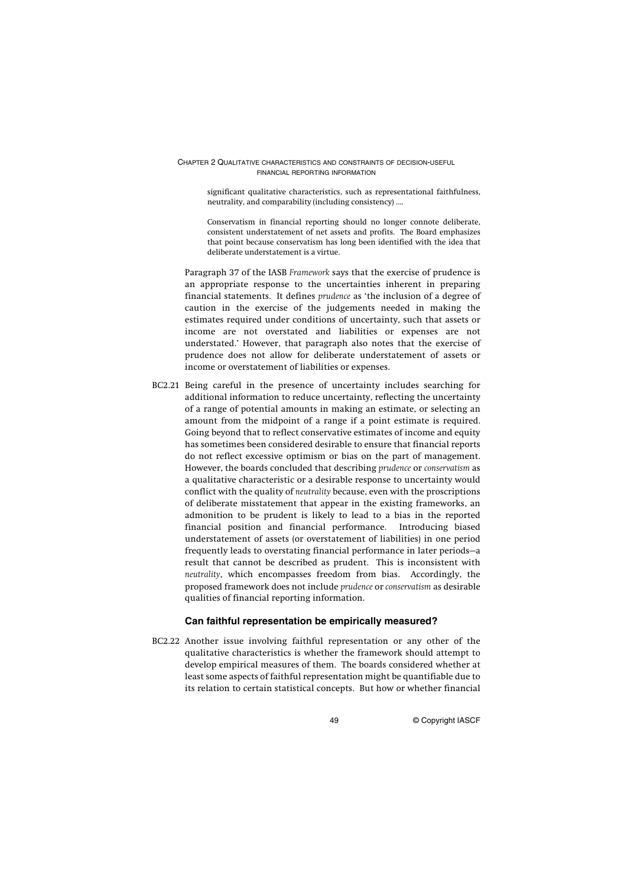> significant qualitative characteristics, such as representational faithfulness, neutrality, and comparability (including consistency) ....
>
> Conservatism in financial reporting should no longer connote deliberate, consistent understatement of net assets and profits. The Board emphasizes that point because conservatism has long been identified with the idea that deliberate understatement is a virtue.

Paragraph 37 of the IASB *Framework* says that the exercise of prudence is an appropriate response to the uncertainties inherent in preparing financial statements. It defines *prudence* as 'the inclusion of a degree of caution in the exercise of the judgements needed in making the estimates required under conditions of uncertainty, such that assets or income are not overstated and liabilities or expenses are not understated.' However, that paragraph also notes that the exercise of prudence does not allow for deliberate understatement of assets or income or overstatement of liabilities or expenses.

BC2.21 Being careful in the presence of uncertainty includes searching for additional information to reduce uncertainty, reflecting the uncertainty of a range of potential amounts in making an estimate, or selecting an amount from the midpoint of a range if a point estimate is required. Going beyond that to reflect conservative estimates of income and equity has sometimes been considered desirable to ensure that financial reports do not reflect excessive optimism or bias on the part of management. However, the boards concluded that describing *prudence* or *conservatism* as a qualitative characteristic or a desirable response to uncertainty would conflict with the quality of *neutrality* because, even with the proscriptions of deliberate misstatement that appear in the existing frameworks, an admonition to be prudent is likely to lead to a bias in the reported financial position and financial performance. Introducing biased understatement of assets (or overstatement of liabilities) in one period frequently leads to overstating financial performance in later periods—a result that cannot be described as prudent. This is inconsistent with *neutrality*, which encompasses freedom from bias. Accordingly, the proposed framework does not include *prudence* or *conservatism* as desirable qualities of financial reporting information.

### Can faithful representation be empirically measured?

BC2.22 Another issue involving faithful representation or any other of the qualitative characteristics is whether the framework should attempt to develop empirical measures of them. The boards considered whether at least some aspects of faithful representation might be quantifiable due to its relation to certain statistical concepts. But how or whether financial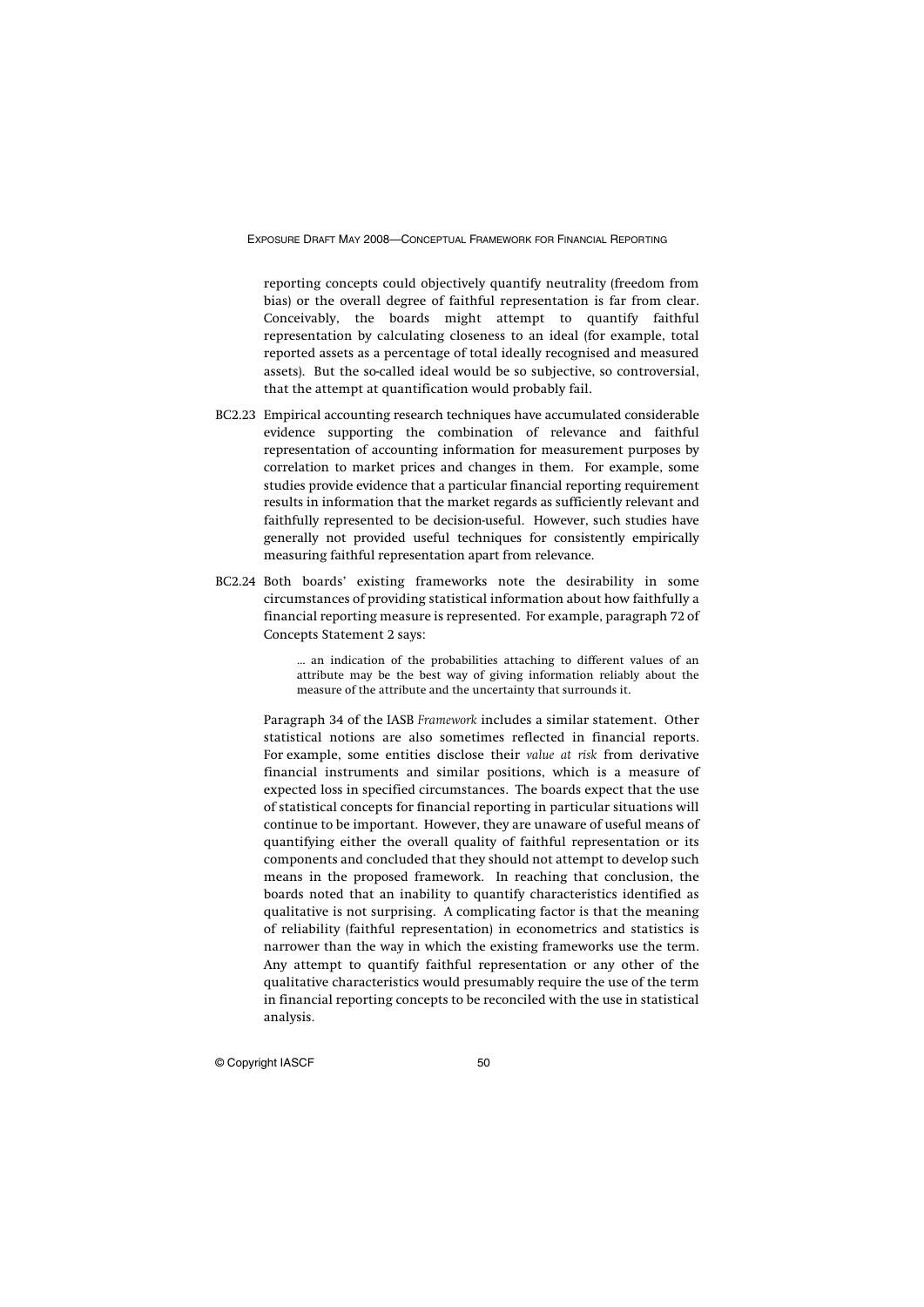reporting concepts could objectively quantify neutrality (freedom from bias) or the overall degree of faithful representation is far from clear. Conceivably, the boards might attempt to quantify faithful representation by calculating closeness to an ideal (for example, total reported assets as a percentage of total ideally recognised and measured assets). But the so-called ideal would be so subjective, so controversial, that the attempt at quantification would probably fail.

BC2.23 Empirical accounting research techniques have accumulated considerable evidence supporting the combination of relevance and faithful representation of accounting information for measurement purposes by correlation to market prices and changes in them. For example, some studies provide evidence that a particular financial reporting requirement results in information that the market regards as sufficiently relevant and faithfully represented to be decision-useful. However, such studies have generally not provided useful techniques for consistently empirically measuring faithful representation apart from relevance.

BC2.24 Both boards' existing frameworks note the desirability in some circumstances of providing statistical information about how faithfully a financial reporting measure is represented. For example, paragraph 72 of Concepts Statement 2 says:

> ... an indication of the probabilities attaching to different values of an attribute may be the best way of giving information reliably about the measure of the attribute and the uncertainty that surrounds it.

Paragraph 34 of the IASB *Framework* includes a similar statement. Other statistical notions are also sometimes reflected in financial reports. For example, some entities disclose their *value at risk* from derivative financial instruments and similar positions, which is a measure of expected loss in specified circumstances. The boards expect that the use of statistical concepts for financial reporting in particular situations will continue to be important. However, they are unaware of useful means of quantifying either the overall quality of faithful representation or its components and concluded that they should not attempt to develop such means in the proposed framework. In reaching that conclusion, the boards noted that an inability to quantify characteristics identified as qualitative is not surprising. A complicating factor is that the meaning of reliability (faithful representation) in econometrics and statistics is narrower than the way in which the existing frameworks use the term. Any attempt to quantify faithful representation or any other of the qualitative characteristics would presumably require the use of the term in financial reporting concepts to be reconciled with the use in statistical analysis.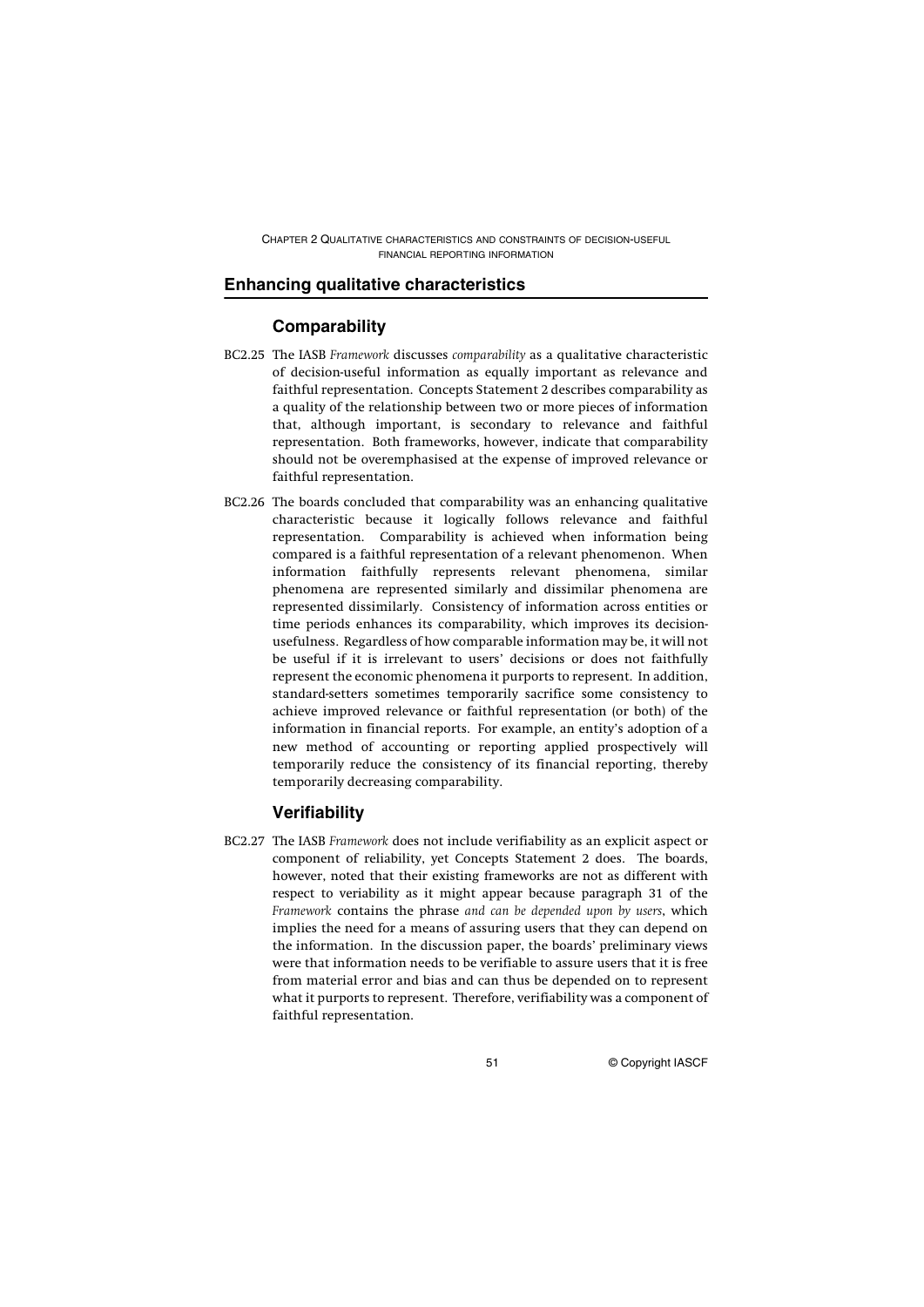## Enhancing qualitative characteristics

### Comparability

BC2.25 The IASB *Framework* discusses *comparability* as a qualitative characteristic of decision-useful information as equally important as relevance and faithful representation. Concepts Statement 2 describes comparability as a quality of the relationship between two or more pieces of information that, although important, is secondary to relevance and faithful representation. Both frameworks, however, indicate that comparability should not be overemphasised at the expense of improved relevance or faithful representation.

BC2.26 The boards concluded that comparability was an enhancing qualitative characteristic because it logically follows relevance and faithful representation. Comparability is achieved when information being compared is a faithful representation of a relevant phenomenon. When information faithfully represents relevant phenomena, similar phenomena are represented similarly and dissimilar phenomena are represented dissimilarly. Consistency of information across entities or time periods enhances its comparability, which improves its decision-usefulness. Regardless of how comparable information may be, it will not be useful if it is irrelevant to users' decisions or does not faithfully represent the economic phenomena it purports to represent. In addition, standard-setters sometimes temporarily sacrifice some consistency to achieve improved relevance or faithful representation (or both) of the information in financial reports. For example, an entity's adoption of a new method of accounting or reporting applied prospectively will temporarily reduce the consistency of its financial reporting, thereby temporarily decreasing comparability.

### Verifiability

BC2.27 The IASB *Framework* does not include verifiability as an explicit aspect or component of reliability, yet Concepts Statement 2 does. The boards, however, noted that their existing frameworks are not as different with respect to veriability as it might appear because paragraph 31 of the *Framework* contains the phrase *and can be depended upon by users*, which implies the need for a means of assuring users that they can depend on the information. In the discussion paper, the boards' preliminary views were that information needs to be verifiable to assure users that it is free from material error and bias and can thus be depended on to represent what it purports to represent. Therefore, verifiability was a component of faithful representation.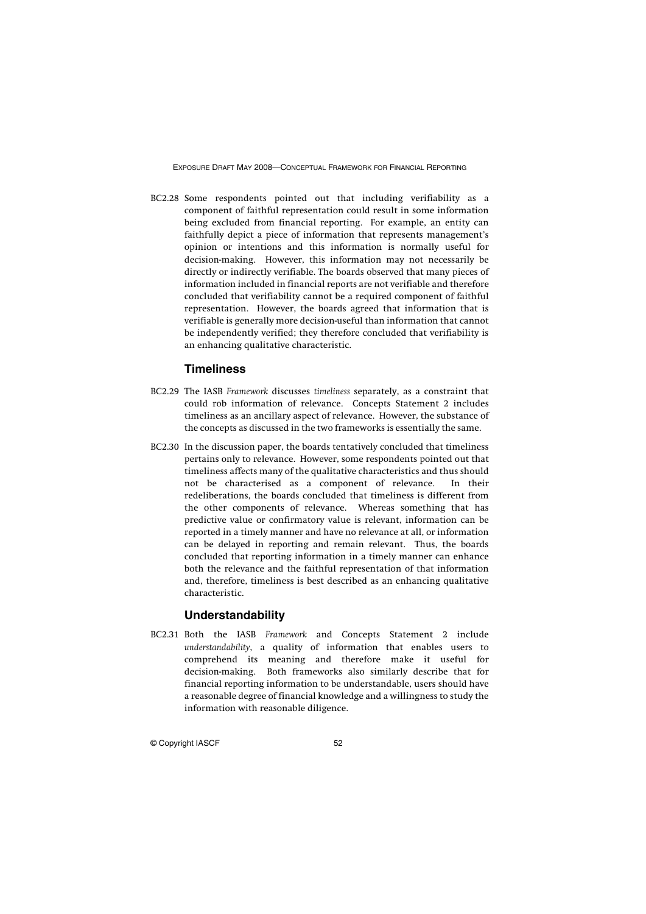BC2.28 Some respondents pointed out that including verifiability as a component of faithful representation could result in some information being excluded from financial reporting. For example, an entity can faithfully depict a piece of information that represents management's opinion or intentions and this information is normally useful for decision-making. However, this information may not necessarily be directly or indirectly verifiable. The boards observed that many pieces of information included in financial reports are not verifiable and therefore concluded that verifiability cannot be a required component of faithful representation. However, the boards agreed that information that is verifiable is generally more decision-useful than information that cannot be independently verified; they therefore concluded that verifiability is an enhancing qualitative characteristic.

### Timeliness

BC2.29 The IASB *Framework* discusses *timeliness* separately, as a constraint that could rob information of relevance. Concepts Statement 2 includes timeliness as an ancillary aspect of relevance. However, the substance of the concepts as discussed in the two frameworks is essentially the same.

BC2.30 In the discussion paper, the boards tentatively concluded that timeliness pertains only to relevance. However, some respondents pointed out that timeliness affects many of the qualitative characteristics and thus should not be characterised as a component of relevance. In their redeliberations, the boards concluded that timeliness is different from the other components of relevance. Whereas something that has predictive value or confirmatory value is relevant, information can be reported in a timely manner and have no relevance at all, or information can be delayed in reporting and remain relevant. Thus, the boards concluded that reporting information in a timely manner can enhance both the relevance and the faithful representation of that information and, therefore, timeliness is best described as an enhancing qualitative characteristic.

### Understandability

BC2.31 Both the IASB *Framework* and Concepts Statement 2 include *understandability*, a quality of information that enables users to comprehend its meaning and therefore make it useful for decision-making. Both frameworks also similarly describe that for financial reporting information to be understandable, users should have a reasonable degree of financial knowledge and a willingness to study the information with reasonable diligence.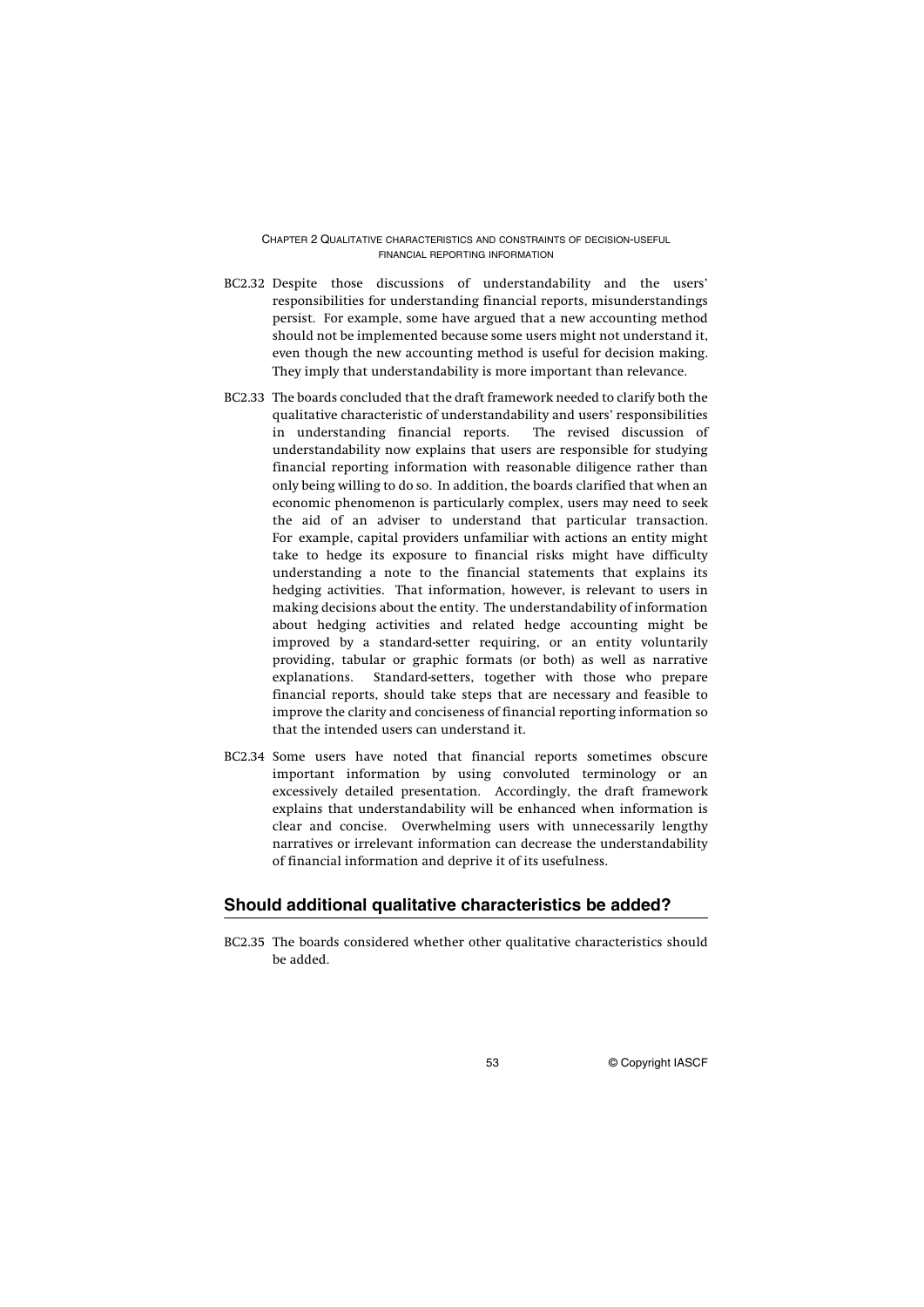BC2.32 Despite those discussions of understandability and the users' responsibilities for understanding financial reports, misunderstandings persist. For example, some have argued that a new accounting method should not be implemented because some users might not understand it, even though the new accounting method is useful for decision making. They imply that understandability is more important than relevance.

BC2.33 The boards concluded that the draft framework needed to clarify both the qualitative characteristic of understandability and users' responsibilities in understanding financial reports. The revised discussion of understandability now explains that users are responsible for studying financial reporting information with reasonable diligence rather than only being willing to do so. In addition, the boards clarified that when an economic phenomenon is particularly complex, users may need to seek the aid of an adviser to understand that particular transaction. For example, capital providers unfamiliar with actions an entity might take to hedge its exposure to financial risks might have difficulty understanding a note to the financial statements that explains its hedging activities. That information, however, is relevant to users in making decisions about the entity. The understandability of information about hedging activities and related hedge accounting might be improved by a standard-setter requiring, or an entity voluntarily providing, tabular or graphic formats (or both) as well as narrative explanations. Standard-setters, together with those who prepare financial reports, should take steps that are necessary and feasible to improve the clarity and conciseness of financial reporting information so that the intended users can understand it.

BC2.34 Some users have noted that financial reports sometimes obscure important information by using convoluted terminology or an excessively detailed presentation. Accordingly, the draft framework explains that understandability will be enhanced when information is clear and concise. Overwhelming users with unnecessarily lengthy narratives or irrelevant information can decrease the understandability of financial information and deprive it of its usefulness.

## Should additional qualitative characteristics be added?

BC2.35 The boards considered whether other qualitative characteristics should be added.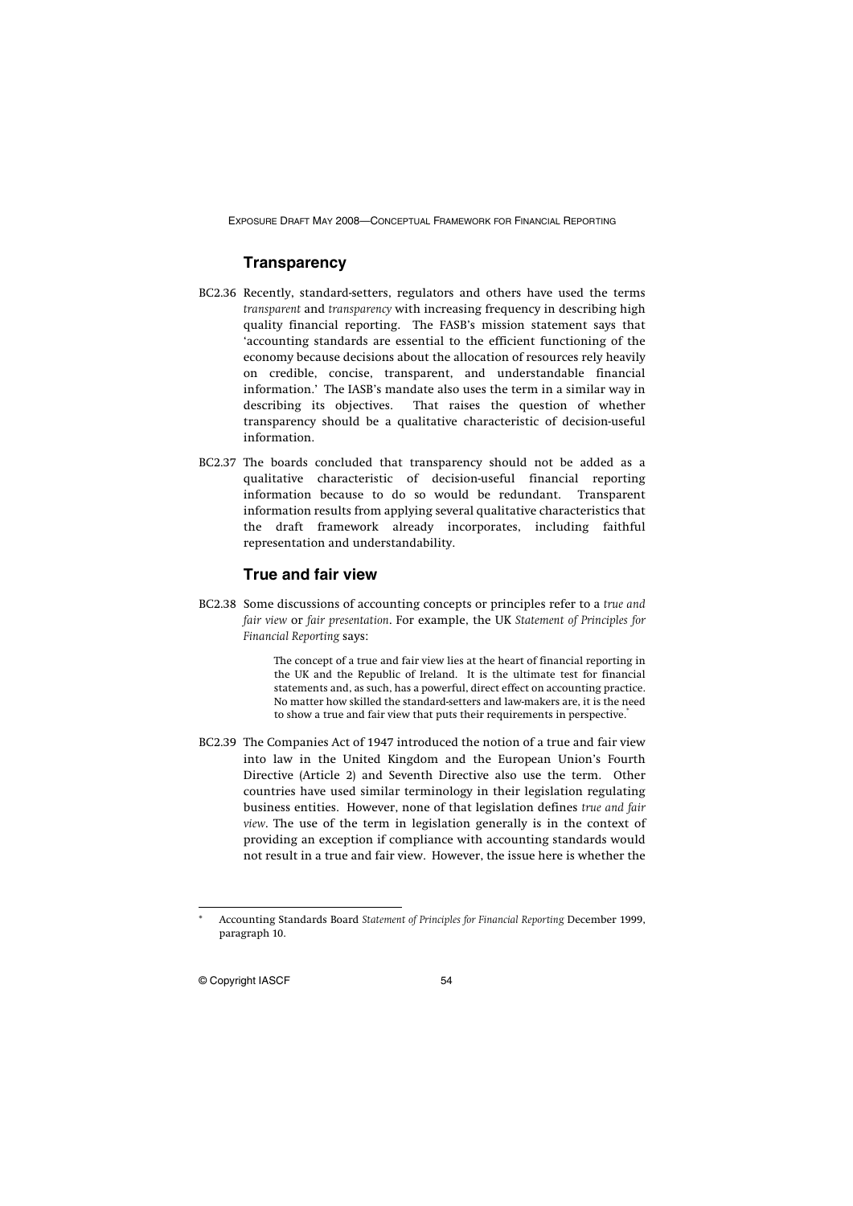## Transparency

BC2.36 Recently, standard-setters, regulators and others have used the terms *transparent* and *transparency* with increasing frequency in describing high quality financial reporting. The FASB's mission statement says that 'accounting standards are essential to the efficient functioning of the economy because decisions about the allocation of resources rely heavily on credible, concise, transparent, and understandable financial information.' The IASB's mandate also uses the term in a similar way in describing its objectives. That raises the question of whether transparency should be a qualitative characteristic of decision-useful information.

BC2.37 The boards concluded that transparency should not be added as a qualitative characteristic of decision-useful financial reporting information because to do so would be redundant. Transparent information results from applying several qualitative characteristics that the draft framework already incorporates, including faithful representation and understandability.

## True and fair view

BC2.38 Some discussions of accounting concepts or principles refer to a *true and fair view* or *fair presentation*. For example, the UK *Statement of Principles for Financial Reporting* says:

> The concept of a true and fair view lies at the heart of financial reporting in the UK and the Republic of Ireland. It is the ultimate test for financial statements and, as such, has a powerful, direct effect on accounting practice. No matter how skilled the standard-setters and law-makers are, it is the need to show a true and fair view that puts their requirements in perspective.*

BC2.39 The Companies Act of 1947 introduced the notion of a true and fair view into law in the United Kingdom and the European Union's Fourth Directive (Article 2) and Seventh Directive also use the term. Other countries have used similar terminology in their legislation regulating business entities. However, none of that legislation defines *true and fair view*. The use of the term in legislation generally is in the context of providing an exception if compliance with accounting standards would not result in a true and fair view. However, the issue here is whether the

---

\* Accounting Standards Board *Statement of Principles for Financial Reporting* December 1999, paragraph 10.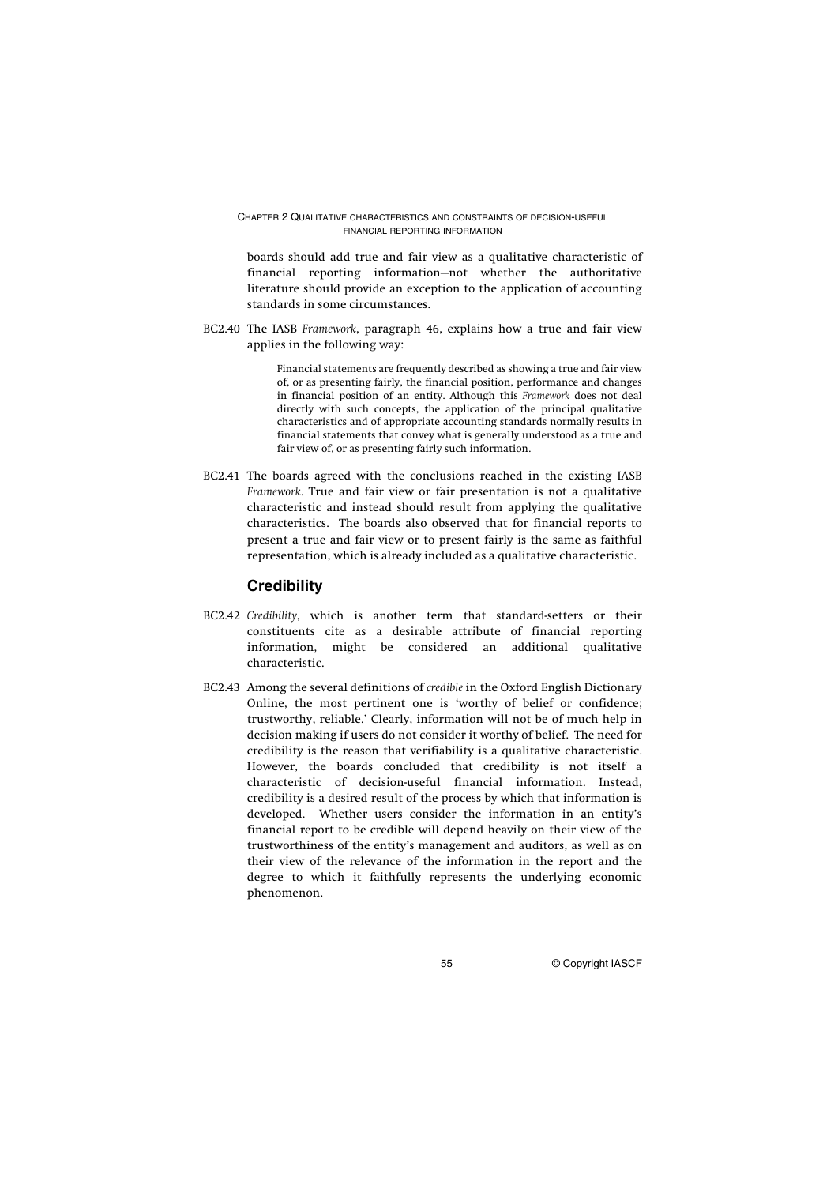boards should add true and fair view as a qualitative characteristic of financial reporting information—not whether the authoritative literature should provide an exception to the application of accounting standards in some circumstances.

BC2.40 The IASB *Framework*, paragraph 46, explains how a true and fair view applies in the following way:

> Financial statements are frequently described as showing a true and fair view of, or as presenting fairly, the financial position, performance and changes in financial position of an entity. Although this *Framework* does not deal directly with such concepts, the application of the principal qualitative characteristics and of appropriate accounting standards normally results in financial statements that convey what is generally understood as a true and fair view of, or as presenting fairly such information.

BC2.41 The boards agreed with the conclusions reached in the existing IASB *Framework*. True and fair view or fair presentation is not a qualitative characteristic and instead should result from applying the qualitative characteristics. The boards also observed that for financial reports to present a true and fair view or to present fairly is the same as faithful representation, which is already included as a qualitative characteristic.

## Credibility

BC2.42 *Credibility*, which is another term that standard-setters or their constituents cite as a desirable attribute of financial reporting information, might be considered an additional qualitative characteristic.

BC2.43 Among the several definitions of *credible* in the Oxford English Dictionary Online, the most pertinent one is 'worthy of belief or confidence; trustworthy, reliable.' Clearly, information will not be of much help in decision making if users do not consider it worthy of belief. The need for credibility is the reason that verifiability is a qualitative characteristic. However, the boards concluded that credibility is not itself a characteristic of decision-useful financial information. Instead, credibility is a desired result of the process by which that information is developed. Whether users consider the information in an entity's financial report to be credible will depend heavily on their view of the trustworthiness of the entity's management and auditors, as well as on their view of the relevance of the information in the report and the degree to which it faithfully represents the underlying economic phenomenon.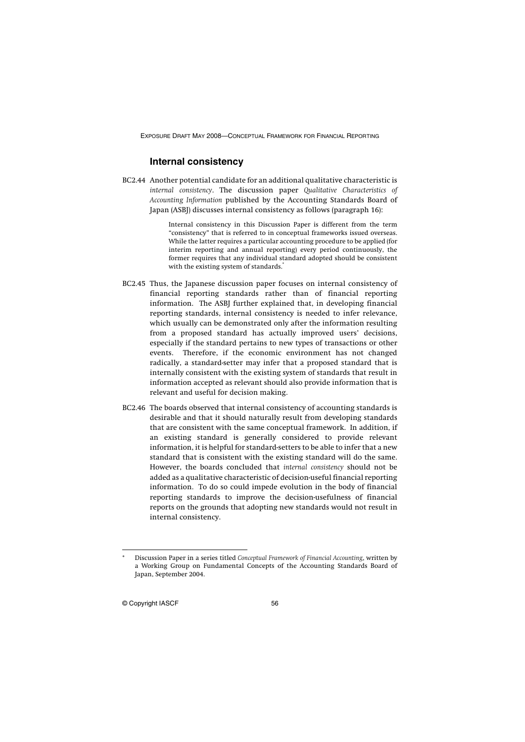## Internal consistency

BC2.44 Another potential candidate for an additional qualitative characteristic is *internal consistency*. The discussion paper *Qualitative Characteristics of Accounting Information* published by the Accounting Standards Board of Japan (ASBJ) discusses internal consistency as follows (paragraph 16):

> Internal consistency in this Discussion Paper is different from the term "consistency" that is referred to in conceptual frameworks issued overseas. While the latter requires a particular accounting procedure to be applied (for interim reporting and annual reporting) every period continuously, the former requires that any individual standard adopted should be consistent with the existing system of standards.*

BC2.45 Thus, the Japanese discussion paper focuses on internal consistency of financial reporting standards rather than of financial reporting information. The ASBJ further explained that, in developing financial reporting standards, internal consistency is needed to infer relevance, which usually can be demonstrated only after the information resulting from a proposed standard has actually improved users' decisions, especially if the standard pertains to new types of transactions or other events. Therefore, if the economic environment has not changed radically, a standard-setter may infer that a proposed standard that is internally consistent with the existing system of standards that result in information accepted as relevant should also provide information that is relevant and useful for decision making.

BC2.46 The boards observed that internal consistency of accounting standards is desirable and that it should naturally result from developing standards that are consistent with the same conceptual framework. In addition, if an existing standard is generally considered to provide relevant information, it is helpful for standard-setters to be able to infer that a new standard that is consistent with the existing standard will do the same. However, the boards concluded that *internal consistency* should not be added as a qualitative characteristic of decision-useful financial reporting information. To do so could impede evolution in the body of financial reporting standards to improve the decision-usefulness of financial reports on the grounds that adopting new standards would not result in internal consistency.

---

\* Discussion Paper in a series titled *Conceptual Framework of Financial Accounting*, written by a Working Group on Fundamental Concepts of the Accounting Standards Board of Japan, September 2004.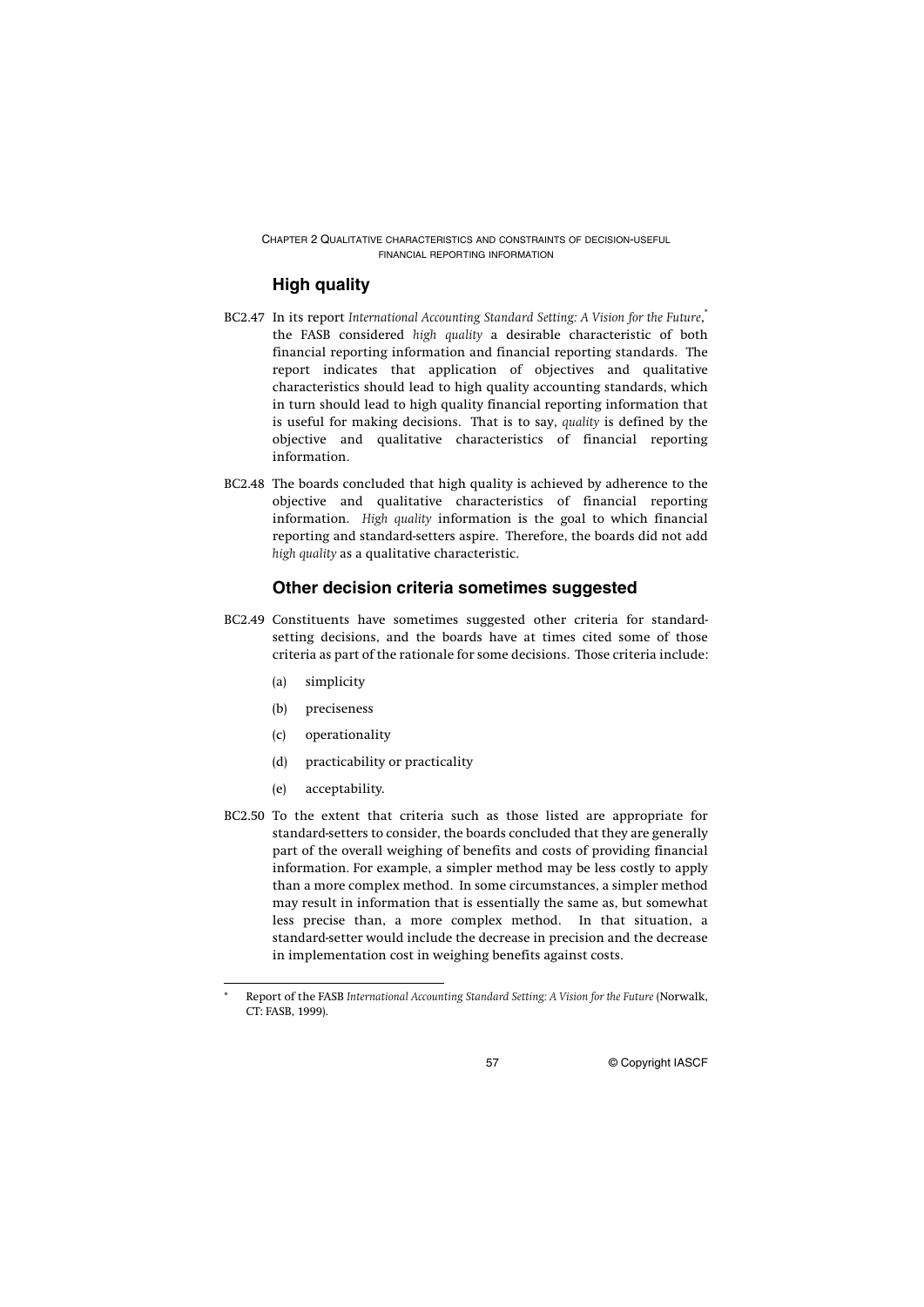## High quality

BC2.47 In its report *International Accounting Standard Setting: A Vision for the Future*,* the FASB considered *high quality* a desirable characteristic of both financial reporting information and financial reporting standards. The report indicates that application of objectives and qualitative characteristics should lead to high quality accounting standards, which in turn should lead to high quality financial reporting information that is useful for making decisions. That is to say, *quality* is defined by the objective and qualitative characteristics of financial reporting information.

BC2.48 The boards concluded that high quality is achieved by adherence to the objective and qualitative characteristics of financial reporting information. *High quality* information is the goal to which financial reporting and standard-setters aspire. Therefore, the boards did not add *high quality* as a qualitative characteristic.

## Other decision criteria sometimes suggested

BC2.49 Constituents have sometimes suggested other criteria for standard-setting decisions, and the boards have at times cited some of those criteria as part of the rationale for some decisions. Those criteria include:

(a) simplicity

(b) preciseness

(c) operationality

(d) practicability or practicality

(e) acceptability.

BC2.50 To the extent that criteria such as those listed are appropriate for standard-setters to consider, the boards concluded that they are generally part of the overall weighing of benefits and costs of providing financial information. For example, a simpler method may be less costly to apply than a more complex method. In some circumstances, a simpler method may result in information that is essentially the same as, but somewhat less precise than, a more complex method. In that situation, a standard-setter would include the decrease in precision and the decrease in implementation cost in weighing benefits against costs.

---

\* Report of the FASB *International Accounting Standard Setting: A Vision for the Future* (Norwalk, CT: FASB, 1999).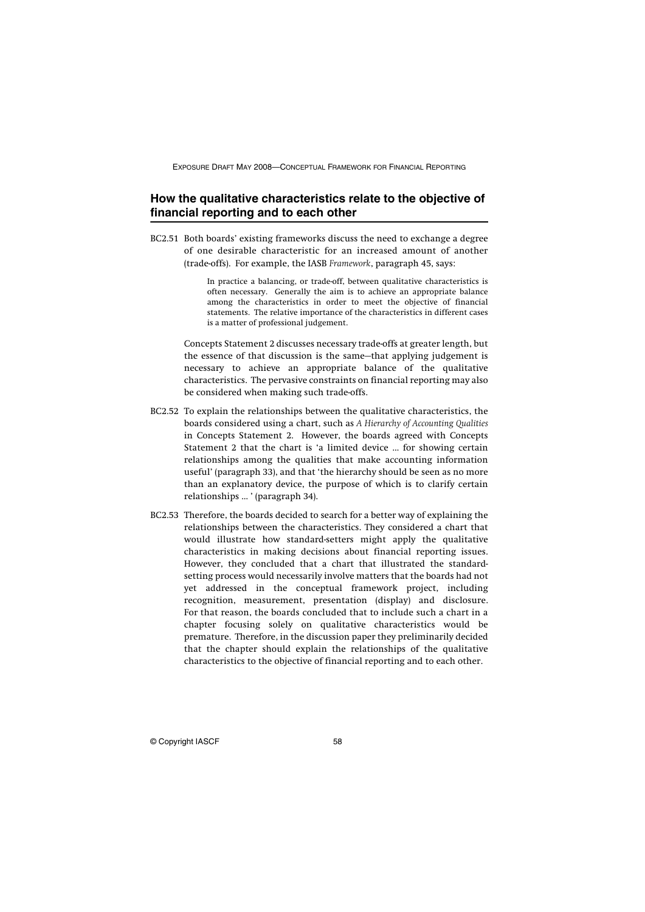## How the qualitative characteristics relate to the objective of financial reporting and to each other

BC2.51 Both boards' existing frameworks discuss the need to exchange a degree of one desirable characteristic for an increased amount of another (trade-offs). For example, the IASB *Framework*, paragraph 45, says:

> In practice a balancing, or trade-off, between qualitative characteristics is often necessary. Generally the aim is to achieve an appropriate balance among the characteristics in order to meet the objective of financial statements. The relative importance of the characteristics in different cases is a matter of professional judgement.

Concepts Statement 2 discusses necessary trade-offs at greater length, but the essence of that discussion is the same—that applying judgement is necessary to achieve an appropriate balance of the qualitative characteristics. The pervasive constraints on financial reporting may also be considered when making such trade-offs.

BC2.52 To explain the relationships between the qualitative characteristics, the boards considered using a chart, such as *A Hierarchy of Accounting Qualities* in Concepts Statement 2. However, the boards agreed with Concepts Statement 2 that the chart is 'a limited device … for showing certain relationships among the qualities that make accounting information useful' (paragraph 33), and that 'the hierarchy should be seen as no more than an explanatory device, the purpose of which is to clarify certain relationships … ' (paragraph 34).

BC2.53 Therefore, the boards decided to search for a better way of explaining the relationships between the characteristics. They considered a chart that would illustrate how standard-setters might apply the qualitative characteristics in making decisions about financial reporting issues. However, they concluded that a chart that illustrated the standard-setting process would necessarily involve matters that the boards had not yet addressed in the conceptual framework project, including recognition, measurement, presentation (display) and disclosure. For that reason, the boards concluded that to include such a chart in a chapter focusing solely on qualitative characteristics would be premature. Therefore, in the discussion paper they preliminarily decided that the chapter should explain the relationships of the qualitative characteristics to the objective of financial reporting and to each other.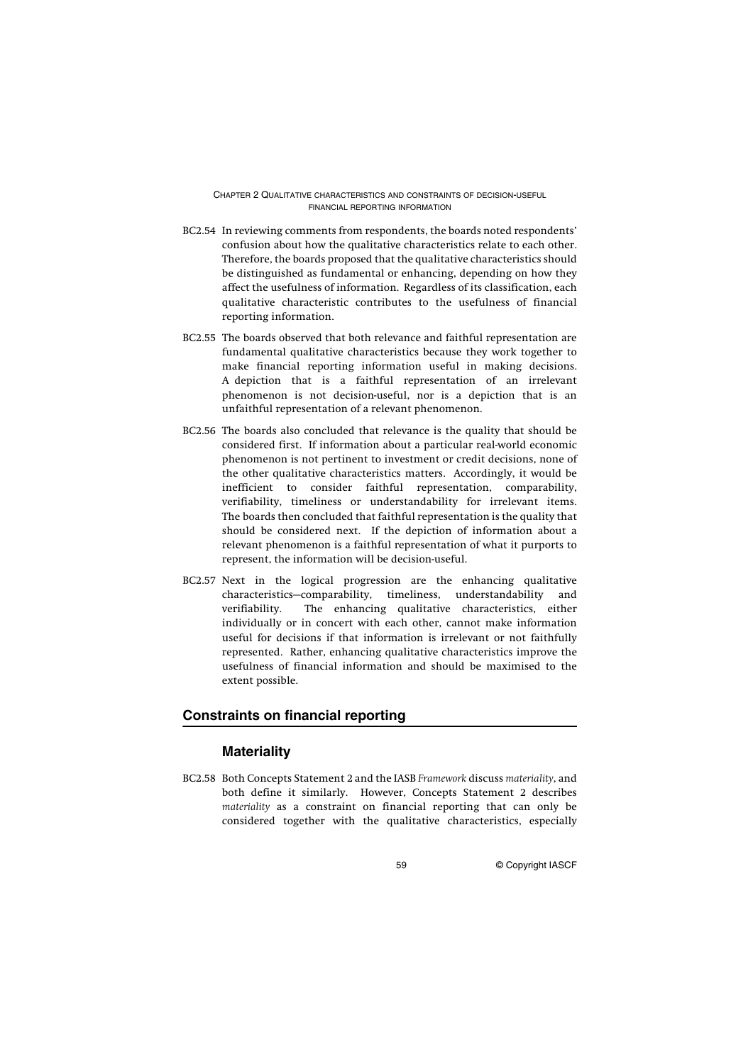BC2.54 In reviewing comments from respondents, the boards noted respondents' confusion about how the qualitative characteristics relate to each other. Therefore, the boards proposed that the qualitative characteristics should be distinguished as fundamental or enhancing, depending on how they affect the usefulness of information. Regardless of its classification, each qualitative characteristic contributes to the usefulness of financial reporting information.

BC2.55 The boards observed that both relevance and faithful representation are fundamental qualitative characteristics because they work together to make financial reporting information useful in making decisions. A depiction that is a faithful representation of an irrelevant phenomenon is not decision-useful, nor is a depiction that is an unfaithful representation of a relevant phenomenon.

BC2.56 The boards also concluded that relevance is the quality that should be considered first. If information about a particular real-world economic phenomenon is not pertinent to investment or credit decisions, none of the other qualitative characteristics matters. Accordingly, it would be inefficient to consider faithful representation, comparability, verifiability, timeliness or understandability for irrelevant items. The boards then concluded that faithful representation is the quality that should be considered next. If the depiction of information about a relevant phenomenon is a faithful representation of what it purports to represent, the information will be decision-useful.

BC2.57 Next in the logical progression are the enhancing qualitative characteristics—comparability, timeliness, understandability and verifiability. The enhancing qualitative characteristics, either individually or in concert with each other, cannot make information useful for decisions if that information is irrelevant or not faithfully represented. Rather, enhancing qualitative characteristics improve the usefulness of financial information and should be maximised to the extent possible.

## Constraints on financial reporting

### Materiality

BC2.58 Both Concepts Statement 2 and the IASB *Framework* discuss *materiality*, and both define it similarly. However, Concepts Statement 2 describes *materiality* as a constraint on financial reporting that can only be considered together with the qualitative characteristics, especially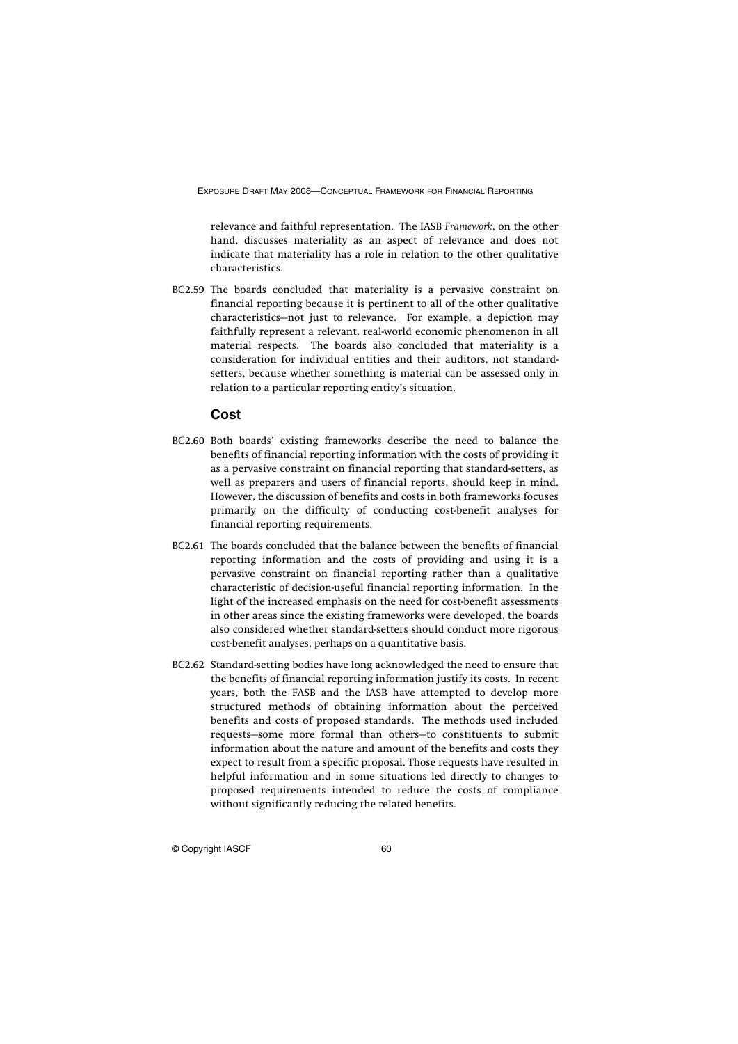relevance and faithful representation. The IASB *Framework*, on the other hand, discusses materiality as an aspect of relevance and does not indicate that materiality has a role in relation to the other qualitative characteristics.

BC2.59 The boards concluded that materiality is a pervasive constraint on financial reporting because it is pertinent to all of the other qualitative characteristics—not just to relevance. For example, a depiction may faithfully represent a relevant, real-world economic phenomenon in all material respects. The boards also concluded that materiality is a consideration for individual entities and their auditors, not standard-setters, because whether something is material can be assessed only in relation to a particular reporting entity's situation.

### Cost

BC2.60 Both boards' existing frameworks describe the need to balance the benefits of financial reporting information with the costs of providing it as a pervasive constraint on financial reporting that standard-setters, as well as preparers and users of financial reports, should keep in mind. However, the discussion of benefits and costs in both frameworks focuses primarily on the difficulty of conducting cost-benefit analyses for financial reporting requirements.

BC2.61 The boards concluded that the balance between the benefits of financial reporting information and the costs of providing and using it is a pervasive constraint on financial reporting rather than a qualitative characteristic of decision-useful financial reporting information. In the light of the increased emphasis on the need for cost-benefit assessments in other areas since the existing frameworks were developed, the boards also considered whether standard-setters should conduct more rigorous cost-benefit analyses, perhaps on a quantitative basis.

BC2.62 Standard-setting bodies have long acknowledged the need to ensure that the benefits of financial reporting information justify its costs. In recent years, both the FASB and the IASB have attempted to develop more structured methods of obtaining information about the perceived benefits and costs of proposed standards. The methods used included requests—some more formal than others—to constituents to submit information about the nature and amount of the benefits and costs they expect to result from a specific proposal. Those requests have resulted in helpful information and in some situations led directly to changes to proposed requirements intended to reduce the costs of compliance without significantly reducing the related benefits.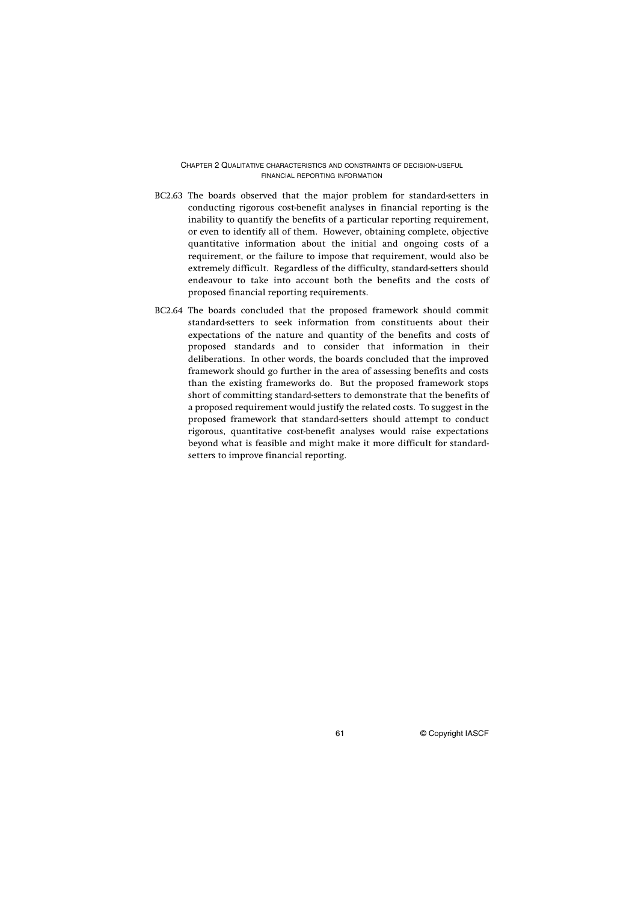BC2.63 The boards observed that the major problem for standard-setters in conducting rigorous cost-benefit analyses in financial reporting is the inability to quantify the benefits of a particular reporting requirement, or even to identify all of them. However, obtaining complete, objective quantitative information about the initial and ongoing costs of a requirement, or the failure to impose that requirement, would also be extremely difficult. Regardless of the difficulty, standard-setters should endeavour to take into account both the benefits and the costs of proposed financial reporting requirements.

BC2.64 The boards concluded that the proposed framework should commit standard-setters to seek information from constituents about their expectations of the nature and quantity of the benefits and costs of proposed standards and to consider that information in their deliberations. In other words, the boards concluded that the improved framework should go further in the area of assessing benefits and costs than the existing frameworks do. But the proposed framework stops short of committing standard-setters to demonstrate that the benefits of a proposed requirement would justify the related costs. To suggest in the proposed framework that standard-setters should attempt to conduct rigorous, quantitative cost-benefit analyses would raise expectations beyond what is feasible and might make it more difficult for standard-setters to improve financial reporting.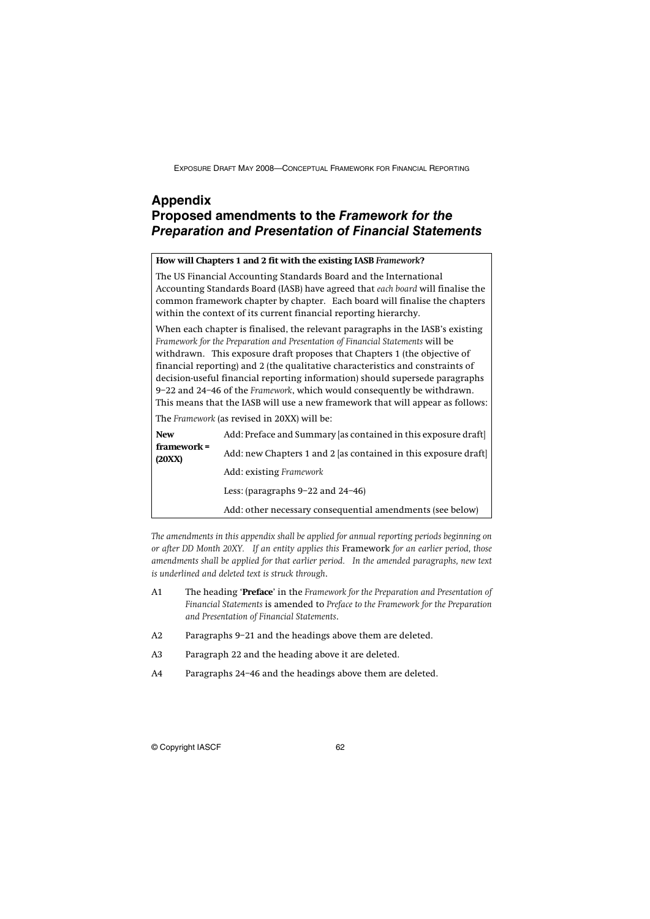# Appendix
# Proposed amendments to the *Framework for the Preparation and Presentation of Financial Statements*

**How will Chapters 1 and 2 fit with the existing IASB *Framework*?**

The US Financial Accounting Standards Board and the International Accounting Standards Board (IASB) have agreed that *each board* will finalise the common framework chapter by chapter. Each board will finalise the chapters within the context of its current financial reporting hierarchy.

When each chapter is finalised, the relevant paragraphs in the IASB's existing *Framework for the Preparation and Presentation of Financial Statements* will be withdrawn. This exposure draft proposes that Chapters 1 (the objective of financial reporting) and 2 (the qualitative characteristics and constraints of decision-useful financial reporting information) should supersede paragraphs 9–22 and 24–46 of the *Framework*, which would consequently be withdrawn. This means that the IASB will use a new framework that will appear as follows:

The *Framework* (as revised in 20XX) will be:

| | |
|---|---|
| **New framework = (20XX)** | Add: Preface and Summary [as contained in this exposure draft] |
| | Add: new Chapters 1 and 2 [as contained in this exposure draft] |
| | Add: existing *Framework* |
| | Less: (paragraphs 9–22 and 24–46) |
| | Add: other necessary consequential amendments (see below) |

*The amendments in this appendix shall be applied for annual reporting periods beginning on or after DD Month 20XY. If an entity applies this* Framework *for an earlier period, those amendments shall be applied for that earlier period. In the amended paragraphs, new text is underlined and deleted text is struck through.*

A1 The heading '**Preface**' in the *Framework for the Preparation and Presentation of Financial Statements* is amended to *Preface to the Framework for the Preparation and Presentation of Financial Statements*.

A2 Paragraphs 9–21 and the headings above them are deleted.

A3 Paragraph 22 and the heading above it are deleted.

A4 Paragraphs 24–46 and the headings above them are deleted.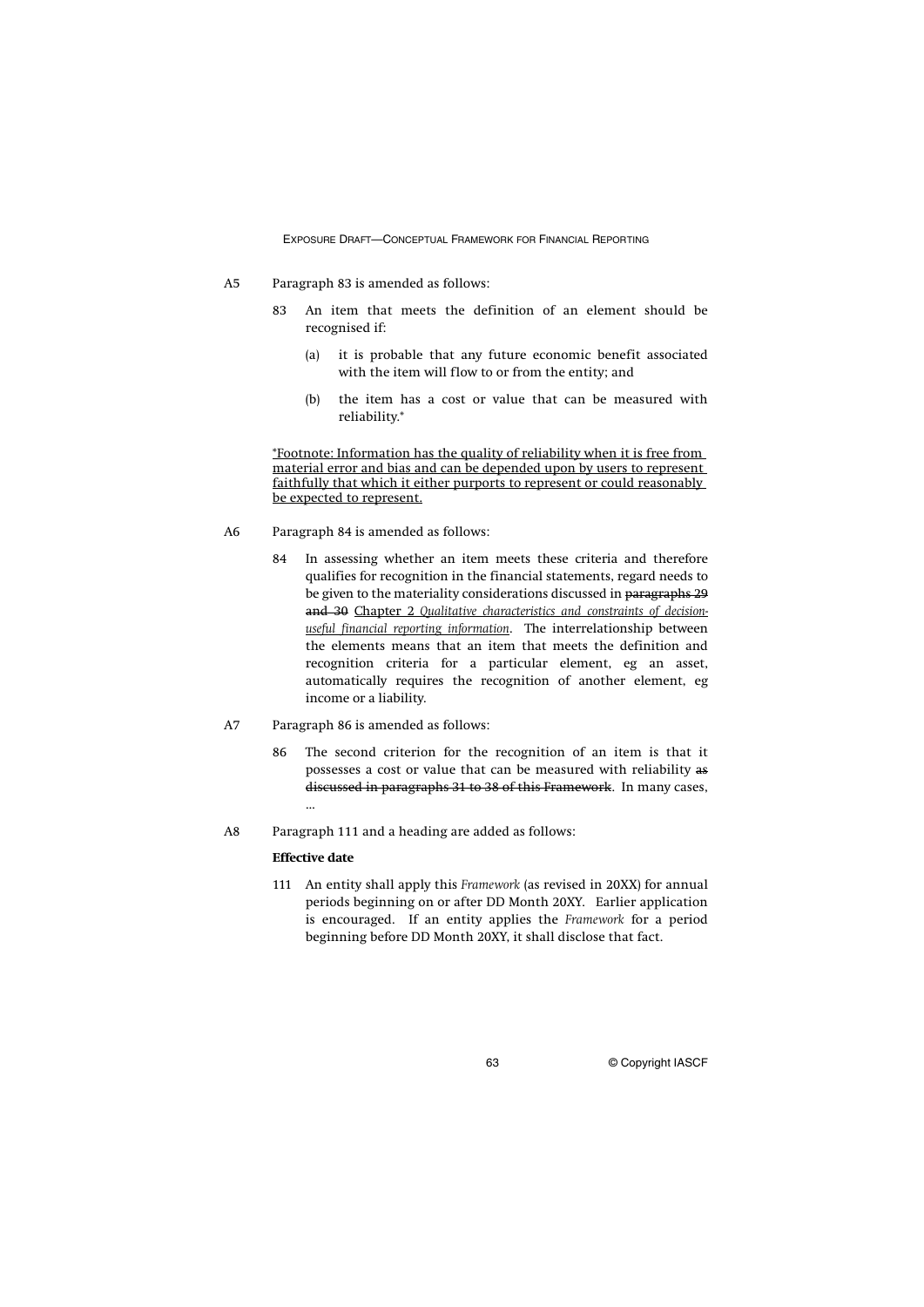A5 Paragraph 83 is amended as follows:

> 83 An item that meets the definition of an element should be recognised if:
>
> (a) it is probable that any future economic benefit associated with the item will flow to or from the entity; and
>
> (b) the item has a cost or value that can be measured with reliability.*
>
> <u>*Footnote: Information has the quality of reliability when it is free from material error and bias and can be depended upon by users to represent faithfully that which it either purports to represent or could reasonably be expected to represent.</u>

A6 Paragraph 84 is amended as follows:

> 84 In assessing whether an item meets these criteria and therefore qualifies for recognition in the financial statements, regard needs to be given to the materiality considerations discussed in ~~paragraphs 29 and 30~~ <u>Chapter 2 *Qualitative characteristics and constraints of decision-useful financial reporting information*</u>. The interrelationship between the elements means that an item that meets the definition and recognition criteria for a particular element, eg an asset, automatically requires the recognition of another element, eg income or a liability.

A7 Paragraph 86 is amended as follows:

> 86 The second criterion for the recognition of an item is that it possesses a cost or value that can be measured with reliability ~~as discussed in paragraphs 31 to 38 of this Framework~~. In many cases, …

A8 Paragraph 111 and a heading are added as follows:

> **Effective date**
>
> 111 An entity shall apply this *Framework* (as revised in 20XX) for annual periods beginning on or after DD Month 20XY. Earlier application is encouraged. If an entity applies the *Framework* for a period beginning before DD Month 20XY, it shall disclose that fact.